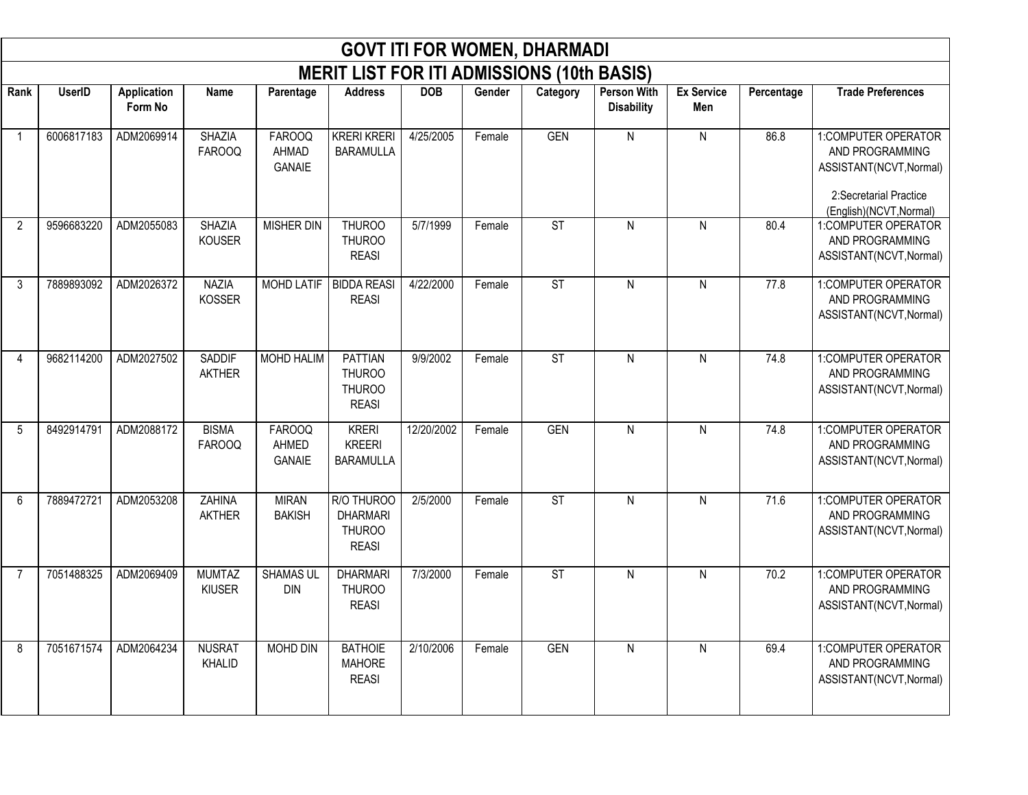# GOVT ITI FOR WOMEN, DHARMADI

## MERIT LIST FOR ITI ADMISSIONS (10th BASIS)

| Rank | UserID | Application Form No | Name | Parentage | Address | DOB | Gender | Category | Person With Disability | Ex Service Men | Percentage | Trade Preferences |
|---|---|---|---|---|---|---|---|---|---|---|---|---|
| 1 | 6006817183 | ADM2069914 | SHAZIA FAROOQ | FAROOQ AHMAD GANAIE | KRERI KRERI BARAMULLA | 4/25/2005 | Female | GEN | N | N | 86.8 | 1:COMPUTER OPERATOR AND PROGRAMMING ASSISTANT(NCVT,Normal) 2:Secretarial Practice (English)(NCVT,Normal) |
| 2 | 9596683220 | ADM2055083 | SHAZIA KOUSER | MISHER DIN | THUROO THUROO REASI | 5/7/1999 | Female | ST | N | N | 80.4 | 1:COMPUTER OPERATOR AND PROGRAMMING ASSISTANT(NCVT,Normal) |
| 3 | 7889893092 | ADM2026372 | NAZIA KOSSER | MOHD LATIF | BIDDA REASI REASI | 4/22/2000 | Female | ST | N | N | 77.8 | 1:COMPUTER OPERATOR AND PROGRAMMING ASSISTANT(NCVT,Normal) |
| 4 | 9682114200 | ADM2027502 | SADDIF AKTHER | MOHD HALIM | PATTIAN THUROO THUROO REASI | 9/9/2002 | Female | ST | N | N | 74.8 | 1:COMPUTER OPERATOR AND PROGRAMMING ASSISTANT(NCVT,Normal) |
| 5 | 8492914791 | ADM2088172 | BISMA FAROOQ | FAROOQ AHMED GANAIE | KRERI KREERI BARAMULLA | 12/20/2002 | Female | GEN | N | N | 74.8 | 1:COMPUTER OPERATOR AND PROGRAMMING ASSISTANT(NCVT,Normal) |
| 6 | 7889472721 | ADM2053208 | ZAHINA AKTHER | MIRAN BAKISH | R/O THUROO DHARMARI THUROO REASI | 2/5/2000 | Female | ST | N | N | 71.6 | 1:COMPUTER OPERATOR AND PROGRAMMING ASSISTANT(NCVT,Normal) |
| 7 | 7051488325 | ADM2069409 | MUMTAZ KIUSER | SHAMAS UL DIN | DHARMARI THUROO REASI | 7/3/2000 | Female | ST | N | N | 70.2 | 1:COMPUTER OPERATOR AND PROGRAMMING ASSISTANT(NCVT,Normal) |
| 8 | 7051671574 | ADM2064234 | NUSRAT KHALID | MOHD DIN | BATHOIE MAHORE REASI | 2/10/2006 | Female | GEN | N | N | 69.4 | 1:COMPUTER OPERATOR AND PROGRAMMING ASSISTANT(NCVT,Normal) |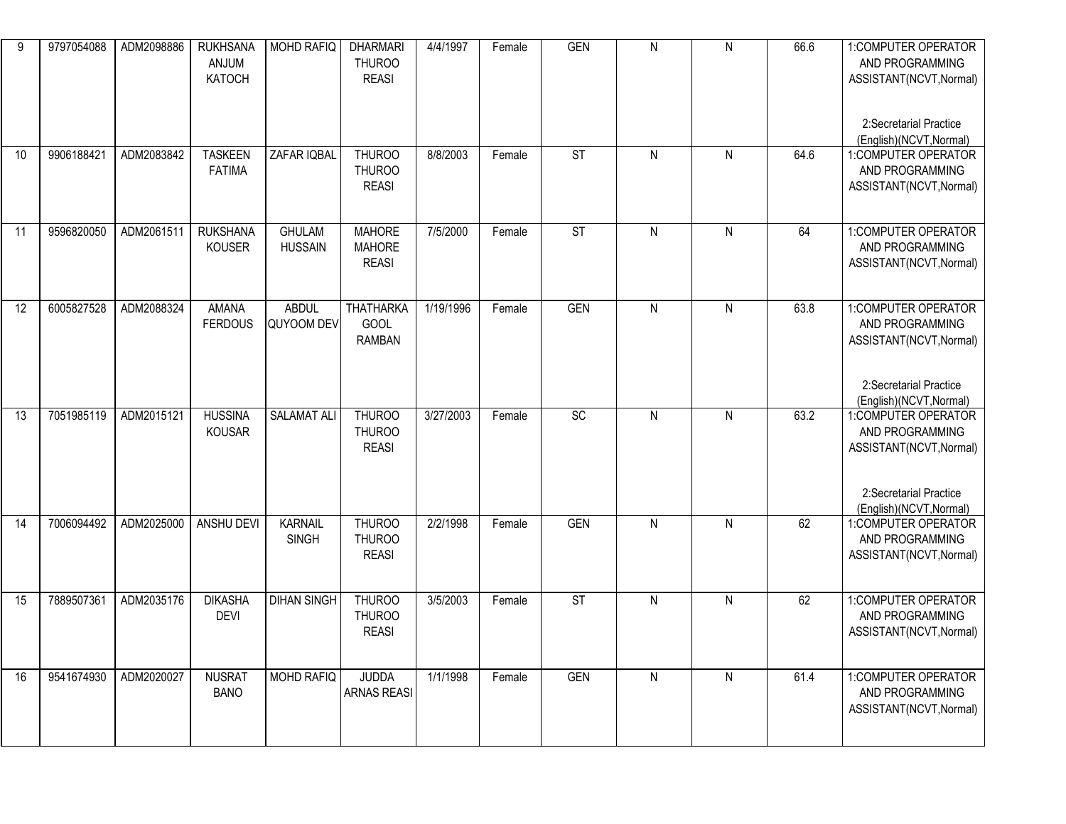| 9 | 9797054088 | ADM2098886 | RUKHSANA ANJUM KATOCH | MOHD RAFIQ | DHARMARI THUROO REASI | 4/4/1997 | Female | GEN | N | N | 66.6 | 1:COMPUTER OPERATOR AND PROGRAMMING ASSISTANT(NCVT,Normal) 2:Secretarial Practice (English)(NCVT,Normal) |
|---|---|---|---|---|---|---|---|---|---|---|---|---|
| 10 | 9906188421 | ADM2083842 | TASKEEN FATIMA | ZAFAR IQBAL | THUROO THUROO REASI | 8/8/2003 | Female | ST | N | N | 64.6 | 1:COMPUTER OPERATOR AND PROGRAMMING ASSISTANT(NCVT,Normal) |
| 11 | 9596820050 | ADM2061511 | RUKSHANA KOUSER | GHULAM HUSSAIN | MAHORE MAHORE REASI | 7/5/2000 | Female | ST | N | N | 64 | 1:COMPUTER OPERATOR AND PROGRAMMING ASSISTANT(NCVT,Normal) |
| 12 | 6005827528 | ADM2088324 | AMANA FERDOUS | ABDUL QUYOOM DEV | THATHARKA GOOL RAMBAN | 1/19/1996 | Female | GEN | N | N | 63.8 | 1:COMPUTER OPERATOR AND PROGRAMMING ASSISTANT(NCVT,Normal) 2:Secretarial Practice (English)(NCVT,Normal) |
| 13 | 7051985119 | ADM2015121 | HUSSINA KOUSAR | SALAMAT ALI | THUROO THUROO REASI | 3/27/2003 | Female | SC | N | N | 63.2 | 1:COMPUTER OPERATOR AND PROGRAMMING ASSISTANT(NCVT,Normal) 2:Secretarial Practice (English)(NCVT,Normal) |
| 14 | 7006094492 | ADM2025000 | ANSHU DEVI | KARNAIL SINGH | THUROO THUROO REASI | 2/2/1998 | Female | GEN | N | N | 62 | 1:COMPUTER OPERATOR AND PROGRAMMING ASSISTANT(NCVT,Normal) |
| 15 | 7889507361 | ADM2035176 | DIKASHA DEVI | DIHAN SINGH | THUROO THUROO REASI | 3/5/2003 | Female | ST | N | N | 62 | 1:COMPUTER OPERATOR AND PROGRAMMING ASSISTANT(NCVT,Normal) |
| 16 | 9541674930 | ADM2020027 | NUSRAT BANO | MOHD RAFIQ | JUDDA ARNAS REASI | 1/1/1998 | Female | GEN | N | N | 61.4 | 1:COMPUTER OPERATOR AND PROGRAMMING ASSISTANT(NCVT,Normal) |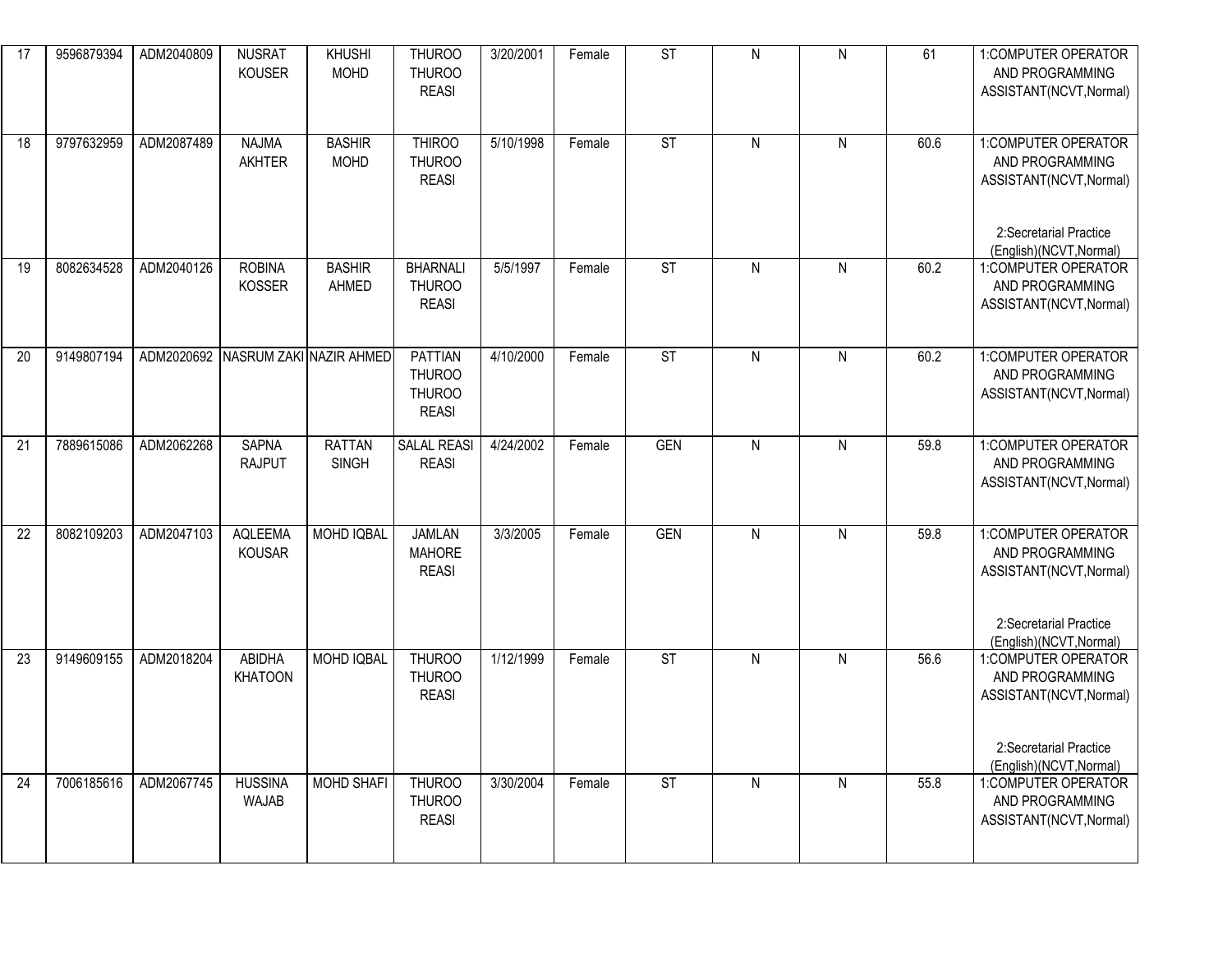| 17 | 9596879394 | ADM2040809 | NUSRAT KOUSER | KHUSHI MOHD | THUROO THUROO REASI | 3/20/2001 | Female | ST | N | N | 61 | 1:COMPUTER OPERATOR AND PROGRAMMING ASSISTANT(NCVT,Normal) |
|---|---|---|---|---|---|---|---|---|---|---|---|---|
| 18 | 9797632959 | ADM2087489 | NAJMA AKHTER | BASHIR MOHD | THIROO THUROO REASI | 5/10/1998 | Female | ST | N | N | 60.6 | 1:COMPUTER OPERATOR AND PROGRAMMING ASSISTANT(NCVT,Normal)<br><br>2:Secretarial Practice (English)(NCVT,Normal) |
| 19 | 8082634528 | ADM2040126 | ROBINA KOSSER | BASHIR AHMED | BHARNALI THUROO REASI | 5/5/1997 | Female | ST | N | N | 60.2 | 1:COMPUTER OPERATOR AND PROGRAMMING ASSISTANT(NCVT,Normal) |
| 20 | 9149807194 | ADM2020692 | NASRUM ZAKI | NAZIR AHMED | PATTIAN THUROO THUROO REASI | 4/10/2000 | Female | ST | N | N | 60.2 | 1:COMPUTER OPERATOR AND PROGRAMMING ASSISTANT(NCVT,Normal) |
| 21 | 7889615086 | ADM2062268 | SAPNA RAJPUT | RATTAN SINGH | SALAL REASI REASI | 4/24/2002 | Female | GEN | N | N | 59.8 | 1:COMPUTER OPERATOR AND PROGRAMMING ASSISTANT(NCVT,Normal) |
| 22 | 8082109203 | ADM2047103 | AQLEEMA KOUSAR | MOHD IQBAL | JAMLAN MAHORE REASI | 3/3/2005 | Female | GEN | N | N | 59.8 | 1:COMPUTER OPERATOR AND PROGRAMMING ASSISTANT(NCVT,Normal)<br><br>2:Secretarial Practice (English)(NCVT,Normal) |
| 23 | 9149609155 | ADM2018204 | ABIDHA KHATOON | MOHD IQBAL | THUROO THUROO REASI | 1/12/1999 | Female | ST | N | N | 56.6 | 1:COMPUTER OPERATOR AND PROGRAMMING ASSISTANT(NCVT,Normal)<br><br>2:Secretarial Practice (English)(NCVT,Normal) |
| 24 | 7006185616 | ADM2067745 | HUSSINA WAJAB | MOHD SHAFI | THUROO THUROO REASI | 3/30/2004 | Female | ST | N | N | 55.8 | 1:COMPUTER OPERATOR AND PROGRAMMING ASSISTANT(NCVT,Normal) |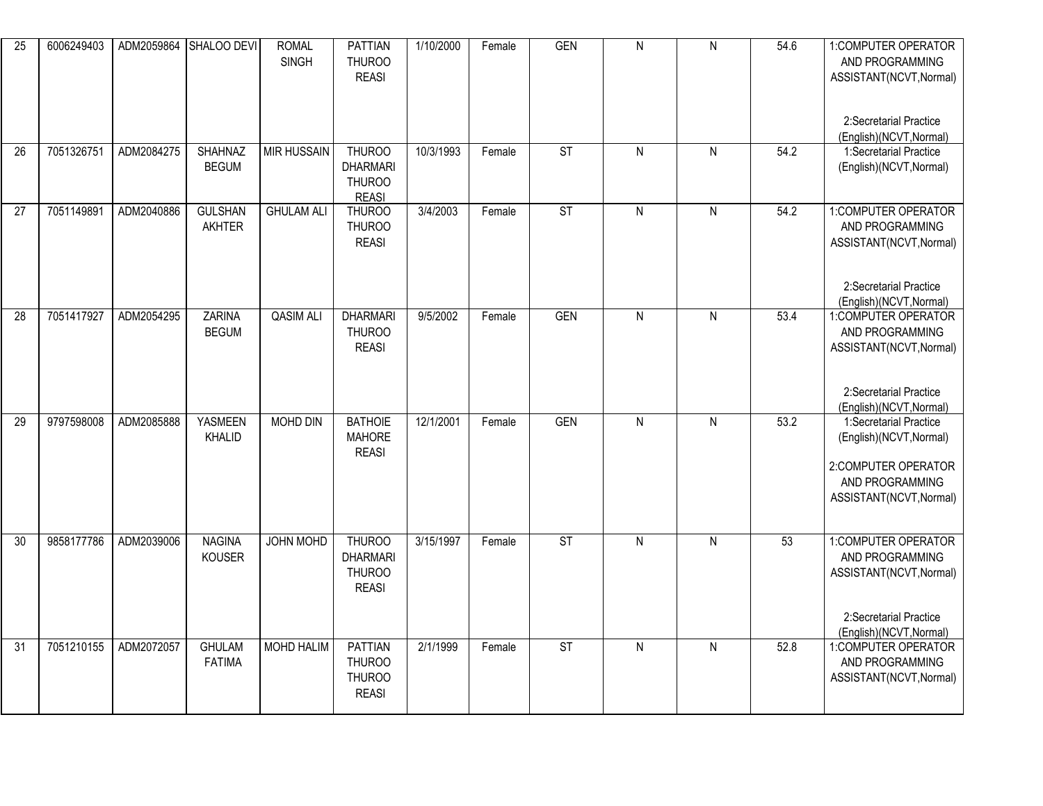| 25 | 6006249403 | ADM2059864 | SHALOO DEVI | ROMAL SINGH | PATTIAN THUROO REASI | 1/10/2000 | Female | GEN | N | N | 54.6 | 1:COMPUTER OPERATOR AND PROGRAMMING ASSISTANT(NCVT,Normal) 2:Secretarial Practice (English)(NCVT,Normal) |
|---|---|---|---|---|---|---|---|---|---|---|---|---|
| 26 | 7051326751 | ADM2084275 | SHAHNAZ BEGUM | MIR HUSSAIN | THUROO DHARMARI THUROO REASI | 10/3/1993 | Female | ST | N | N | 54.2 | 1:Secretarial Practice (English)(NCVT,Normal) |
| 27 | 7051149891 | ADM2040886 | GULSHAN AKHTER | GHULAM ALI | THUROO THUROO REASI | 3/4/2003 | Female | ST | N | N | 54.2 | 1:COMPUTER OPERATOR AND PROGRAMMING ASSISTANT(NCVT,Normal) 2:Secretarial Practice (English)(NCVT,Normal) |
| 28 | 7051417927 | ADM2054295 | ZARINA BEGUM | QASIM ALI | DHARMARI THUROO REASI | 9/5/2002 | Female | GEN | N | N | 53.4 | 1:COMPUTER OPERATOR AND PROGRAMMING ASSISTANT(NCVT,Normal) 2:Secretarial Practice (English)(NCVT,Normal) |
| 29 | 9797598008 | ADM2085888 | YASMEEN KHALID | MOHD DIN | BATHOIE MAHORE REASI | 12/1/2001 | Female | GEN | N | N | 53.2 | 1:Secretarial Practice (English)(NCVT,Normal) 2:COMPUTER OPERATOR AND PROGRAMMING ASSISTANT(NCVT,Normal) |
| 30 | 9858177786 | ADM2039006 | NAGINA KOUSER | JOHN MOHD | THUROO DHARMARI THUROO REASI | 3/15/1997 | Female | ST | N | N | 53 | 1:COMPUTER OPERATOR AND PROGRAMMING ASSISTANT(NCVT,Normal) 2:Secretarial Practice (English)(NCVT,Normal) |
| 31 | 7051210155 | ADM2072057 | GHULAM FATIMA | MOHD HALIM | PATTIAN THUROO THUROO REASI | 2/1/1999 | Female | ST | N | N | 52.8 | 1:COMPUTER OPERATOR AND PROGRAMMING ASSISTANT(NCVT,Normal) |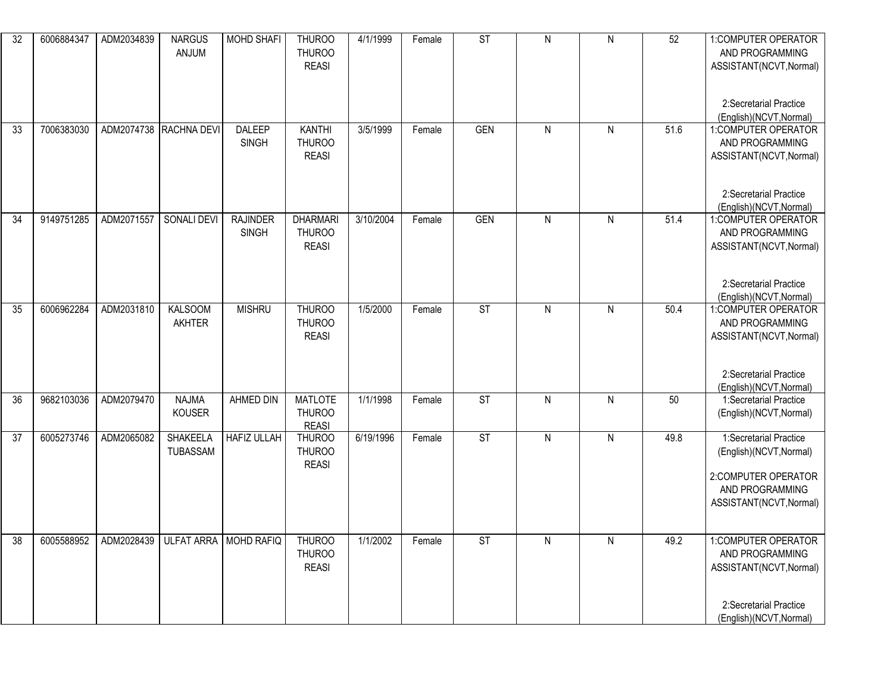| 32 | 6006884347 | ADM2034839 | NARGUS ANJUM | MOHD SHAFI | THUROO THUROO REASI | 4/1/1999 | Female | ST | N | N | 52 | 1:COMPUTER OPERATOR AND PROGRAMMING ASSISTANT(NCVT,Normal) 2:Secretarial Practice (English)(NCVT,Normal) |
|---|---|---|---|---|---|---|---|---|---|---|---|---|
| 33 | 7006383030 | ADM2074738 | RACHNA DEVI | DALEEP SINGH | KANTHI THUROO REASI | 3/5/1999 | Female | GEN | N | N | 51.6 | 1:COMPUTER OPERATOR AND PROGRAMMING ASSISTANT(NCVT,Normal) 2:Secretarial Practice (English)(NCVT,Normal) |
| 34 | 9149751285 | ADM2071557 | SONALI DEVI | RAJINDER SINGH | DHARMARI THUROO REASI | 3/10/2004 | Female | GEN | N | N | 51.4 | 1:COMPUTER OPERATOR AND PROGRAMMING ASSISTANT(NCVT,Normal) 2:Secretarial Practice (English)(NCVT,Normal) |
| 35 | 6006962284 | ADM2031810 | KALSOOM AKHTER | MISHRU | THUROO THUROO REASI | 1/5/2000 | Female | ST | N | N | 50.4 | 1:COMPUTER OPERATOR AND PROGRAMMING ASSISTANT(NCVT,Normal) 2:Secretarial Practice (English)(NCVT,Normal) |
| 36 | 9682103036 | ADM2079470 | NAJMA KOUSER | AHMED DIN | MATLOTE THUROO REASI | 1/1/1998 | Female | ST | N | N | 50 | 1:Secretarial Practice (English)(NCVT,Normal) |
| 37 | 6005273746 | ADM2065082 | SHAKEELA TUBASSAM | HAFIZ ULLAH | THUROO THUROO REASI | 6/19/1996 | Female | ST | N | N | 49.8 | 1:Secretarial Practice (English)(NCVT,Normal) 2:COMPUTER OPERATOR AND PROGRAMMING ASSISTANT(NCVT,Normal) |
| 38 | 6005588952 | ADM2028439 | ULFAT ARRA | MOHD RAFIQ | THUROO THUROO REASI | 1/1/2002 | Female | ST | N | N | 49.2 | 1:COMPUTER OPERATOR AND PROGRAMMING ASSISTANT(NCVT,Normal) 2:Secretarial Practice (English)(NCVT,Normal) |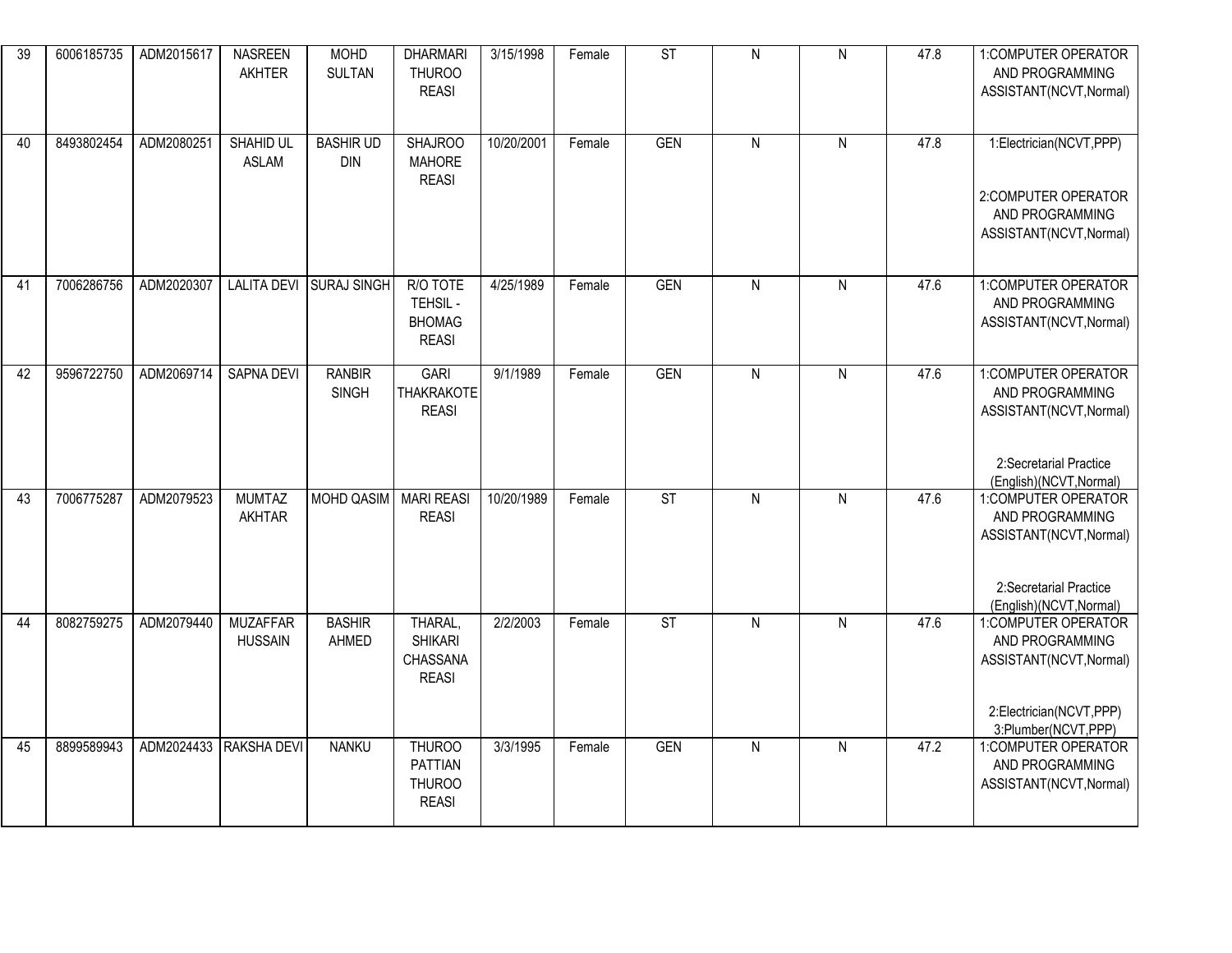| 39 | 6006185735 | ADM2015617 | NASREEN AKHTER | MOHD SULTAN | DHARMARI THUROO REASI | 3/15/1998 | Female | ST | N | N | 47.8 | 1:COMPUTER OPERATOR AND PROGRAMMING ASSISTANT(NCVT,Normal) |
|---|---|---|---|---|---|---|---|---|---|---|---|---|
| 40 | 8493802454 | ADM2080251 | SHAHID UL ASLAM | BASHIR UD DIN | SHAJROO MAHORE REASI | 10/20/2001 | Female | GEN | N | N | 47.8 | 1:Electrician(NCVT,PPP) 2:COMPUTER OPERATOR AND PROGRAMMING ASSISTANT(NCVT,Normal) |
| 41 | 7006286756 | ADM2020307 | LALITA DEVI | SURAJ SINGH | R/O TOTE TEHSIL - BHOMAG REASI | 4/25/1989 | Female | GEN | N | N | 47.6 | 1:COMPUTER OPERATOR AND PROGRAMMING ASSISTANT(NCVT,Normal) |
| 42 | 9596722750 | ADM2069714 | SAPNA DEVI | RANBIR SINGH | GARI THAKRAKOTE REASI | 9/1/1989 | Female | GEN | N | N | 47.6 | 1:COMPUTER OPERATOR AND PROGRAMMING ASSISTANT(NCVT,Normal) 2:Secretarial Practice (English)(NCVT,Normal) |
| 43 | 7006775287 | ADM2079523 | MUMTAZ AKHTAR | MOHD QASIM | MARI REASI REASI | 10/20/1989 | Female | ST | N | N | 47.6 | 1:COMPUTER OPERATOR AND PROGRAMMING ASSISTANT(NCVT,Normal) 2:Secretarial Practice (English)(NCVT,Normal) |
| 44 | 8082759275 | ADM2079440 | MUZAFFAR HUSSAIN | BASHIR AHMED | THARAL, SHIKARI CHASSANA REASI | 2/2/2003 | Female | ST | N | N | 47.6 | 1:COMPUTER OPERATOR AND PROGRAMMING ASSISTANT(NCVT,Normal) 2:Electrician(NCVT,PPP) 3:Plumber(NCVT,PPP) |
| 45 | 8899589943 | ADM2024433 | RAKSHA DEVI | NANKU | THUROO PATTIAN THUROO REASI | 3/3/1995 | Female | GEN | N | N | 47.2 | 1:COMPUTER OPERATOR AND PROGRAMMING ASSISTANT(NCVT,Normal) |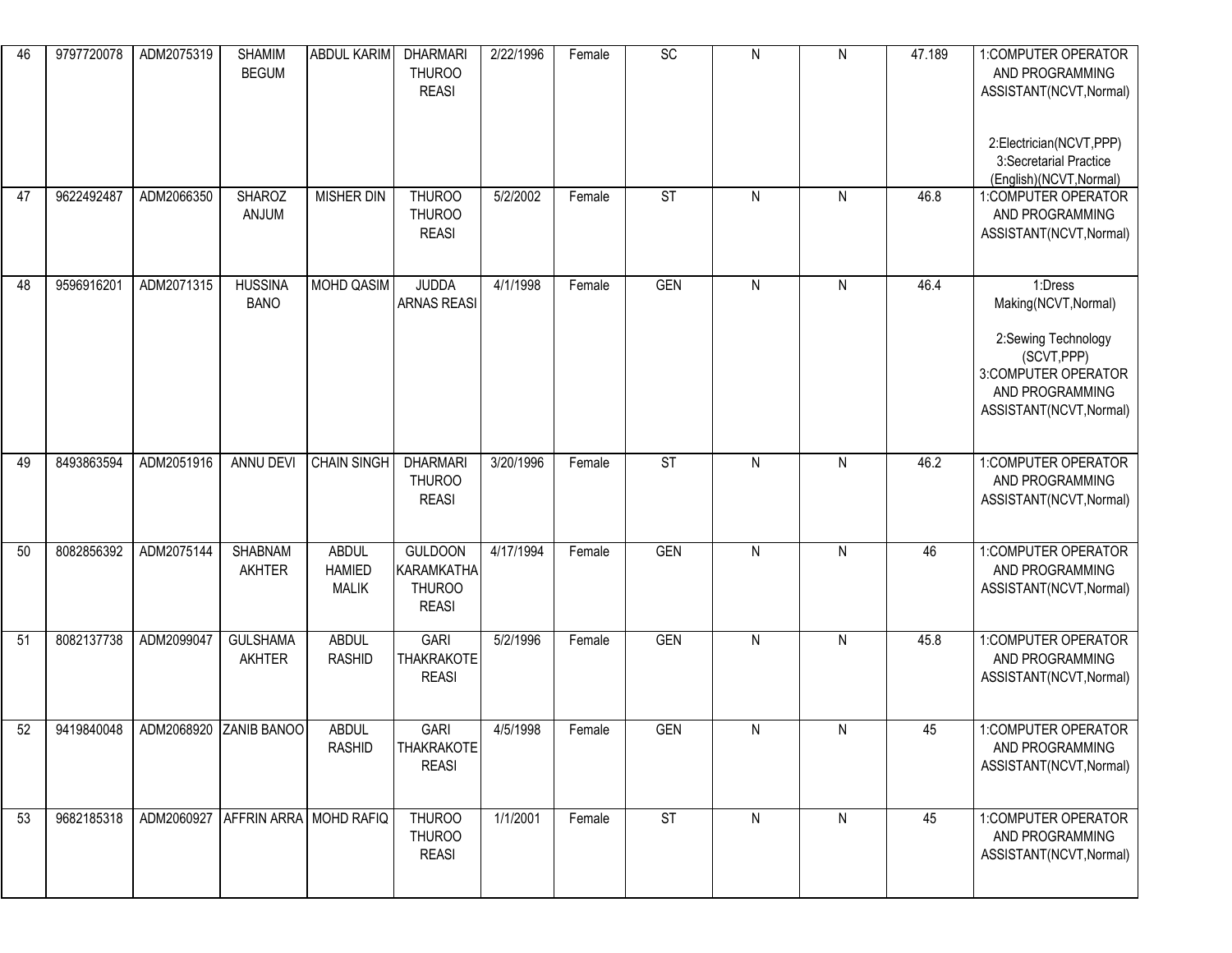| 46 | 9797720078 | ADM2075319 | SHAMIM BEGUM | ABDUL KARIM | DHARMARI THUROO REASI | 2/22/1996 | Female | SC | N | N | 47.189 | 1:COMPUTER OPERATOR AND PROGRAMMING ASSISTANT(NCVT,Normal) 2:Electrician(NCVT,PPP) 3:Secretarial Practice (English)(NCVT,Normal) |
|---|---|---|---|---|---|---|---|---|---|---|---|---|
| 47 | 9622492487 | ADM2066350 | SHAROZ ANJUM | MISHER DIN | THUROO THUROO REASI | 5/2/2002 | Female | ST | N | N | 46.8 | 1:COMPUTER OPERATOR AND PROGRAMMING ASSISTANT(NCVT,Normal) |
| 48 | 9596916201 | ADM2071315 | HUSSINA BANO | MOHD QASIM | JUDDA ARNAS REASI | 4/1/1998 | Female | GEN | N | N | 46.4 | 1:Dress Making(NCVT,Normal) 2:Sewing Technology (SCVT,PPP) 3:COMPUTER OPERATOR AND PROGRAMMING ASSISTANT(NCVT,Normal) |
| 49 | 8493863594 | ADM2051916 | ANNU DEVI | CHAIN SINGH | DHARMARI THUROO REASI | 3/20/1996 | Female | ST | N | N | 46.2 | 1:COMPUTER OPERATOR AND PROGRAMMING ASSISTANT(NCVT,Normal) |
| 50 | 8082856392 | ADM2075144 | SHABNAM AKHTER | ABDUL HAMIED MALIK | GULDOON KARAMKATHA THUROO REASI | 4/17/1994 | Female | GEN | N | N | 46 | 1:COMPUTER OPERATOR AND PROGRAMMING ASSISTANT(NCVT,Normal) |
| 51 | 8082137738 | ADM2099047 | GULSHAMA AKHTER | ABDUL RASHID | GARI THAKRAKOTE REASI | 5/2/1996 | Female | GEN | N | N | 45.8 | 1:COMPUTER OPERATOR AND PROGRAMMING ASSISTANT(NCVT,Normal) |
| 52 | 9419840048 | ADM2068920 | ZANIB BANOO | ABDUL RASHID | GARI THAKRAKOTE REASI | 4/5/1998 | Female | GEN | N | N | 45 | 1:COMPUTER OPERATOR AND PROGRAMMING ASSISTANT(NCVT,Normal) |
| 53 | 9682185318 | ADM2060927 | AFFRIN ARRA | MOHD RAFIQ | THUROO THUROO REASI | 1/1/2001 | Female | ST | N | N | 45 | 1:COMPUTER OPERATOR AND PROGRAMMING ASSISTANT(NCVT,Normal) |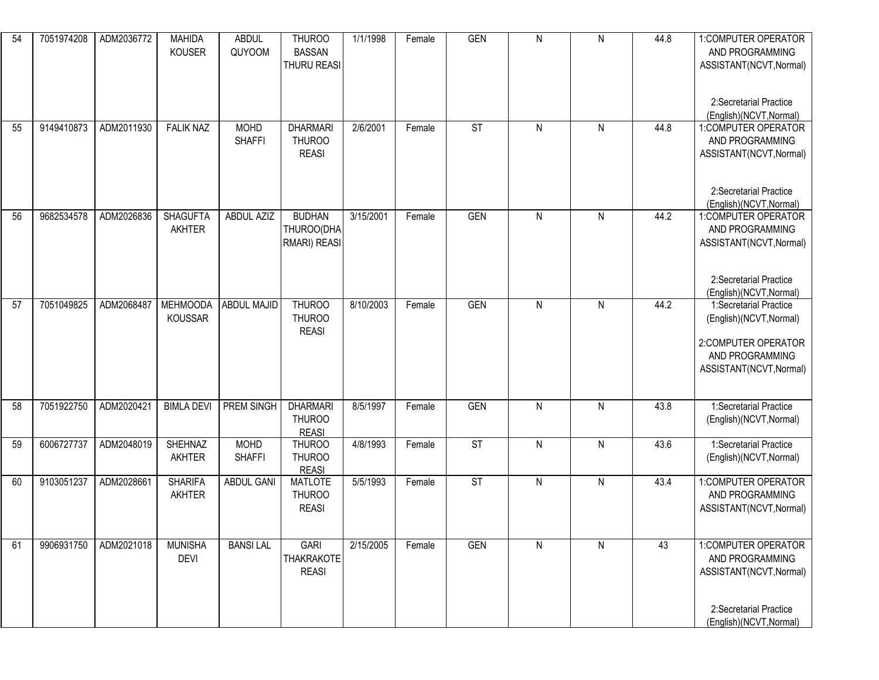| 54 | 7051974208 | ADM2036772 | MAHIDA KOUSER | ABDUL QUYOOM | THUROO BASSAN THURU REASI | 1/1/1998 | Female | GEN | N | N | 44.8 | 1:COMPUTER OPERATOR AND PROGRAMMING ASSISTANT(NCVT,Normal) 2:Secretarial Practice (English)(NCVT,Normal) |
|---|---|---|---|---|---|---|---|---|---|---|---|---|
| 55 | 9149410873 | ADM2011930 | FALIK NAZ | MOHD SHAFFI | DHARMARI THUROO REASI | 2/6/2001 | Female | ST | N | N | 44.8 | 1:COMPUTER OPERATOR AND PROGRAMMING ASSISTANT(NCVT,Normal) 2:Secretarial Practice (English)(NCVT,Normal) |
| 56 | 9682534578 | ADM2026836 | SHAGUFTA AKHTER | ABDUL AZIZ | BUDHAN THUROO(DHARMARI) REASI | 3/15/2001 | Female | GEN | N | N | 44.2 | 1:COMPUTER OPERATOR AND PROGRAMMING ASSISTANT(NCVT,Normal) 2:Secretarial Practice (English)(NCVT,Normal) |
| 57 | 7051049825 | ADM2068487 | MEHMOODA KOUSSAR | ABDUL MAJID | THUROO THUROO REASI | 8/10/2003 | Female | GEN | N | N | 44.2 | 1:Secretarial Practice (English)(NCVT,Normal) 2:COMPUTER OPERATOR AND PROGRAMMING ASSISTANT(NCVT,Normal) |
| 58 | 7051922750 | ADM2020421 | BIMLA DEVI | PREM SINGH | DHARMARI THUROO REASI | 8/5/1997 | Female | GEN | N | N | 43.8 | 1:Secretarial Practice (English)(NCVT,Normal) |
| 59 | 6006727737 | ADM2048019 | SHEHNAZ AKHTER | MOHD SHAFFI | THUROO THUROO REASI | 4/8/1993 | Female | ST | N | N | 43.6 | 1:Secretarial Practice (English)(NCVT,Normal) |
| 60 | 9103051237 | ADM2028661 | SHARIFA AKHTER | ABDUL GANI | MATLOTE THUROO REASI | 5/5/1993 | Female | ST | N | N | 43.4 | 1:COMPUTER OPERATOR AND PROGRAMMING ASSISTANT(NCVT,Normal) |
| 61 | 9906931750 | ADM2021018 | MUNISHA DEVI | BANSI LAL | GARI THAKRAKOTE REASI | 2/15/2005 | Female | GEN | N | N | 43 | 1:COMPUTER OPERATOR AND PROGRAMMING ASSISTANT(NCVT,Normal) 2:Secretarial Practice (English)(NCVT,Normal) |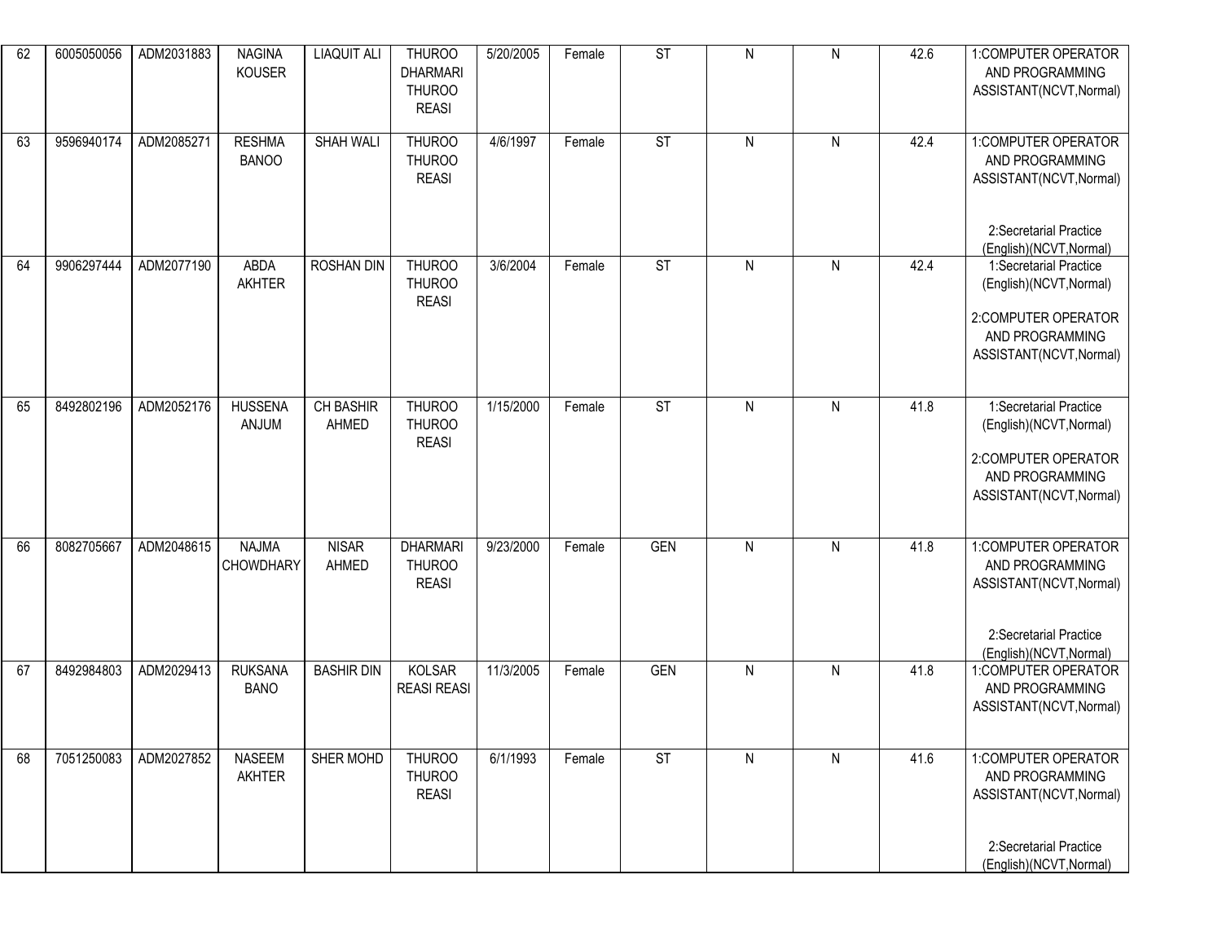| 62 | 6005050056 | ADM2031883 | NAGINA KOUSER | LIAQUIT ALI | THUROO DHARMARI THUROO REASI | 5/20/2005 | Female | ST | N | N | 42.6 | 1:COMPUTER OPERATOR AND PROGRAMMING ASSISTANT(NCVT,Normal) |
|---|---|---|---|---|---|---|---|---|---|---|---|---|
| 63 | 9596940174 | ADM2085271 | RESHMA BANOO | SHAH WALI | THUROO THUROO REASI | 4/6/1997 | Female | ST | N | N | 42.4 | 1:COMPUTER OPERATOR AND PROGRAMMING ASSISTANT(NCVT,Normal) 2:Secretarial Practice (English)(NCVT,Normal) |
| 64 | 9906297444 | ADM2077190 | ABDA AKHTER | ROSHAN DIN | THUROO THUROO REASI | 3/6/2004 | Female | ST | N | N | 42.4 | 1:Secretarial Practice (English)(NCVT,Normal) 2:COMPUTER OPERATOR AND PROGRAMMING ASSISTANT(NCVT,Normal) |
| 65 | 8492802196 | ADM2052176 | HUSSENA ANJUM | CH BASHIR AHMED | THUROO THUROO REASI | 1/15/2000 | Female | ST | N | N | 41.8 | 1:Secretarial Practice (English)(NCVT,Normal) 2:COMPUTER OPERATOR AND PROGRAMMING ASSISTANT(NCVT,Normal) |
| 66 | 8082705667 | ADM2048615 | NAJMA CHOWDHARY | NISAR AHMED | DHARMARI THUROO REASI | 9/23/2000 | Female | GEN | N | N | 41.8 | 1:COMPUTER OPERATOR AND PROGRAMMING ASSISTANT(NCVT,Normal) 2:Secretarial Practice (English)(NCVT,Normal) |
| 67 | 8492984803 | ADM2029413 | RUKSANA BANO | BASHIR DIN | KOLSAR REASI REASI | 11/3/2005 | Female | GEN | N | N | 41.8 | 1:COMPUTER OPERATOR AND PROGRAMMING ASSISTANT(NCVT,Normal) |
| 68 | 7051250083 | ADM2027852 | NASEEM AKHTER | SHER MOHD | THUROO THUROO REASI | 6/1/1993 | Female | ST | N | N | 41.6 | 1:COMPUTER OPERATOR AND PROGRAMMING ASSISTANT(NCVT,Normal) 2:Secretarial Practice (English)(NCVT,Normal) |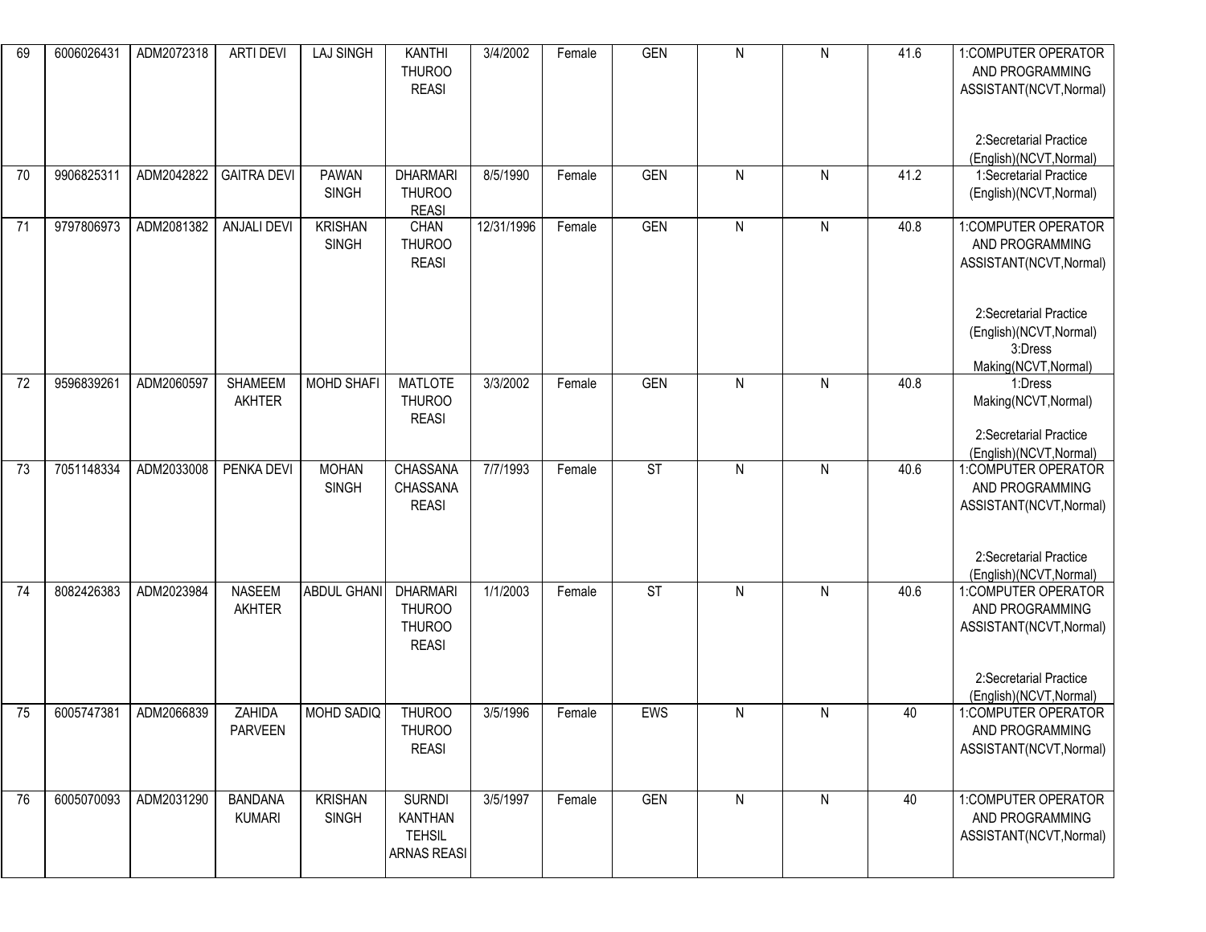| | | | | | | | | | | | | |
|---|---|---|---|---|---|---|---|---|---|---|---|---|
| 69 | 6006026431 | ADM2072318 | ARTI DEVI | LAJ SINGH | KANTHI THUROO REASI | 3/4/2002 | Female | GEN | N | N | 41.6 | 1:COMPUTER OPERATOR AND PROGRAMMING ASSISTANT(NCVT,Normal) 2:Secretarial Practice (English)(NCVT,Normal) |
| 70 | 9906825311 | ADM2042822 | GAITRA DEVI | PAWAN SINGH | DHARMARI THUROO REASI | 8/5/1990 | Female | GEN | N | N | 41.2 | 1:Secretarial Practice (English)(NCVT,Normal) |
| 71 | 9797806973 | ADM2081382 | ANJALI DEVI | KRISHAN SINGH | CHAN THUROO REASI | 12/31/1996 | Female | GEN | N | N | 40.8 | 1:COMPUTER OPERATOR AND PROGRAMMING ASSISTANT(NCVT,Normal) 2:Secretarial Practice (English)(NCVT,Normal) 3:Dress Making(NCVT,Normal) |
| 72 | 9596839261 | ADM2060597 | SHAMEEM AKHTER | MOHD SHAFI | MATLOTE THUROO REASI | 3/3/2002 | Female | GEN | N | N | 40.8 | 1:Dress Making(NCVT,Normal) 2:Secretarial Practice (English)(NCVT,Normal) |
| 73 | 7051148334 | ADM2033008 | PENKA DEVI | MOHAN SINGH | CHASSANA CHASSANA REASI | 7/7/1993 | Female | ST | N | N | 40.6 | 1:COMPUTER OPERATOR AND PROGRAMMING ASSISTANT(NCVT,Normal) 2:Secretarial Practice (English)(NCVT,Normal) |
| 74 | 8082426383 | ADM2023984 | NASEEM AKHTER | ABDUL GHANI | DHARMARI THUROO THUROO REASI | 1/1/2003 | Female | ST | N | N | 40.6 | 1:COMPUTER OPERATOR AND PROGRAMMING ASSISTANT(NCVT,Normal) 2:Secretarial Practice (English)(NCVT,Normal) |
| 75 | 6005747381 | ADM2066839 | ZAHIDA PARVEEN | MOHD SADIQ | THUROO THUROO REASI | 3/5/1996 | Female | EWS | N | N | 40 | 1:COMPUTER OPERATOR AND PROGRAMMING ASSISTANT(NCVT,Normal) |
| 76 | 6005070093 | ADM2031290 | BANDANA KUMARI | KRISHAN SINGH | SURNDI KANTHAN TEHSIL ARNAS REASI | 3/5/1997 | Female | GEN | N | N | 40 | 1:COMPUTER OPERATOR AND PROGRAMMING ASSISTANT(NCVT,Normal) |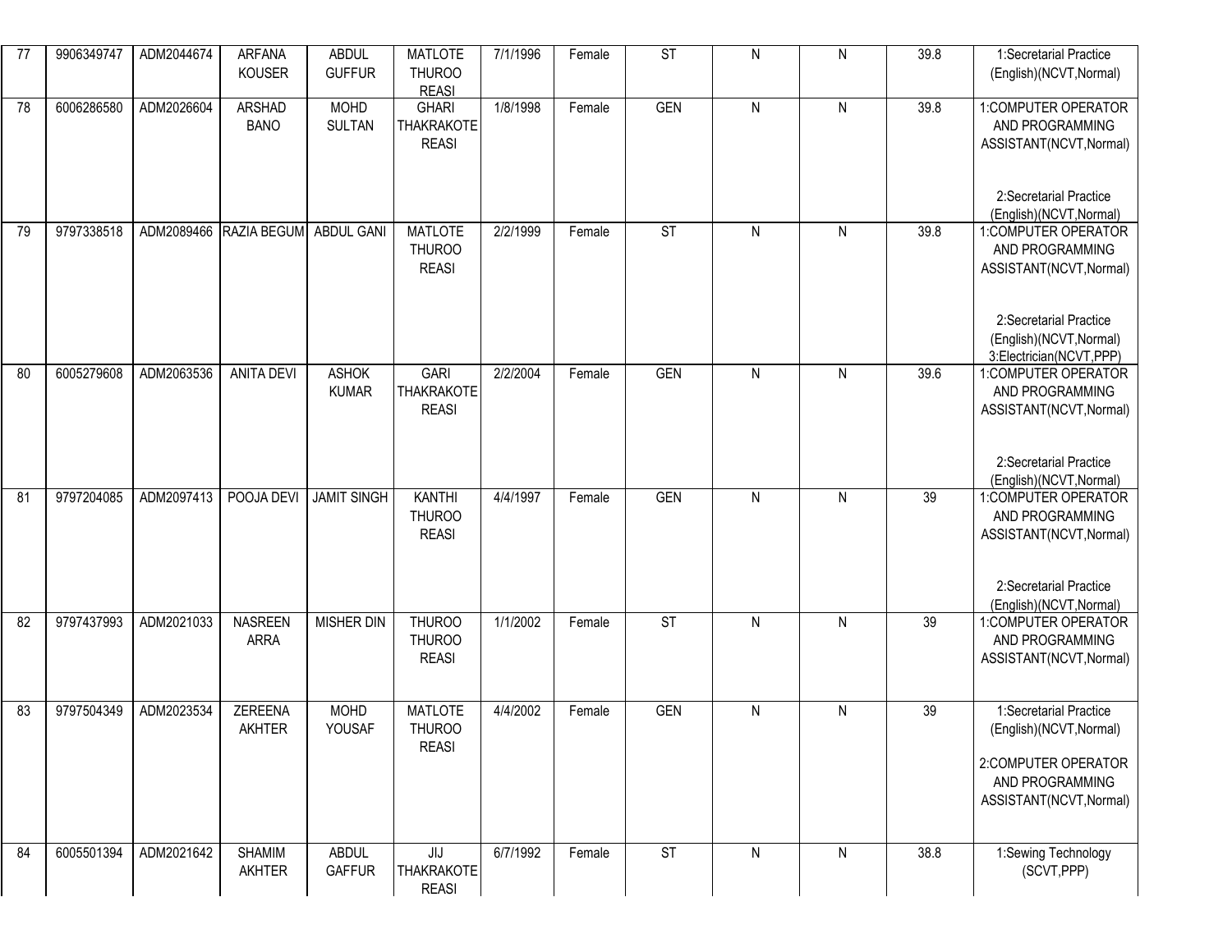| | | | | | | | | | | | | |
|---|---|---|---|---|---|---|---|---|---|---|---|---|
| 77 | 9906349747 | ADM2044674 | ARFANA KOUSER | ABDUL GUFFUR | MATLOTE THUROO REASI | 7/1/1996 | Female | ST | N | N | 39.8 | 1:Secretarial Practice (English)(NCVT,Normal) |
| 78 | 6006286580 | ADM2026604 | ARSHAD BANO | MOHD SULTAN | GHARI THAKRAKOTE REASI | 1/8/1998 | Female | GEN | N | N | 39.8 | 1:COMPUTER OPERATOR AND PROGRAMMING ASSISTANT(NCVT,Normal) 2:Secretarial Practice (English)(NCVT,Normal) |
| 79 | 9797338518 | ADM2089466 | RAZIA BEGUM | ABDUL GANI | MATLOTE THUROO REASI | 2/2/1999 | Female | ST | N | N | 39.8 | 1:COMPUTER OPERATOR AND PROGRAMMING ASSISTANT(NCVT,Normal) 2:Secretarial Practice (English)(NCVT,Normal) 3:Electrician(NCVT,PPP) |
| 80 | 6005279608 | ADM2063536 | ANITA DEVI | ASHOK KUMAR | GARI THAKRAKOTE REASI | 2/2/2004 | Female | GEN | N | N | 39.6 | 1:COMPUTER OPERATOR AND PROGRAMMING ASSISTANT(NCVT,Normal) 2:Secretarial Practice (English)(NCVT,Normal) |
| 81 | 9797204085 | ADM2097413 | POOJA DEVI | JAMIT SINGH | KANTHI THUROO REASI | 4/4/1997 | Female | GEN | N | N | 39 | 1:COMPUTER OPERATOR AND PROGRAMMING ASSISTANT(NCVT,Normal) 2:Secretarial Practice (English)(NCVT,Normal) |
| 82 | 9797437993 | ADM2021033 | NASREEN ARRA | MISHER DIN | THUROO THUROO REASI | 1/1/2002 | Female | ST | N | N | 39 | 1:COMPUTER OPERATOR AND PROGRAMMING ASSISTANT(NCVT,Normal) |
| 83 | 9797504349 | ADM2023534 | ZEREENA AKHTER | MOHD YOUSAF | MATLOTE THUROO REASI | 4/4/2002 | Female | GEN | N | N | 39 | 1:Secretarial Practice (English)(NCVT,Normal) 2:COMPUTER OPERATOR AND PROGRAMMING ASSISTANT(NCVT,Normal) |
| 84 | 6005501394 | ADM2021642 | SHAMIM AKHTER | ABDUL GAFFUR | JIJ THAKRAKOTE REASI | 6/7/1992 | Female | ST | N | N | 38.8 | 1:Sewing Technology (SCVT,PPP) |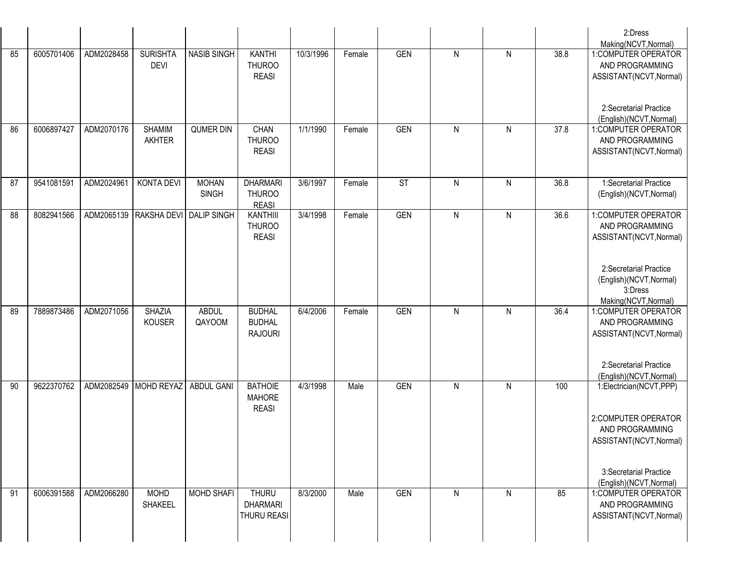| | | | | | | | | | | | | |
|---|---|---|---|---|---|---|---|---|---|---|---|---|
| | | | | | | | | | | | | 2:Dress Making(NCVT,Normal) |
| 85 | 6005701406 | ADM2028458 | SURISHTA DEVI | NASIB SINGH | KANTHI THUROO REASI | 10/3/1996 | Female | GEN | N | N | 38.8 | 1:COMPUTER OPERATOR AND PROGRAMMING ASSISTANT(NCVT,Normal) 2:Secretarial Practice (English)(NCVT,Normal) |
| 86 | 6006897427 | ADM2070176 | SHAMIM AKHTER | QUMER DIN | CHAN THUROO REASI | 1/1/1990 | Female | GEN | N | N | 37.8 | 1:COMPUTER OPERATOR AND PROGRAMMING ASSISTANT(NCVT,Normal) |
| 87 | 9541081591 | ADM2024961 | KONTA DEVI | MOHAN SINGH | DHARMARI THUROO REASI | 3/6/1997 | Female | ST | N | N | 36.8 | 1:Secretarial Practice (English)(NCVT,Normal) |
| 88 | 8082941566 | ADM2065139 | RAKSHA DEVI | DALIP SINGH | KANTHIII THUROO REASI | 3/4/1998 | Female | GEN | N | N | 36.6 | 1:COMPUTER OPERATOR AND PROGRAMMING ASSISTANT(NCVT,Normal) 2:Secretarial Practice (English)(NCVT,Normal) 3:Dress Making(NCVT,Normal) |
| 89 | 7889873486 | ADM2071056 | SHAZIA KOUSER | ABDUL QAYOOM | BUDHAL BUDHAL RAJOURI | 6/4/2006 | Female | GEN | N | N | 36.4 | 1:COMPUTER OPERATOR AND PROGRAMMING ASSISTANT(NCVT,Normal) 2:Secretarial Practice (English)(NCVT,Normal) |
| 90 | 9622370762 | ADM2082549 | MOHD REYAZ | ABDUL GANI | BATHOIE MAHORE REASI | 4/3/1998 | Male | GEN | N | N | 100 | 1:Electrician(NCVT,PPP) 2:COMPUTER OPERATOR AND PROGRAMMING ASSISTANT(NCVT,Normal) 3:Secretarial Practice (English)(NCVT,Normal) |
| 91 | 6006391588 | ADM2066280 | MOHD SHAKEEL | MOHD SHAFI | THURU DHARMARI THURU REASI | 8/3/2000 | Male | GEN | N | N | 85 | 1:COMPUTER OPERATOR AND PROGRAMMING ASSISTANT(NCVT,Normal) |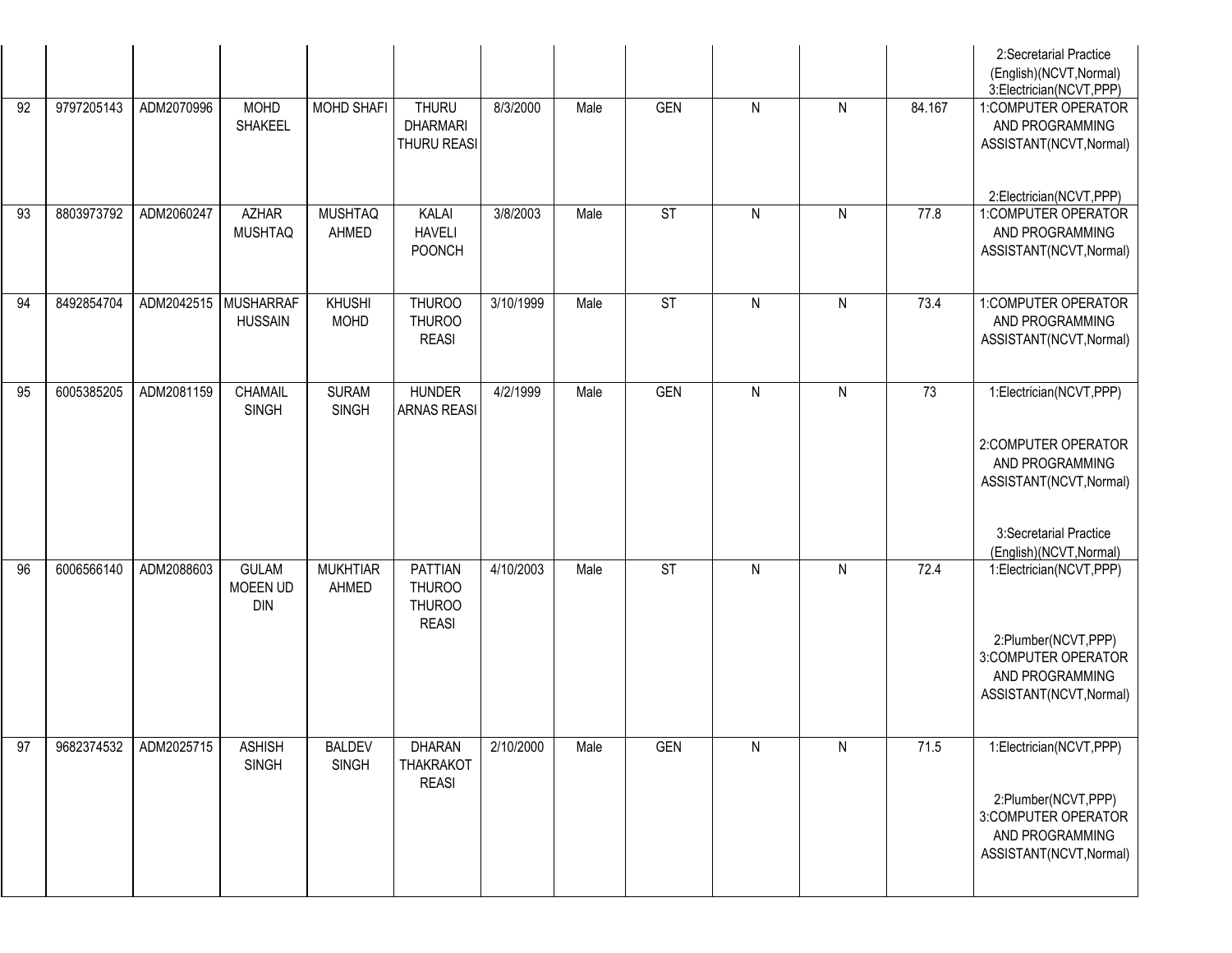| | | | | | | | | | | | | |
|---|---|---|---|---|---|---|---|---|---|---|---|---|
| | | | | | | | | | | | | 2:Secretarial Practice (English)(NCVT,Normal) 3:Electrician(NCVT,PPP) |
| 92 | 9797205143 | ADM2070996 | MOHD SHAKEEL | MOHD SHAFI | THURU DHARMARI THURU REASI | 8/3/2000 | Male | GEN | N | N | 84.167 | 1:COMPUTER OPERATOR AND PROGRAMMING ASSISTANT(NCVT,Normal) 2:Electrician(NCVT,PPP) |
| 93 | 8803973792 | ADM2060247 | AZHAR MUSHTAQ | MUSHTAQ AHMED | KALAI HAVELI POONCH | 3/8/2003 | Male | ST | N | N | 77.8 | 1:COMPUTER OPERATOR AND PROGRAMMING ASSISTANT(NCVT,Normal) |
| 94 | 8492854704 | ADM2042515 | MUSHARRAF HUSSAIN | KHUSHI MOHD | THUROO THUROO REASI | 3/10/1999 | Male | ST | N | N | 73.4 | 1:COMPUTER OPERATOR AND PROGRAMMING ASSISTANT(NCVT,Normal) |
| 95 | 6005385205 | ADM2081159 | CHAMAIL SINGH | SURAM SINGH | HUNDER ARNAS REASI | 4/2/1999 | Male | GEN | N | N | 73 | 1:Electrician(NCVT,PPP) 2:COMPUTER OPERATOR AND PROGRAMMING ASSISTANT(NCVT,Normal) 3:Secretarial Practice (English)(NCVT,Normal) |
| 96 | 6006566140 | ADM2088603 | GULAM MOEEN UD DIN | MUKHTIAR AHMED | PATTIAN THUROO THUROO REASI | 4/10/2003 | Male | ST | N | N | 72.4 | 1:Electrician(NCVT,PPP) 2:Plumber(NCVT,PPP) 3:COMPUTER OPERATOR AND PROGRAMMING ASSISTANT(NCVT,Normal) |
| 97 | 9682374532 | ADM2025715 | ASHISH SINGH | BALDEV SINGH | DHARAN THAKRAKOT REASI | 2/10/2000 | Male | GEN | N | N | 71.5 | 1:Electrician(NCVT,PPP) 2:Plumber(NCVT,PPP) 3:COMPUTER OPERATOR AND PROGRAMMING ASSISTANT(NCVT,Normal) |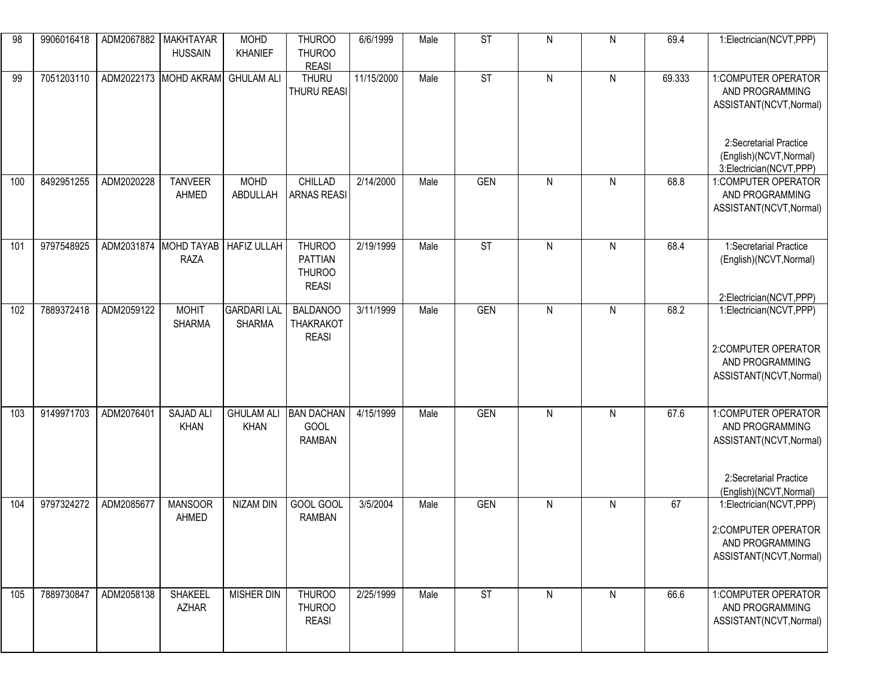| 98 | 9906016418 | ADM2067882 | MAKHTAYAR HUSSAIN | MOHD KHANIEF | THUROO THUROO REASI | 6/6/1999 | Male | ST | N | N | 69.4 | 1:Electrician(NCVT,PPP) |
|---|---|---|---|---|---|---|---|---|---|---|---|---|
| 99 | 7051203110 | ADM2022173 | MOHD AKRAM | GHULAM ALI | THURU THURU REASI | 11/15/2000 | Male | ST | N | N | 69.333 | 1:COMPUTER OPERATOR AND PROGRAMMING ASSISTANT(NCVT,Normal) 2:Secretarial Practice (English)(NCVT,Normal) 3:Electrician(NCVT,PPP) |
| 100 | 8492951255 | ADM2020228 | TANVEER AHMED | MOHD ABDULLAH | CHILLAD ARNAS REASI | 2/14/2000 | Male | GEN | N | N | 68.8 | 1:COMPUTER OPERATOR AND PROGRAMMING ASSISTANT(NCVT,Normal) |
| 101 | 9797548925 | ADM2031874 | MOHD TAYAB RAZA | HAFIZ ULLAH | THUROO PATTIAN THUROO REASI | 2/19/1999 | Male | ST | N | N | 68.4 | 1:Secretarial Practice (English)(NCVT,Normal) 2:Electrician(NCVT,PPP) |
| 102 | 7889372418 | ADM2059122 | MOHIT SHARMA | GARDARI LAL SHARMA | BALDANOO THAKRAKOT REASI | 3/11/1999 | Male | GEN | N | N | 68.2 | 1:Electrician(NCVT,PPP) 2:COMPUTER OPERATOR AND PROGRAMMING ASSISTANT(NCVT,Normal) |
| 103 | 9149971703 | ADM2076401 | SAJAD ALI KHAN | GHULAM ALI KHAN | BAN DACHAN GOOL RAMBAN | 4/15/1999 | Male | GEN | N | N | 67.6 | 1:COMPUTER OPERATOR AND PROGRAMMING ASSISTANT(NCVT,Normal) 2:Secretarial Practice (English)(NCVT,Normal) |
| 104 | 9797324272 | ADM2085677 | MANSOOR AHMED | NIZAM DIN | GOOL GOOL RAMBAN | 3/5/2004 | Male | GEN | N | N | 67 | 1:Electrician(NCVT,PPP) 2:COMPUTER OPERATOR AND PROGRAMMING ASSISTANT(NCVT,Normal) |
| 105 | 7889730847 | ADM2058138 | SHAKEEL AZHAR | MISHER DIN | THUROO THUROO REASI | 2/25/1999 | Male | ST | N | N | 66.6 | 1:COMPUTER OPERATOR AND PROGRAMMING ASSISTANT(NCVT,Normal) |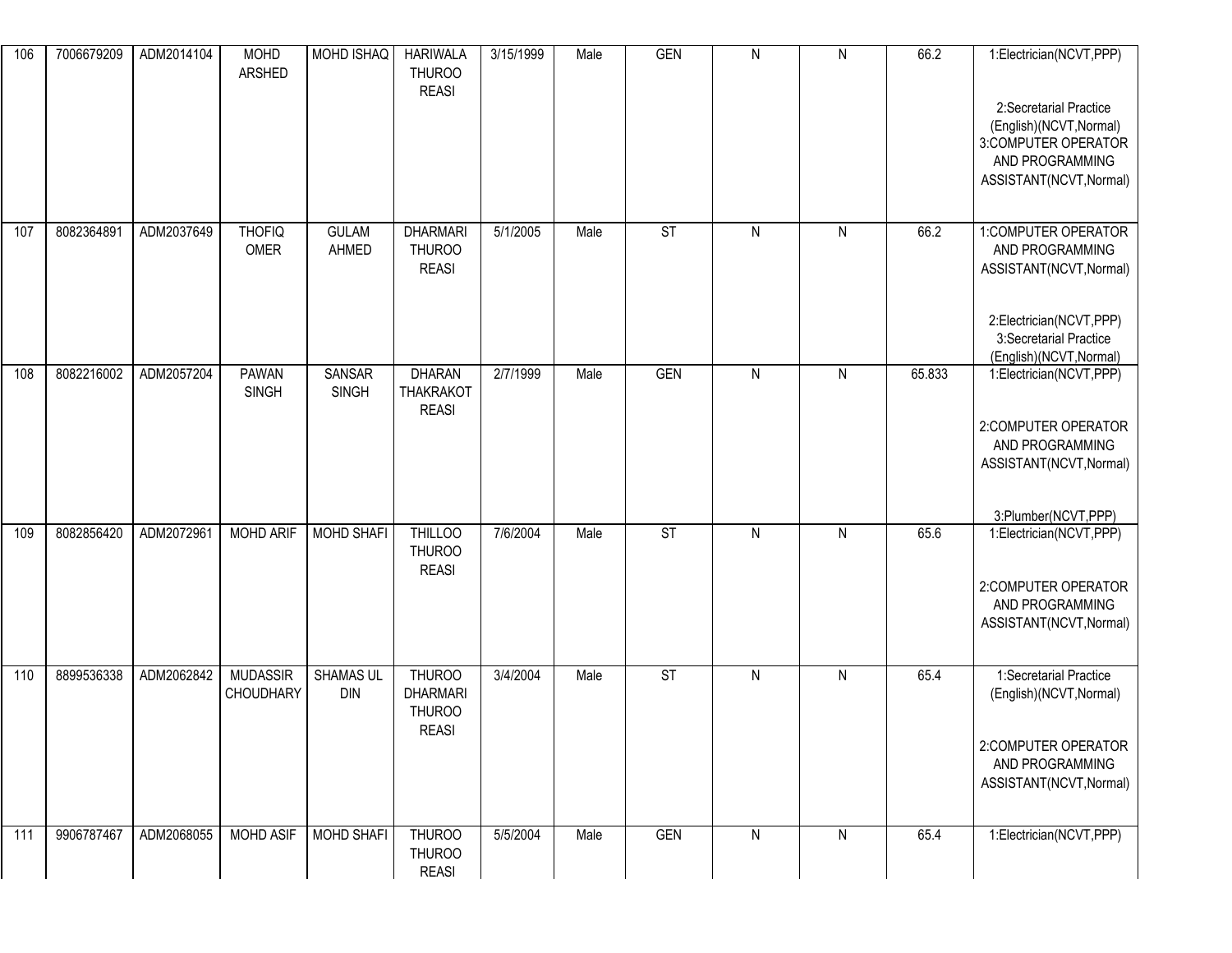| 106 | 7006679209 | ADM2014104 | MOHD ARSHED | MOHD ISHAQ | HARIWALA THUROO REASI | 3/15/1999 | Male | GEN | N | N | 66.2 | 1:Electrician(NCVT,PPP) 2:Secretarial Practice (English)(NCVT,Normal) 3:COMPUTER OPERATOR AND PROGRAMMING ASSISTANT(NCVT,Normal) |
|---|---|---|---|---|---|---|---|---|---|---|---|---|
| 107 | 8082364891 | ADM2037649 | THOFIQ OMER | GULAM AHMED | DHARMARI THUROO REASI | 5/1/2005 | Male | ST | N | N | 66.2 | 1:COMPUTER OPERATOR AND PROGRAMMING ASSISTANT(NCVT,Normal) 2:Electrician(NCVT,PPP) 3:Secretarial Practice (English)(NCVT,Normal) |
| 108 | 8082216002 | ADM2057204 | PAWAN SINGH | SANSAR SINGH | DHARAN THAKRAKOT REASI | 2/7/1999 | Male | GEN | N | N | 65.833 | 1:Electrician(NCVT,PPP) 2:COMPUTER OPERATOR AND PROGRAMMING ASSISTANT(NCVT,Normal) 3:Plumber(NCVT,PPP) |
| 109 | 8082856420 | ADM2072961 | MOHD ARIF | MOHD SHAFI | THILLOO THUROO REASI | 7/6/2004 | Male | ST | N | N | 65.6 | 1:Electrician(NCVT,PPP) 2:COMPUTER OPERATOR AND PROGRAMMING ASSISTANT(NCVT,Normal) |
| 110 | 8899536338 | ADM2062842 | MUDASSIR CHOUDHARY | SHAMAS UL DIN | THUROO DHARMARI THUROO REASI | 3/4/2004 | Male | ST | N | N | 65.4 | 1:Secretarial Practice (English)(NCVT,Normal) 2:COMPUTER OPERATOR AND PROGRAMMING ASSISTANT(NCVT,Normal) |
| 111 | 9906787467 | ADM2068055 | MOHD ASIF | MOHD SHAFI | THUROO THUROO REASI | 5/5/2004 | Male | GEN | N | N | 65.4 | 1:Electrician(NCVT,PPP) |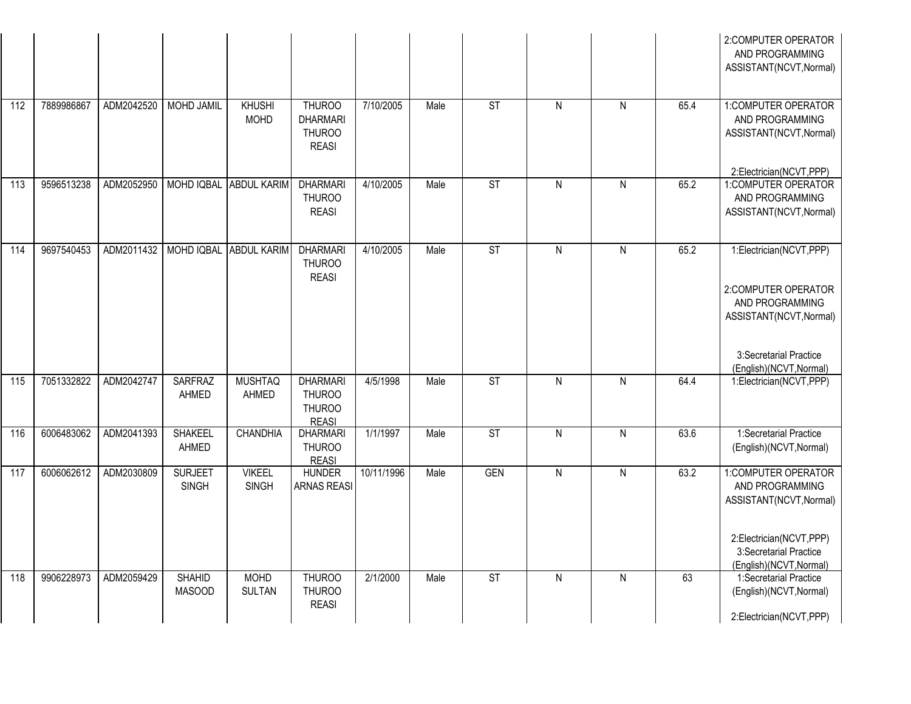| | | | | | | | | | | | | |
|---|---|---|---|---|---|---|---|---|---|---|---|---|
| | | | | | | | | | | | | 2:COMPUTER OPERATOR AND PROGRAMMING ASSISTANT(NCVT,Normal) |
| 112 | 7889986867 | ADM2042520 | MOHD JAMIL | KHUSHI MOHD | THUROO DHARMARI THUROO REASI | 7/10/2005 | Male | ST | N | N | 65.4 | 1:COMPUTER OPERATOR AND PROGRAMMING ASSISTANT(NCVT,Normal) 2:Electrician(NCVT,PPP) |
| 113 | 9596513238 | ADM2052950 | MOHD IQBAL | ABDUL KARIM | DHARMARI THUROO REASI | 4/10/2005 | Male | ST | N | N | 65.2 | 1:COMPUTER OPERATOR AND PROGRAMMING ASSISTANT(NCVT,Normal) |
| 114 | 9697540453 | ADM2011432 | MOHD IQBAL | ABDUL KARIM | DHARMARI THUROO REASI | 4/10/2005 | Male | ST | N | N | 65.2 | 1:Electrician(NCVT,PPP) 2:COMPUTER OPERATOR AND PROGRAMMING ASSISTANT(NCVT,Normal) 3:Secretarial Practice (English)(NCVT,Normal) |
| 115 | 7051332822 | ADM2042747 | SARFRAZ AHMED | MUSHTAQ AHMED | DHARMARI THUROO THUROO REASI | 4/5/1998 | Male | ST | N | N | 64.4 | 1:Electrician(NCVT,PPP) |
| 116 | 6006483062 | ADM2041393 | SHAKEEL AHMED | CHANDHIA | DHARMARI THUROO REASI | 1/1/1997 | Male | ST | N | N | 63.6 | 1:Secretarial Practice (English)(NCVT,Normal) |
| 117 | 6006062612 | ADM2030809 | SURJEET SINGH | VIKEEL SINGH | HUNDER ARNAS REASI | 10/11/1996 | Male | GEN | N | N | 63.2 | 1:COMPUTER OPERATOR AND PROGRAMMING ASSISTANT(NCVT,Normal) 2:Electrician(NCVT,PPP) 3:Secretarial Practice (English)(NCVT,Normal) |
| 118 | 9906228973 | ADM2059429 | SHAHID MASOOD | MOHD SULTAN | THUROO THUROO REASI | 2/1/2000 | Male | ST | N | N | 63 | 1:Secretarial Practice (English)(NCVT,Normal) 2:Electrician(NCVT,PPP) |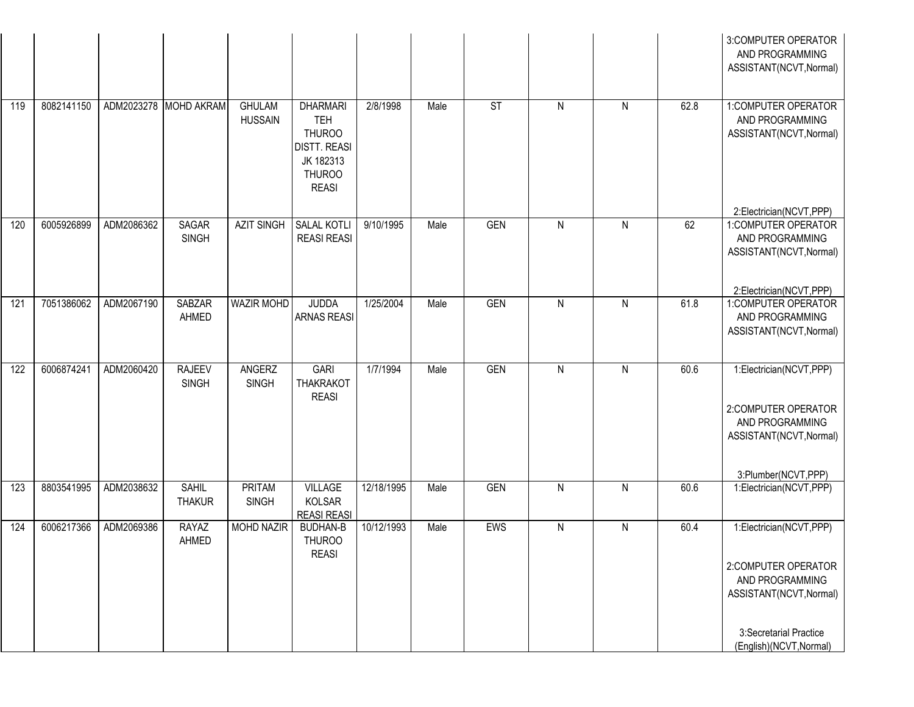| | | | | | | | | | | | | |
|---|---|---|---|---|---|---|---|---|---|---|---|---|
| | | | | | | | | | | | | 3:COMPUTER OPERATOR AND PROGRAMMING ASSISTANT(NCVT,Normal) |
| 119 | 8082141150 | ADM2023278 | MOHD AKRAM | GHULAM HUSSAIN | DHARMARI TEH THUROO DISTT. REASI JK 182313 THUROO REASI | 2/8/1998 | Male | ST | N | N | 62.8 | 1:COMPUTER OPERATOR AND PROGRAMMING ASSISTANT(NCVT,Normal)<br><br>2:Electrician(NCVT,PPP) |
| 120 | 6005926899 | ADM2086362 | SAGAR SINGH | AZIT SINGH | SALAL KOTLI REASI REASI | 9/10/1995 | Male | GEN | N | N | 62 | 1:COMPUTER OPERATOR AND PROGRAMMING ASSISTANT(NCVT,Normal)<br><br>2:Electrician(NCVT,PPP) |
| 121 | 7051386062 | ADM2067190 | SABZAR AHMED | WAZIR MOHD | JUDDA ARNAS REASI | 1/25/2004 | Male | GEN | N | N | 61.8 | 1:COMPUTER OPERATOR AND PROGRAMMING ASSISTANT(NCVT,Normal) |
| 122 | 6006874241 | ADM2060420 | RAJEEV SINGH | ANGERZ SINGH | GARI THAKRAKOT REASI | 1/7/1994 | Male | GEN | N | N | 60.6 | 1:Electrician(NCVT,PPP)<br><br>2:COMPUTER OPERATOR AND PROGRAMMING ASSISTANT(NCVT,Normal)<br><br>3:Plumber(NCVT,PPP) |
| 123 | 8803541995 | ADM2038632 | SAHIL THAKUR | PRITAM SINGH | VILLAGE KOLSAR REASI REASI | 12/18/1995 | Male | GEN | N | N | 60.6 | 1:Electrician(NCVT,PPP) |
| 124 | 6006217366 | ADM2069386 | RAYAZ AHMED | MOHD NAZIR | BUDHAN-B THUROO REASI | 10/12/1993 | Male | EWS | N | N | 60.4 | 1:Electrician(NCVT,PPP)<br><br>2:COMPUTER OPERATOR AND PROGRAMMING ASSISTANT(NCVT,Normal)<br><br>3:Secretarial Practice (English)(NCVT,Normal) |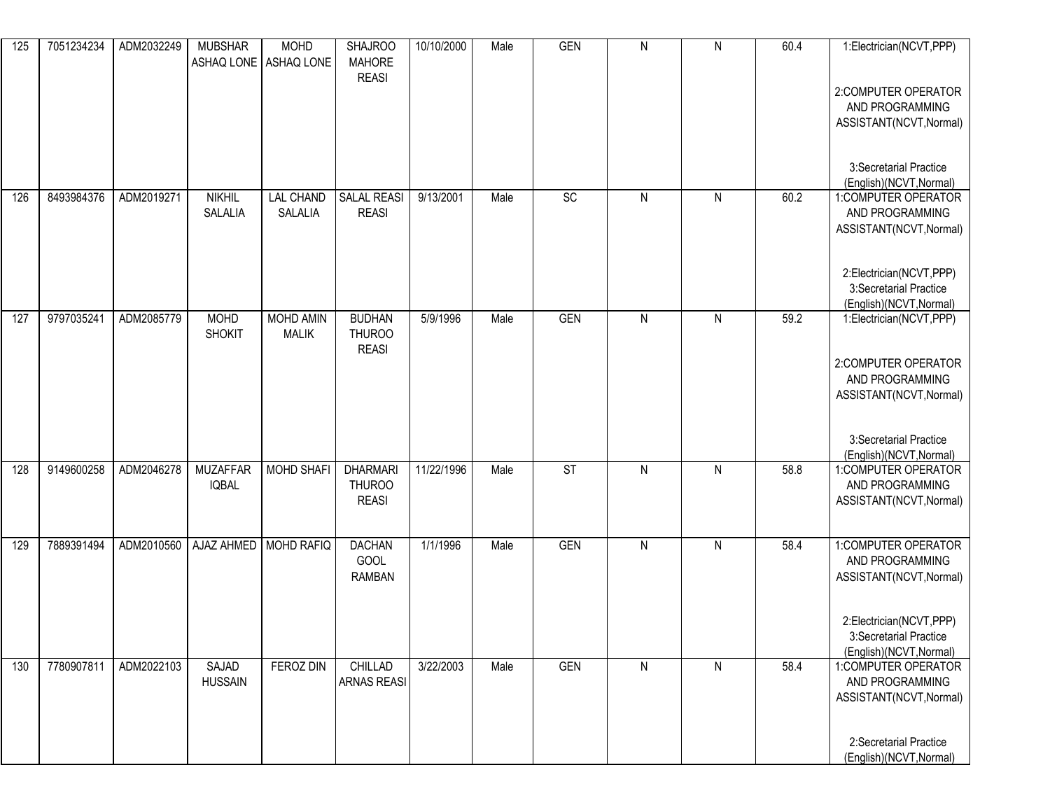| 125 | 7051234234 | ADM2032249 | MUBSHAR ASHAQ LONE | MOHD ASHAQ LONE | SHAJROO MAHORE REASI | 10/10/2000 | Male | GEN | N | N | 60.4 | 1:Electrician(NCVT,PPP)<br><br>2:COMPUTER OPERATOR AND PROGRAMMING ASSISTANT(NCVT,Normal)<br><br>3:Secretarial Practice (English)(NCVT,Normal) |
|---|---|---|---|---|---|---|---|---|---|---|---|---|
| 126 | 8493984376 | ADM2019271 | NIKHIL SALALIA | LAL CHAND SALALIA | SALAL REASI REASI | 9/13/2001 | Male | SC | N | N | 60.2 | 1:COMPUTER OPERATOR AND PROGRAMMING ASSISTANT(NCVT,Normal)<br><br>2:Electrician(NCVT,PPP)<br>3:Secretarial Practice (English)(NCVT,Normal) |
| 127 | 9797035241 | ADM2085779 | MOHD SHOKIT | MOHD AMIN MALIK | BUDHAN THUROO REASI | 5/9/1996 | Male | GEN | N | N | 59.2 | 1:Electrician(NCVT,PPP)<br><br>2:COMPUTER OPERATOR AND PROGRAMMING ASSISTANT(NCVT,Normal)<br><br>3:Secretarial Practice (English)(NCVT,Normal) |
| 128 | 9149600258 | ADM2046278 | MUZAFFAR IQBAL | MOHD SHAFI | DHARMARI THUROO REASI | 11/22/1996 | Male | ST | N | N | 58.8 | 1:COMPUTER OPERATOR AND PROGRAMMING ASSISTANT(NCVT,Normal) |
| 129 | 7889391494 | ADM2010560 | AJAZ AHMED | MOHD RAFIQ | DACHAN GOOL RAMBAN | 1/1/1996 | Male | GEN | N | N | 58.4 | 1:COMPUTER OPERATOR AND PROGRAMMING ASSISTANT(NCVT,Normal)<br><br>2:Electrician(NCVT,PPP)<br>3:Secretarial Practice (English)(NCVT,Normal) |
| 130 | 7780907811 | ADM2022103 | SAJAD HUSSAIN | FEROZ DIN | CHILLAD ARNAS REASI | 3/22/2003 | Male | GEN | N | N | 58.4 | 1:COMPUTER OPERATOR AND PROGRAMMING ASSISTANT(NCVT,Normal)<br><br>2:Secretarial Practice (English)(NCVT,Normal) |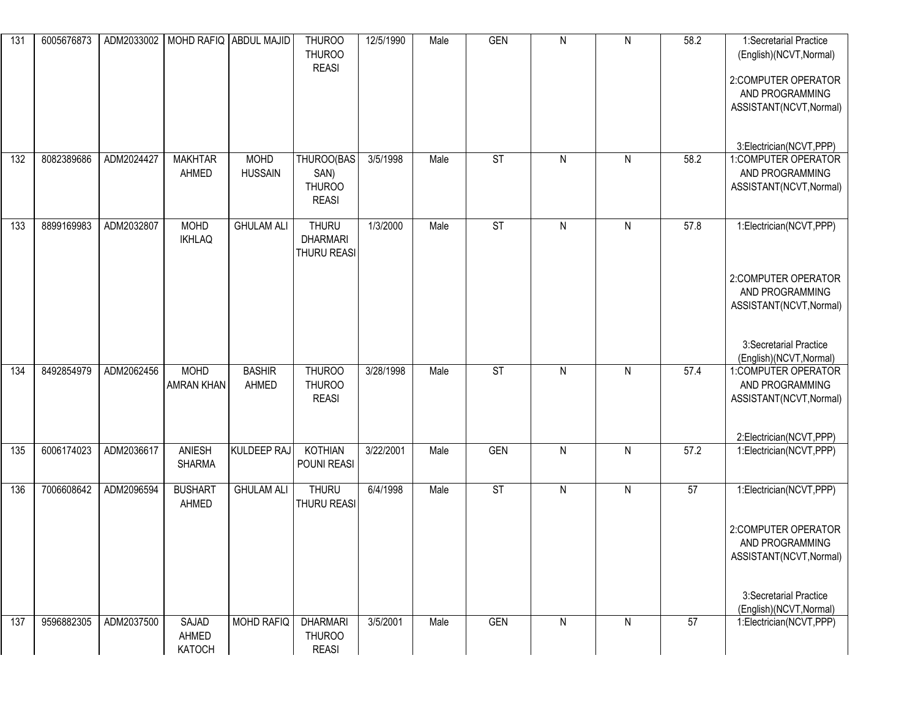| 131 | 6005676873 | ADM2033002 | MOHD RAFIQ | ABDUL MAJID | THUROO THUROO REASI | 12/5/1990 | Male | GEN | N | N | 58.2 | 1:Secretarial Practice (English)(NCVT,Normal)<br><br>2:COMPUTER OPERATOR AND PROGRAMMING ASSISTANT(NCVT,Normal)<br><br>3:Electrician(NCVT,PPP) |
|---|---|---|---|---|---|---|---|---|---|---|---|---|
| 132 | 8082389686 | ADM2024427 | MAKHTAR AHMED | MOHD HUSSAIN | THUROO(BASSAN) THUROO REASI | 3/5/1998 | Male | ST | N | N | 58.2 | 1:COMPUTER OPERATOR AND PROGRAMMING ASSISTANT(NCVT,Normal) |
| 133 | 8899169983 | ADM2032807 | MOHD IKHLAQ | GHULAM ALI | THURU DHARMARI THURU REASI | 1/3/2000 | Male | ST | N | N | 57.8 | 1:Electrician(NCVT,PPP)<br><br>2:COMPUTER OPERATOR AND PROGRAMMING ASSISTANT(NCVT,Normal)<br><br>3:Secretarial Practice (English)(NCVT,Normal) |
| 134 | 8492854979 | ADM2062456 | MOHD AMRAN KHAN | BASHIR AHMED | THUROO THUROO REASI | 3/28/1998 | Male | ST | N | N | 57.4 | 1:COMPUTER OPERATOR AND PROGRAMMING ASSISTANT(NCVT,Normal)<br><br>2:Electrician(NCVT,PPP) |
| 135 | 6006174023 | ADM2036617 | ANIESH SHARMA | KULDEEP RAJ | KOTHIAN POUNI REASI | 3/22/2001 | Male | GEN | N | N | 57.2 | 1:Electrician(NCVT,PPP) |
| 136 | 7006608642 | ADM2096594 | BUSHART AHMED | GHULAM ALI | THURU THURU REASI | 6/4/1998 | Male | ST | N | N | 57 | 1:Electrician(NCVT,PPP)<br><br>2:COMPUTER OPERATOR AND PROGRAMMING ASSISTANT(NCVT,Normal)<br><br>3:Secretarial Practice (English)(NCVT,Normal) |
| 137 | 9596882305 | ADM2037500 | SAJAD AHMED KATOCH | MOHD RAFIQ | DHARMARI THUROO REASI | 3/5/2001 | Male | GEN | N | N | 57 | 1:Electrician(NCVT,PPP) |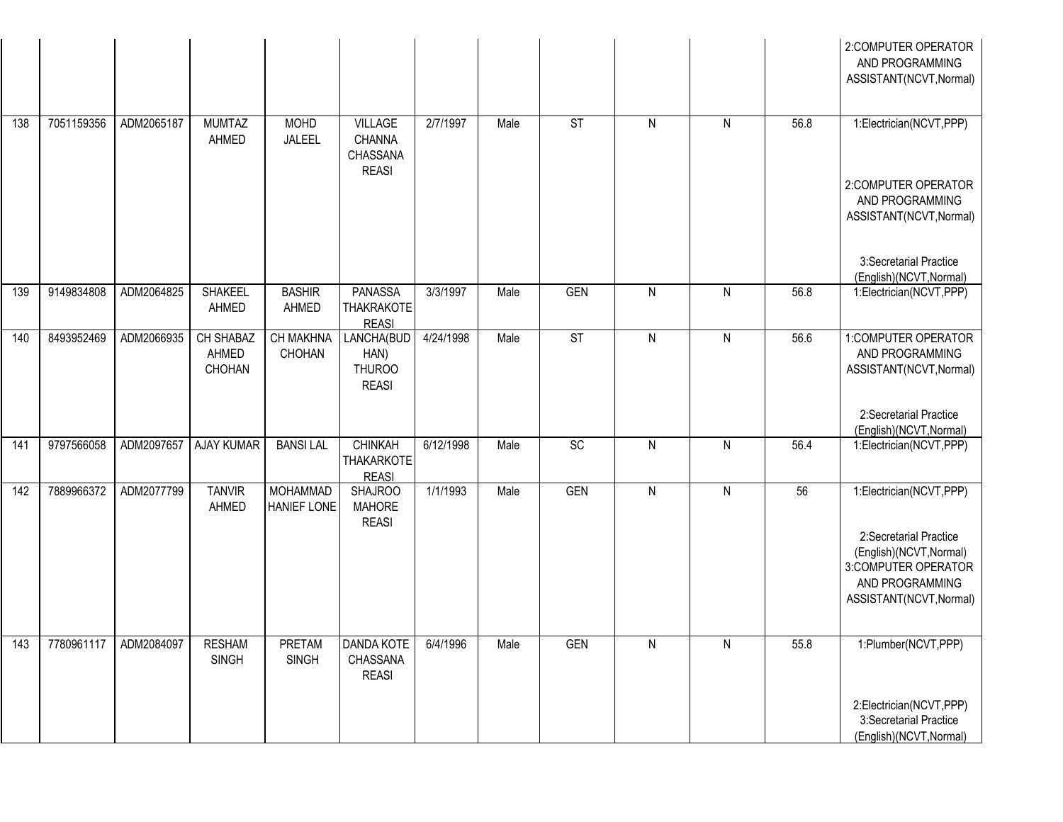| | | | | | | | | | | | | |
|---|---|---|---|---|---|---|---|---|---|---|---|---|
| | | | | | | | | | | | | 2:COMPUTER OPERATOR AND PROGRAMMING ASSISTANT(NCVT,Normal) |
| 138 | 7051159356 | ADM2065187 | MUMTAZ AHMED | MOHD JALEEL | VILLAGE CHANNA CHASSANA REASI | 2/7/1997 | Male | ST | N | N | 56.8 | 1:Electrician(NCVT,PPP) 2:COMPUTER OPERATOR AND PROGRAMMING ASSISTANT(NCVT,Normal) 3:Secretarial Practice (English)(NCVT,Normal) |
| 139 | 9149834808 | ADM2064825 | SHAKEEL AHMED | BASHIR AHMED | PANASSA THAKRAKOTE REASI | 3/3/1997 | Male | GEN | N | N | 56.8 | 1:Electrician(NCVT,PPP) |
| 140 | 8493952469 | ADM2066935 | CH SHABAZ AHMED CHOHAN | CH MAKHNA CHOHAN | LANCHA(BUDHAN) THUROO REASI | 4/24/1998 | Male | ST | N | N | 56.6 | 1:COMPUTER OPERATOR AND PROGRAMMING ASSISTANT(NCVT,Normal) 2:Secretarial Practice (English)(NCVT,Normal) |
| 141 | 9797566058 | ADM2097657 | AJAY KUMAR | BANSI LAL | CHINKAH THAKARKOTE REASI | 6/12/1998 | Male | SC | N | N | 56.4 | 1:Electrician(NCVT,PPP) |
| 142 | 7889966372 | ADM2077799 | TANVIR AHMED | MOHAMMAD HANIEF LONE | SHAJROO MAHORE REASI | 1/1/1993 | Male | GEN | N | N | 56 | 1:Electrician(NCVT,PPP) 2:Secretarial Practice (English)(NCVT,Normal) 3:COMPUTER OPERATOR AND PROGRAMMING ASSISTANT(NCVT,Normal) |
| 143 | 7780961117 | ADM2084097 | RESHAM SINGH | PRETAM SINGH | DANDA KOTE CHASSANA REASI | 6/4/1996 | Male | GEN | N | N | 55.8 | 1:Plumber(NCVT,PPP) 2:Electrician(NCVT,PPP) 3:Secretarial Practice (English)(NCVT,Normal) |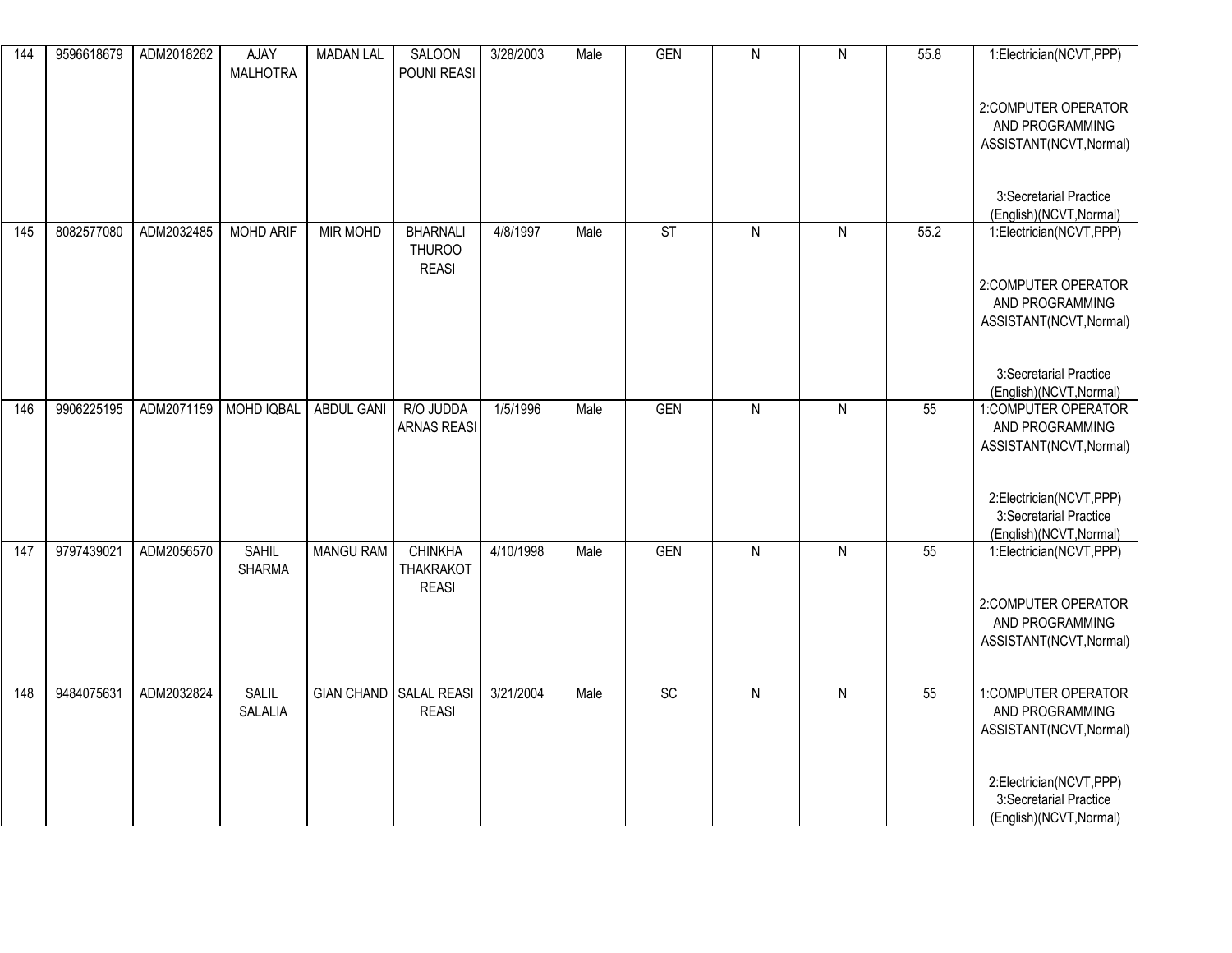| 144 | 9596618679 | ADM2018262 | AJAY MALHOTRA | MADAN LAL | SALOON POUNI REASI | 3/28/2003 | Male | GEN | N | N | 55.8 | 1:Electrician(NCVT,PPP) 2:COMPUTER OPERATOR AND PROGRAMMING ASSISTANT(NCVT,Normal) 3:Secretarial Practice (English)(NCVT,Normal) |
|---|---|---|---|---|---|---|---|---|---|---|---|---|
| 145 | 8082577080 | ADM2032485 | MOHD ARIF | MIR MOHD | BHARNALI THUROO REASI | 4/8/1997 | Male | ST | N | N | 55.2 | 1:Electrician(NCVT,PPP) 2:COMPUTER OPERATOR AND PROGRAMMING ASSISTANT(NCVT,Normal) 3:Secretarial Practice (English)(NCVT,Normal) |
| 146 | 9906225195 | ADM2071159 | MOHD IQBAL | ABDUL GANI | R/O JUDDA ARNAS REASI | 1/5/1996 | Male | GEN | N | N | 55 | 1:COMPUTER OPERATOR AND PROGRAMMING ASSISTANT(NCVT,Normal) 2:Electrician(NCVT,PPP) 3:Secretarial Practice (English)(NCVT,Normal) |
| 147 | 9797439021 | ADM2056570 | SAHIL SHARMA | MANGU RAM | CHINKHA THAKRAKOT REASI | 4/10/1998 | Male | GEN | N | N | 55 | 1:Electrician(NCVT,PPP) 2:COMPUTER OPERATOR AND PROGRAMMING ASSISTANT(NCVT,Normal) |
| 148 | 9484075631 | ADM2032824 | SALIL SALALIA | GIAN CHAND | SALAL REASI REASI | 3/21/2004 | Male | SC | N | N | 55 | 1:COMPUTER OPERATOR AND PROGRAMMING ASSISTANT(NCVT,Normal) 2:Electrician(NCVT,PPP) 3:Secretarial Practice (English)(NCVT,Normal) |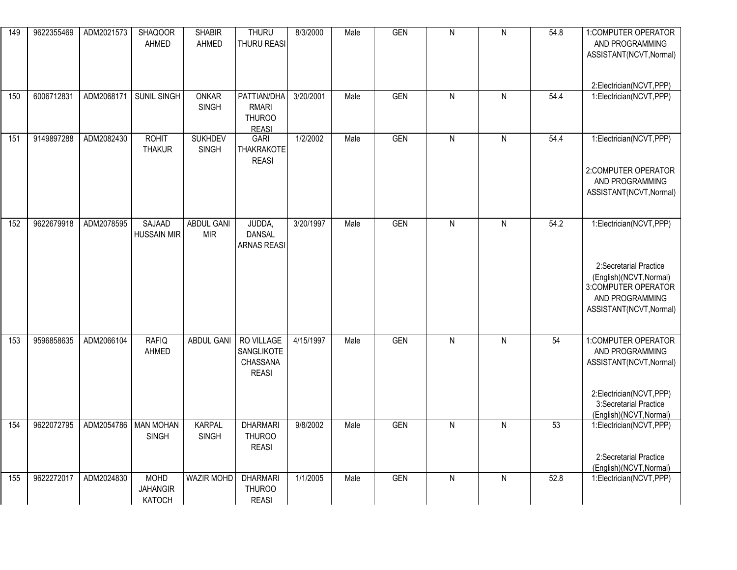| 149 | 9622355469 | ADM2021573 | SHAQOOR AHMED | SHABIR AHMED | THURU THURU REASI | 8/3/2000 | Male | GEN | N | N | 54.8 | 1:COMPUTER OPERATOR AND PROGRAMMING ASSISTANT(NCVT,Normal) 2:Electrician(NCVT,PPP) |
|---|---|---|---|---|---|---|---|---|---|---|---|---|
| 150 | 6006712831 | ADM2068171 | SUNIL SINGH | ONKAR SINGH | PATTIAN/DHARMARI THUROO REASI | 3/20/2001 | Male | GEN | N | N | 54.4 | 1:Electrician(NCVT,PPP) |
| 151 | 9149897288 | ADM2082430 | ROHIT THAKUR | SUKHDEV SINGH | GARI THAKRAKOTE REASI | 1/2/2002 | Male | GEN | N | N | 54.4 | 1:Electrician(NCVT,PPP) 2:COMPUTER OPERATOR AND PROGRAMMING ASSISTANT(NCVT,Normal) |
| 152 | 9622679918 | ADM2078595 | SAJAAD HUSSAIN MIR | ABDUL GANI MIR | JUDDA, DANSAL ARNAS REASI | 3/20/1997 | Male | GEN | N | N | 54.2 | 1:Electrician(NCVT,PPP) 2:Secretarial Practice (English)(NCVT,Normal) 3:COMPUTER OPERATOR AND PROGRAMMING ASSISTANT(NCVT,Normal) |
| 153 | 9596858635 | ADM2066104 | RAFIQ AHMED | ABDUL GANI | RO VILLAGE SANGLIKOTE CHASSANA REASI | 4/15/1997 | Male | GEN | N | N | 54 | 1:COMPUTER OPERATOR AND PROGRAMMING ASSISTANT(NCVT,Normal) 2:Electrician(NCVT,PPP) 3:Secretarial Practice (English)(NCVT,Normal) |
| 154 | 9622072795 | ADM2054786 | MAN MOHAN SINGH | KARPAL SINGH | DHARMARI THUROO REASI | 9/8/2002 | Male | GEN | N | N | 53 | 1:Electrician(NCVT,PPP) 2:Secretarial Practice (English)(NCVT,Normal) |
| 155 | 9622272017 | ADM2024830 | MOHD JAHANGIR KATOCH | WAZIR MOHD | DHARMARI THUROO REASI | 1/1/2005 | Male | GEN | N | N | 52.8 | 1:Electrician(NCVT,PPP) |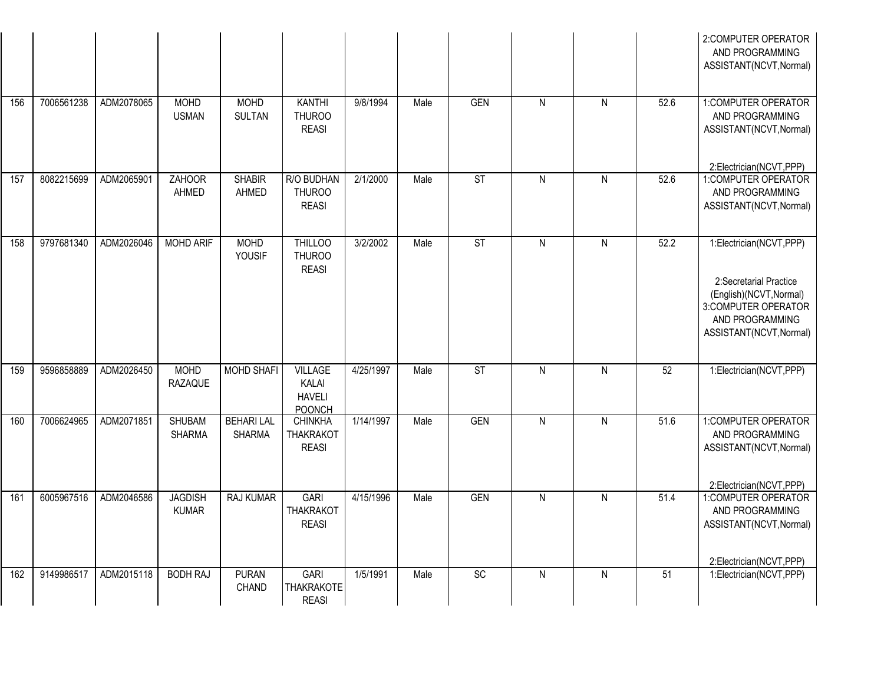| | | | | | | | | | | | | |
|---|---|---|---|---|---|---|---|---|---|---|---|---|
| | | | | | | | | | | | | 2:COMPUTER OPERATOR AND PROGRAMMING ASSISTANT(NCVT,Normal) |
| 156 | 7006561238 | ADM2078065 | MOHD USMAN | MOHD SULTAN | KANTHI THUROO REASI | 9/8/1994 | Male | GEN | N | N | 52.6 | 1:COMPUTER OPERATOR AND PROGRAMMING ASSISTANT(NCVT,Normal) 2:Electrician(NCVT,PPP) |
| 157 | 8082215699 | ADM2065901 | ZAHOOR AHMED | SHABIR AHMED | R/O BUDHAN THUROO REASI | 2/1/2000 | Male | ST | N | N | 52.6 | 1:COMPUTER OPERATOR AND PROGRAMMING ASSISTANT(NCVT,Normal) |
| 158 | 9797681340 | ADM2026046 | MOHD ARIF | MOHD YOUSIF | THILLOO THUROO REASI | 3/2/2002 | Male | ST | N | N | 52.2 | 1:Electrician(NCVT,PPP) 2:Secretarial Practice (English)(NCVT,Normal) 3:COMPUTER OPERATOR AND PROGRAMMING ASSISTANT(NCVT,Normal) |
| 159 | 9596858889 | ADM2026450 | MOHD RAZAQUE | MOHD SHAFI | VILLAGE KALAI HAVELI POONCH | 4/25/1997 | Male | ST | N | N | 52 | 1:Electrician(NCVT,PPP) |
| 160 | 7006624965 | ADM2071851 | SHUBAM SHARMA | BEHARI LAL SHARMA | CHINKHA THAKRAKOT REASI | 1/14/1997 | Male | GEN | N | N | 51.6 | 1:COMPUTER OPERATOR AND PROGRAMMING ASSISTANT(NCVT,Normal) 2:Electrician(NCVT,PPP) |
| 161 | 6005967516 | ADM2046586 | JAGDISH KUMAR | RAJ KUMAR | GARI THAKRAKOT REASI | 4/15/1996 | Male | GEN | N | N | 51.4 | 1:COMPUTER OPERATOR AND PROGRAMMING ASSISTANT(NCVT,Normal) 2:Electrician(NCVT,PPP) |
| 162 | 9149986517 | ADM2015118 | BODH RAJ | PURAN CHAND | GARI THAKRAKOTE REASI | 1/5/1991 | Male | SC | N | N | 51 | 1:Electrician(NCVT,PPP) |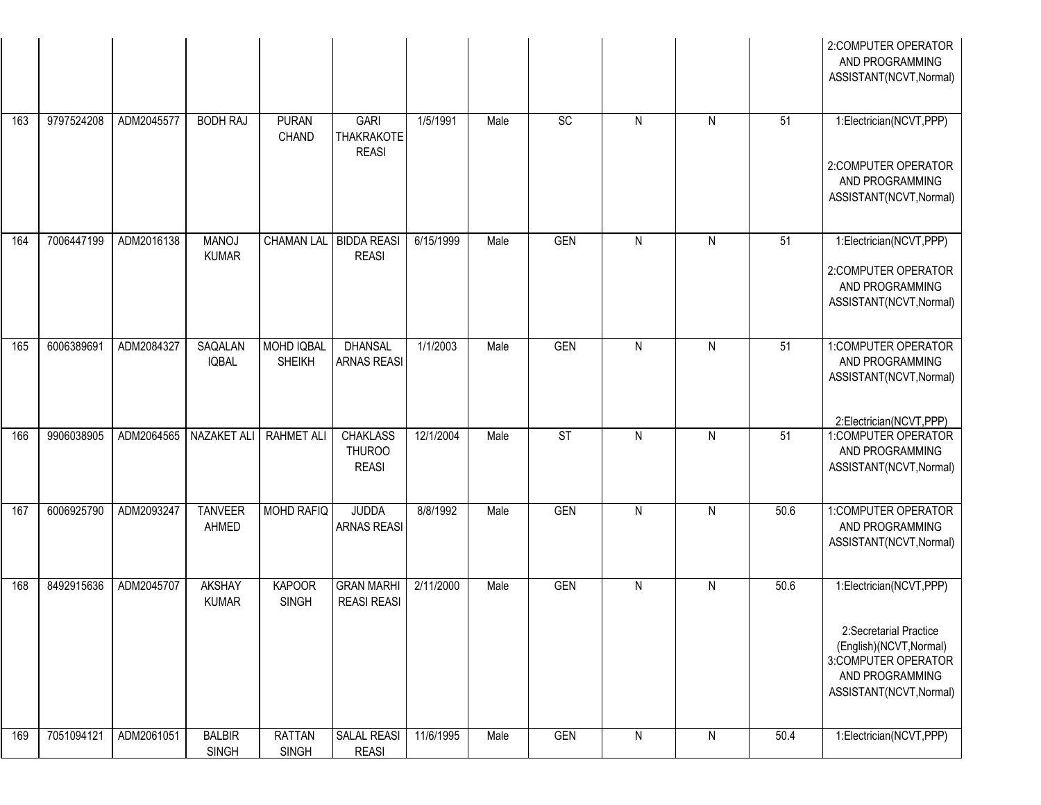| | | | | | | | | | | | | |
|---|---|---|---|---|---|---|---|---|---|---|---|---|
| | | | | | | | | | | | | 2:COMPUTER OPERATOR AND PROGRAMMING ASSISTANT(NCVT,Normal) |
| 163 | 9797524208 | ADM2045577 | BODH RAJ | PURAN CHAND | GARI THAKRAKOTE REASI | 1/5/1991 | Male | SC | N | N | 51 | 1:Electrician(NCVT,PPP) 2:COMPUTER OPERATOR AND PROGRAMMING ASSISTANT(NCVT,Normal) |
| 164 | 7006447199 | ADM2016138 | MANOJ KUMAR | CHAMAN LAL | BIDDA REASI REASI | 6/15/1999 | Male | GEN | N | N | 51 | 1:Electrician(NCVT,PPP) 2:COMPUTER OPERATOR AND PROGRAMMING ASSISTANT(NCVT,Normal) |
| 165 | 6006389691 | ADM2084327 | SAQALAN IQBAL | MOHD IQBAL SHEIKH | DHANSAL ARNAS REASI | 1/1/2003 | Male | GEN | N | N | 51 | 1:COMPUTER OPERATOR AND PROGRAMMING ASSISTANT(NCVT,Normal) 2:Electrician(NCVT,PPP) |
| 166 | 9906038905 | ADM2064565 | NAZAKET ALI | RAHMET ALI | CHAKLASS THUROO REASI | 12/1/2004 | Male | ST | N | N | 51 | 1:COMPUTER OPERATOR AND PROGRAMMING ASSISTANT(NCVT,Normal) |
| 167 | 6006925790 | ADM2093247 | TANVEER AHMED | MOHD RAFIQ | JUDDA ARNAS REASI | 8/8/1992 | Male | GEN | N | N | 50.6 | 1:COMPUTER OPERATOR AND PROGRAMMING ASSISTANT(NCVT,Normal) |
| 168 | 8492915636 | ADM2045707 | AKSHAY KUMAR | KAPOOR SINGH | GRAN MARHI REASI REASI | 2/11/2000 | Male | GEN | N | N | 50.6 | 1:Electrician(NCVT,PPP) 2:Secretarial Practice (English)(NCVT,Normal) 3:COMPUTER OPERATOR AND PROGRAMMING ASSISTANT(NCVT,Normal) |
| 169 | 7051094121 | ADM2061051 | BALBIR SINGH | RATTAN SINGH | SALAL REASI REASI | 11/6/1995 | Male | GEN | N | N | 50.4 | 1:Electrician(NCVT,PPP) |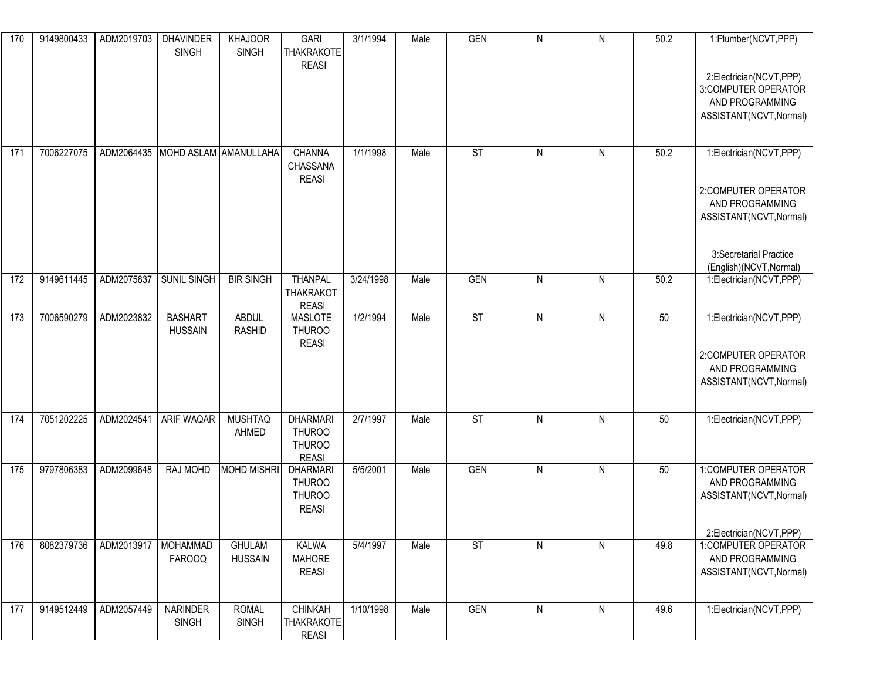| | | | | | | | | | | | | |
|---|---|---|---|---|---|---|---|---|---|---|---|---|
| 170 | 9149800433 | ADM2019703 | DHAVINDER SINGH | KHAJOOR SINGH | GARI THAKRAKOTE REASI | 3/1/1994 | Male | GEN | N | N | 50.2 | 1:Plumber(NCVT,PPP)<br><br>2:Electrician(NCVT,PPP)<br>3:COMPUTER OPERATOR AND PROGRAMMING ASSISTANT(NCVT,Normal) |
| 171 | 7006227075 | ADM2064435 | MOHD ASLAM | AMANULLAHA | CHANNA CHASSANA REASI | 1/1/1998 | Male | ST | N | N | 50.2 | 1:Electrician(NCVT,PPP)<br><br>2:COMPUTER OPERATOR AND PROGRAMMING ASSISTANT(NCVT,Normal)<br><br>3:Secretarial Practice (English)(NCVT,Normal) |
| 172 | 9149611445 | ADM2075837 | SUNIL SINGH | BIR SINGH | THANPAL THAKRAKOT REASI | 3/24/1998 | Male | GEN | N | N | 50.2 | 1:Electrician(NCVT,PPP) |
| 173 | 7006590279 | ADM2023832 | BASHART HUSSAIN | ABDUL RASHID | MASLOTE THUROO REASI | 1/2/1994 | Male | ST | N | N | 50 | 1:Electrician(NCVT,PPP)<br><br>2:COMPUTER OPERATOR AND PROGRAMMING ASSISTANT(NCVT,Normal) |
| 174 | 7051202225 | ADM2024541 | ARIF WAQAR | MUSHTAQ AHMED | DHARMARI THUROO THUROO REASI | 2/7/1997 | Male | ST | N | N | 50 | 1:Electrician(NCVT,PPP) |
| 175 | 9797806383 | ADM2099648 | RAJ MOHD | MOHD MISHRI | DHARMARI THUROO THUROO REASI | 5/5/2001 | Male | GEN | N | N | 50 | 1:COMPUTER OPERATOR AND PROGRAMMING ASSISTANT(NCVT,Normal)<br><br>2:Electrician(NCVT,PPP) |
| 176 | 8082379736 | ADM2013917 | MOHAMMAD FAROOQ | GHULAM HUSSAIN | KALWA MAHORE REASI | 5/4/1997 | Male | ST | N | N | 49.8 | 1:COMPUTER OPERATOR AND PROGRAMMING ASSISTANT(NCVT,Normal) |
| 177 | 9149512449 | ADM2057449 | NARINDER SINGH | ROMAL SINGH | CHINKAH THAKRAKOTE REASI | 1/10/1998 | Male | GEN | N | N | 49.6 | 1:Electrician(NCVT,PPP) |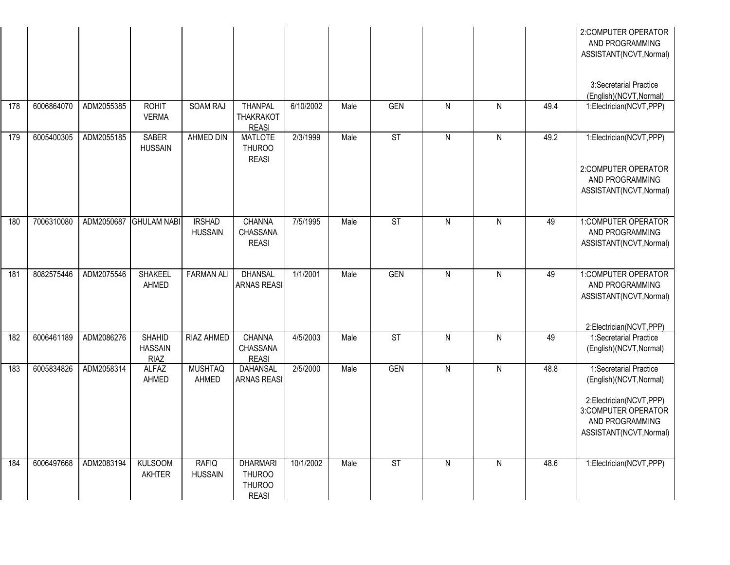| | | | | | | | | | | | |
|---|---|---|---|---|---|---|---|---|---|---|---|
| | | | | | | | | | | | 2:COMPUTER OPERATOR AND PROGRAMMING ASSISTANT(NCVT,Normal)<br><br>3:Secretarial Practice (English)(NCVT,Normal) |
| 178 | 6006864070 | ADM2055385 | ROHIT VERMA | SOAM RAJ | THANPAL THAKRAKOT REASI | 6/10/2002 | Male | GEN | N | N | 49.4 | 1:Electrician(NCVT,PPP) |
| 179 | 6005400305 | ADM2055185 | SABER HUSSAIN | AHMED DIN | MATLOTE THUROO REASI | 2/3/1999 | Male | ST | N | N | 49.2 | 1:Electrician(NCVT,PPP)<br><br>2:COMPUTER OPERATOR AND PROGRAMMING ASSISTANT(NCVT,Normal) |
| 180 | 7006310080 | ADM2050687 | GHULAM NABI | IRSHAD HUSSAIN | CHANNA CHASSANA REASI | 7/5/1995 | Male | ST | N | N | 49 | 1:COMPUTER OPERATOR AND PROGRAMMING ASSISTANT(NCVT,Normal) |
| 181 | 8082575446 | ADM2075546 | SHAKEEL AHMED | FARMAN ALI | DHANSAL ARNAS REASI | 1/1/2001 | Male | GEN | N | N | 49 | 1:COMPUTER OPERATOR AND PROGRAMMING ASSISTANT(NCVT,Normal)<br><br>2:Electrician(NCVT,PPP) |
| 182 | 6006461189 | ADM2086276 | SHAHID HASSAIN RIAZ | RIAZ AHMED | CHANNA CHASSANA REASI | 4/5/2003 | Male | ST | N | N | 49 | 1:Secretarial Practice (English)(NCVT,Normal) |
| 183 | 6005834826 | ADM2058314 | ALFAZ AHMED | MUSHTAQ AHMED | DAHANSAL ARNAS REASI | 2/5/2000 | Male | GEN | N | N | 48.8 | 1:Secretarial Practice (English)(NCVT,Normal)<br><br>2:Electrician(NCVT,PPP)<br>3:COMPUTER OPERATOR AND PROGRAMMING ASSISTANT(NCVT,Normal) |
| 184 | 6006497668 | ADM2083194 | KULSOOM AKHTER | RAFIQ HUSSAIN | DHARMARI THUROO THUROO REASI | 10/1/2002 | Male | ST | N | N | 48.6 | 1:Electrician(NCVT,PPP) |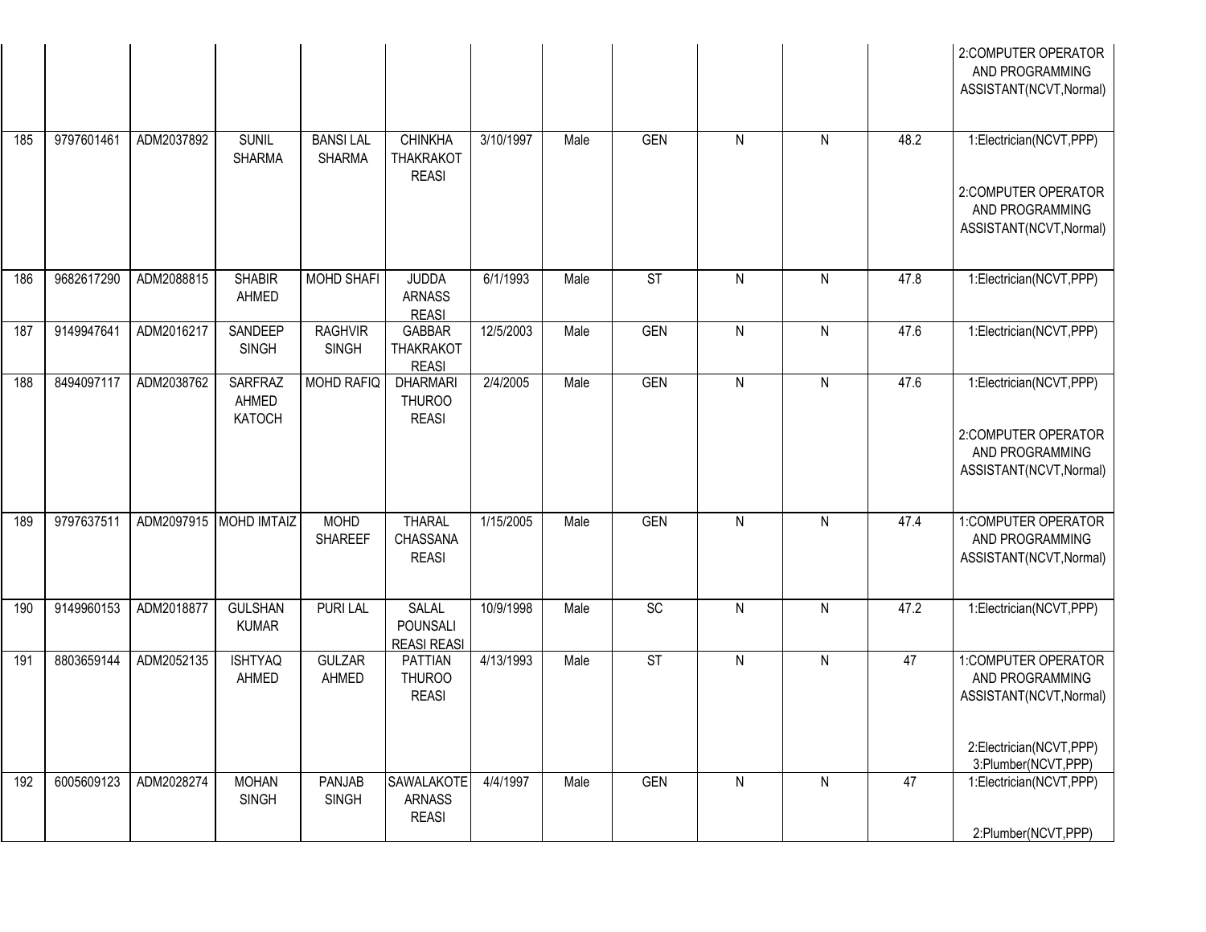| | | | | | | | | | | | | |
|---|---|---|---|---|---|---|---|---|---|---|---|---|
| | | | | | | | | | | | | 2:COMPUTER OPERATOR AND PROGRAMMING ASSISTANT(NCVT,Normal) |
| 185 | 9797601461 | ADM2037892 | SUNIL SHARMA | BANSI LAL SHARMA | CHINKHA THAKRAKOT REASI | 3/10/1997 | Male | GEN | N | N | 48.2 | 1:Electrician(NCVT,PPP) 2:COMPUTER OPERATOR AND PROGRAMMING ASSISTANT(NCVT,Normal) |
| 186 | 9682617290 | ADM2088815 | SHABIR AHMED | MOHD SHAFI | JUDDA ARNASS REASI | 6/1/1993 | Male | ST | N | N | 47.8 | 1:Electrician(NCVT,PPP) |
| 187 | 9149947641 | ADM2016217 | SANDEEP SINGH | RAGHVIR SINGH | GABBAR THAKRAKOT REASI | 12/5/2003 | Male | GEN | N | N | 47.6 | 1:Electrician(NCVT,PPP) |
| 188 | 8494097117 | ADM2038762 | SARFRAZ AHMED KATOCH | MOHD RAFIQ | DHARMARI THUROO REASI | 2/4/2005 | Male | GEN | N | N | 47.6 | 1:Electrician(NCVT,PPP) 2:COMPUTER OPERATOR AND PROGRAMMING ASSISTANT(NCVT,Normal) |
| 189 | 9797637511 | ADM2097915 | MOHD IMTAIZ | MOHD SHAREEF | THARAL CHASSANA REASI | 1/15/2005 | Male | GEN | N | N | 47.4 | 1:COMPUTER OPERATOR AND PROGRAMMING ASSISTANT(NCVT,Normal) |
| 190 | 9149960153 | ADM2018877 | GULSHAN KUMAR | PURI LAL | SALAL POUNSALI REASI REASI | 10/9/1998 | Male | SC | N | N | 47.2 | 1:Electrician(NCVT,PPP) |
| 191 | 8803659144 | ADM2052135 | ISHTYAQ AHMED | GULZAR AHMED | PATTIAN THUROO REASI | 4/13/1993 | Male | ST | N | N | 47 | 1:COMPUTER OPERATOR AND PROGRAMMING ASSISTANT(NCVT,Normal) 2:Electrician(NCVT,PPP) 3:Plumber(NCVT,PPP) |
| 192 | 6005609123 | ADM2028274 | MOHAN SINGH | PANJAB SINGH | SAWALAKOTE ARNASS REASI | 4/4/1997 | Male | GEN | N | N | 47 | 1:Electrician(NCVT,PPP) 2:Plumber(NCVT,PPP) |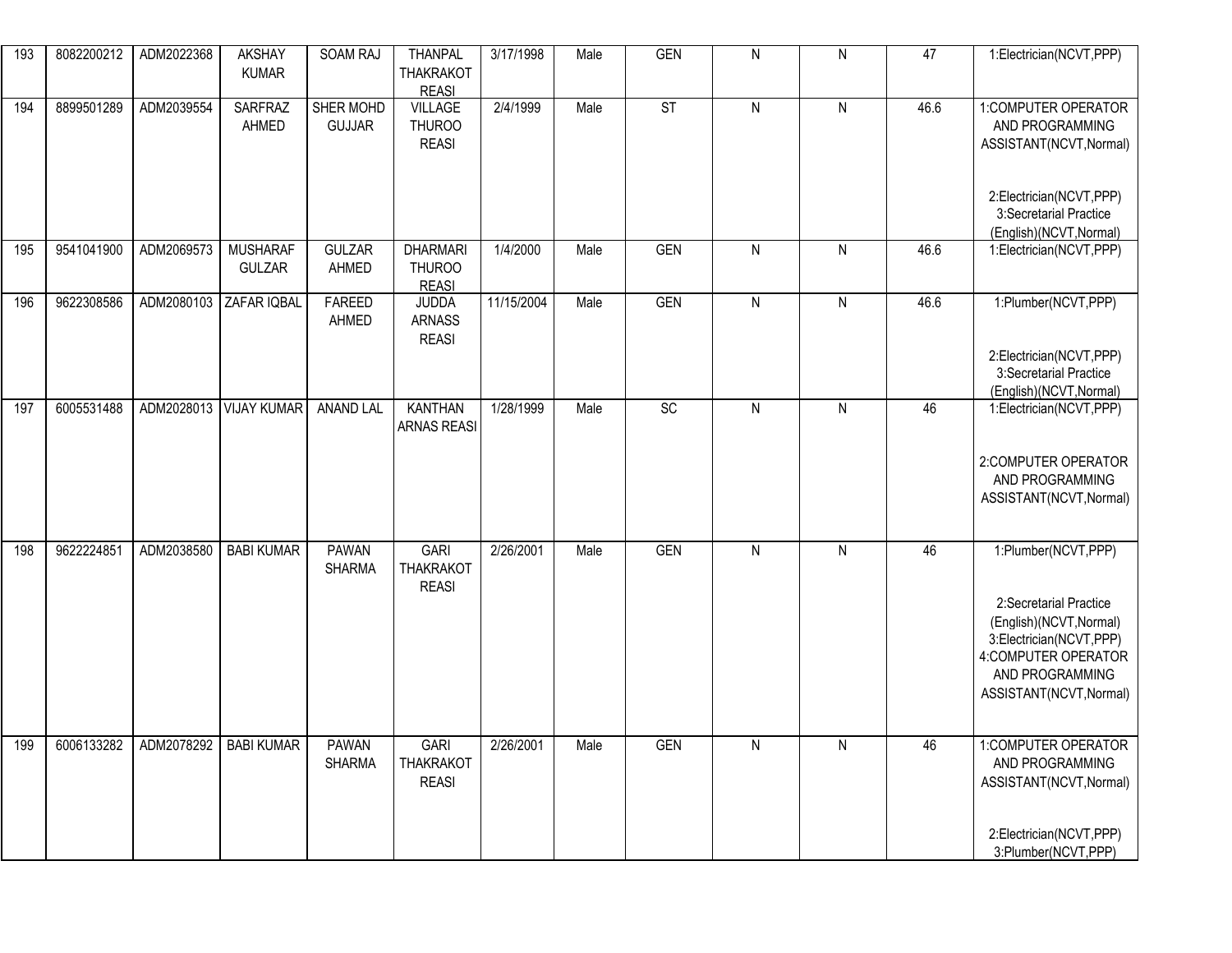| 193 | 8082200212 | ADM2022368 | AKSHAY KUMAR | SOAM RAJ | THANPAL THAKRAKOT REASI | 3/17/1998 | Male | GEN | N | N | 47 | 1:Electrician(NCVT,PPP) |
|---|---|---|---|---|---|---|---|---|---|---|---|---|
| 194 | 8899501289 | ADM2039554 | SARFRAZ AHMED | SHER MOHD GUJJAR | VILLAGE THUROO REASI | 2/4/1999 | Male | ST | N | N | 46.6 | 1:COMPUTER OPERATOR AND PROGRAMMING ASSISTANT(NCVT,Normal) 2:Electrician(NCVT,PPP) 3:Secretarial Practice (English)(NCVT,Normal) |
| 195 | 9541041900 | ADM2069573 | MUSHARAF GULZAR | GULZAR AHMED | DHARMARI THUROO REASI | 1/4/2000 | Male | GEN | N | N | 46.6 | 1:Electrician(NCVT,PPP) |
| 196 | 9622308586 | ADM2080103 | ZAFAR IQBAL | FAREED AHMED | JUDDA ARNASS REASI | 11/15/2004 | Male | GEN | N | N | 46.6 | 1:Plumber(NCVT,PPP) 2:Electrician(NCVT,PPP) 3:Secretarial Practice (English)(NCVT,Normal) |
| 197 | 6005531488 | ADM2028013 | VIJAY KUMAR | ANAND LAL | KANTHAN ARNAS REASI | 1/28/1999 | Male | SC | N | N | 46 | 1:Electrician(NCVT,PPP) 2:COMPUTER OPERATOR AND PROGRAMMING ASSISTANT(NCVT,Normal) |
| 198 | 9622224851 | ADM2038580 | BABI KUMAR | PAWAN SHARMA | GARI THAKRAKOT REASI | 2/26/2001 | Male | GEN | N | N | 46 | 1:Plumber(NCVT,PPP) 2:Secretarial Practice (English)(NCVT,Normal) 3:Electrician(NCVT,PPP) 4:COMPUTER OPERATOR AND PROGRAMMING ASSISTANT(NCVT,Normal) |
| 199 | 6006133282 | ADM2078292 | BABI KUMAR | PAWAN SHARMA | GARI THAKRAKOT REASI | 2/26/2001 | Male | GEN | N | N | 46 | 1:COMPUTER OPERATOR AND PROGRAMMING ASSISTANT(NCVT,Normal) 2:Electrician(NCVT,PPP) 3:Plumber(NCVT,PPP) |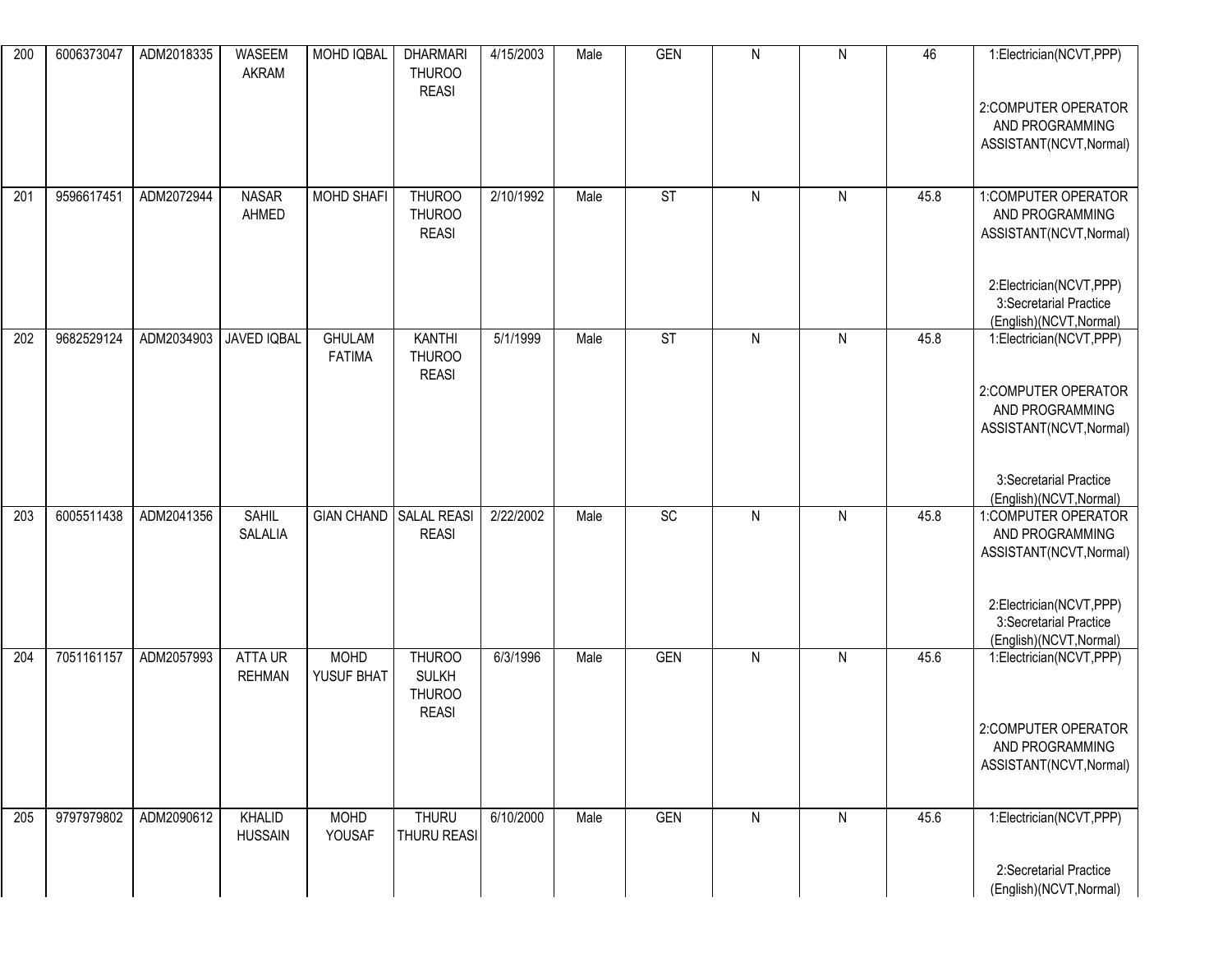| 200 | 6006373047 | ADM2018335 | WASEEM AKRAM | MOHD IQBAL | DHARMARI THUROO REASI | 4/15/2003 | Male | GEN | N | N | 46 | 1:Electrician(NCVT,PPP) 2:COMPUTER OPERATOR AND PROGRAMMING ASSISTANT(NCVT,Normal) |
|---|---|---|---|---|---|---|---|---|---|---|---|---|
| 201 | 9596617451 | ADM2072944 | NASAR AHMED | MOHD SHAFI | THUROO THUROO REASI | 2/10/1992 | Male | ST | N | N | 45.8 | 1:COMPUTER OPERATOR AND PROGRAMMING ASSISTANT(NCVT,Normal) 2:Electrician(NCVT,PPP) 3:Secretarial Practice (English)(NCVT,Normal) |
| 202 | 9682529124 | ADM2034903 | JAVED IQBAL | GHULAM FATIMA | KANTHI THUROO REASI | 5/1/1999 | Male | ST | N | N | 45.8 | 1:Electrician(NCVT,PPP) 2:COMPUTER OPERATOR AND PROGRAMMING ASSISTANT(NCVT,Normal) 3:Secretarial Practice (English)(NCVT,Normal) |
| 203 | 6005511438 | ADM2041356 | SAHIL SALALIA | GIAN CHAND | SALAL REASI REASI | 2/22/2002 | Male | SC | N | N | 45.8 | 1:COMPUTER OPERATOR AND PROGRAMMING ASSISTANT(NCVT,Normal) 2:Electrician(NCVT,PPP) 3:Secretarial Practice (English)(NCVT,Normal) |
| 204 | 7051161157 | ADM2057993 | ATTA UR REHMAN | MOHD YUSUF BHAT | THUROO SULKH THUROO REASI | 6/3/1996 | Male | GEN | N | N | 45.6 | 1:Electrician(NCVT,PPP) 2:COMPUTER OPERATOR AND PROGRAMMING ASSISTANT(NCVT,Normal) |
| 205 | 9797979802 | ADM2090612 | KHALID HUSSAIN | MOHD YOUSAF | THURU THURU REASI | 6/10/2000 | Male | GEN | N | N | 45.6 | 1:Electrician(NCVT,PPP) 2:Secretarial Practice (English)(NCVT,Normal) |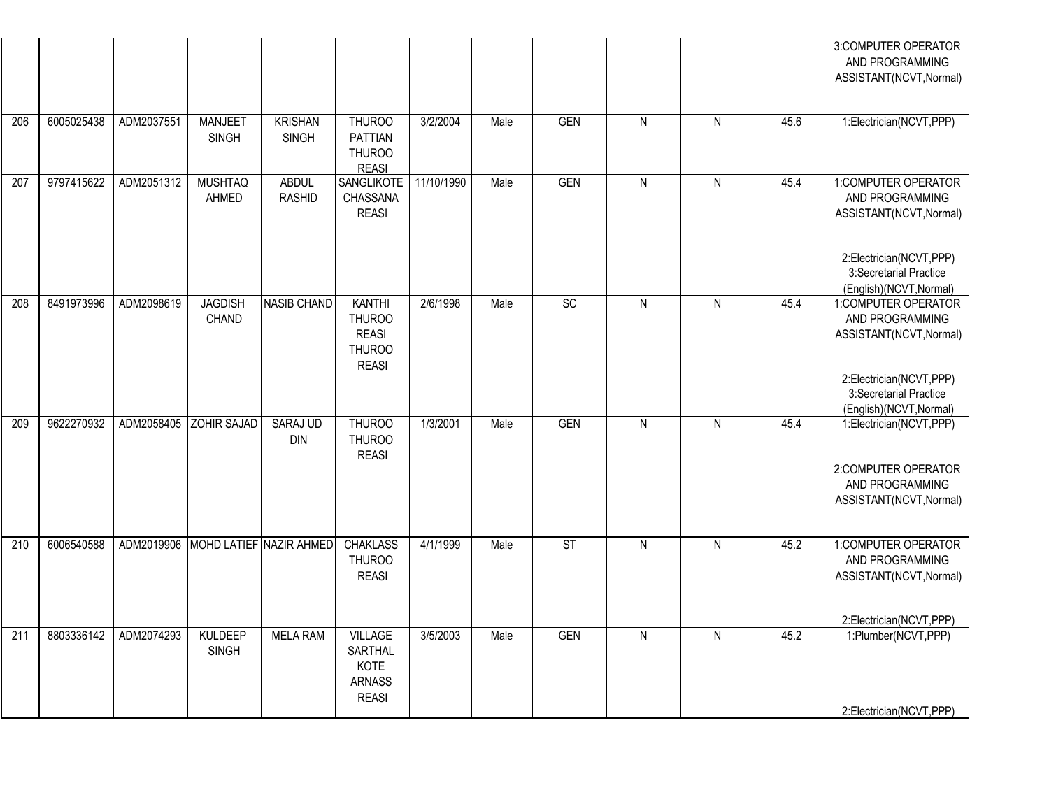| | | | | | | | | | | | | |
|---|---|---|---|---|---|---|---|---|---|---|---|---|
| | | | | | | | | | | | | 3:COMPUTER OPERATOR AND PROGRAMMING ASSISTANT(NCVT,Normal) |
| 206 | 6005025438 | ADM2037551 | MANJEET SINGH | KRISHAN SINGH | THUROO PATTIAN THUROO REASI | 3/2/2004 | Male | GEN | N | N | 45.6 | 1:Electrician(NCVT,PPP) |
| 207 | 9797415622 | ADM2051312 | MUSHTAQ AHMED | ABDUL RASHID | SANGLIKOTE CHASSANA REASI | 11/10/1990 | Male | GEN | N | N | 45.4 | 1:COMPUTER OPERATOR AND PROGRAMMING ASSISTANT(NCVT,Normal) 2:Electrician(NCVT,PPP) 3:Secretarial Practice (English)(NCVT,Normal) |
| 208 | 8491973996 | ADM2098619 | JAGDISH CHAND | NASIB CHAND | KANTHI THUROO REASI THUROO REASI | 2/6/1998 | Male | SC | N | N | 45.4 | 1:COMPUTER OPERATOR AND PROGRAMMING ASSISTANT(NCVT,Normal) 2:Electrician(NCVT,PPP) 3:Secretarial Practice (English)(NCVT,Normal) |
| 209 | 9622270932 | ADM2058405 | ZOHIR SAJAD | SARAJ UD DIN | THUROO THUROO REASI | 1/3/2001 | Male | GEN | N | N | 45.4 | 1:Electrician(NCVT,PPP) 2:COMPUTER OPERATOR AND PROGRAMMING ASSISTANT(NCVT,Normal) |
| 210 | 6006540588 | ADM2019906 | MOHD LATIEF | NAZIR AHMED | CHAKLASS THUROO REASI | 4/1/1999 | Male | ST | N | N | 45.2 | 1:COMPUTER OPERATOR AND PROGRAMMING ASSISTANT(NCVT,Normal) 2:Electrician(NCVT,PPP) |
| 211 | 8803336142 | ADM2074293 | KULDEEP SINGH | MELA RAM | VILLAGE SARTHAL KOTE ARNASS REASI | 3/5/2003 | Male | GEN | N | N | 45.2 | 1:Plumber(NCVT,PPP) 2:Electrician(NCVT,PPP) |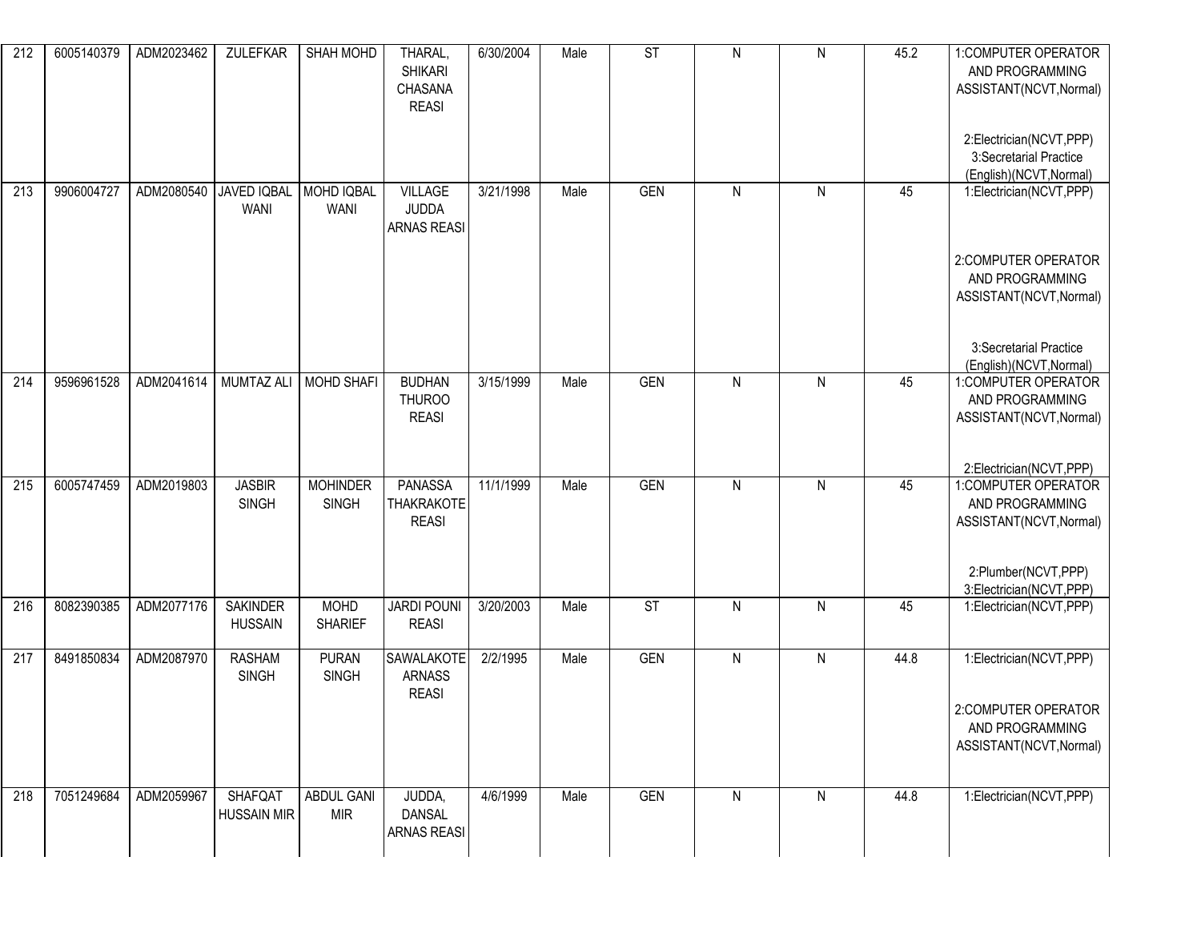| 212 | 6005140379 | ADM2023462 | ZULEFKAR | SHAH MOHD | THARAL, SHIKARI CHASANA REASI | 6/30/2004 | Male | ST | N | N | 45.2 | 1:COMPUTER OPERATOR AND PROGRAMMING ASSISTANT(NCVT,Normal) 2:Electrician(NCVT,PPP) 3:Secretarial Practice (English)(NCVT,Normal) |
|---|---|---|---|---|---|---|---|---|---|---|---|---|
| 213 | 9906004727 | ADM2080540 | JAVED IQBAL WANI | MOHD IQBAL WANI | VILLAGE JUDDA ARNAS REASI | 3/21/1998 | Male | GEN | N | N | 45 | 1:Electrician(NCVT,PPP) 2:COMPUTER OPERATOR AND PROGRAMMING ASSISTANT(NCVT,Normal) 3:Secretarial Practice (English)(NCVT,Normal) |
| 214 | 9596961528 | ADM2041614 | MUMTAZ ALI | MOHD SHAFI | BUDHAN THUROO REASI | 3/15/1999 | Male | GEN | N | N | 45 | 1:COMPUTER OPERATOR AND PROGRAMMING ASSISTANT(NCVT,Normal) 2:Electrician(NCVT,PPP) |
| 215 | 6005747459 | ADM2019803 | JASBIR SINGH | MOHINDER SINGH | PANASSA THAKRAKOTE REASI | 11/1/1999 | Male | GEN | N | N | 45 | 1:COMPUTER OPERATOR AND PROGRAMMING ASSISTANT(NCVT,Normal) 2:Plumber(NCVT,PPP) 3:Electrician(NCVT,PPP) |
| 216 | 8082390385 | ADM2077176 | SAKINDER HUSSAIN | MOHD SHARIEF | JARDI POUNI REASI | 3/20/2003 | Male | ST | N | N | 45 | 1:Electrician(NCVT,PPP) |
| 217 | 8491850834 | ADM2087970 | RASHAM SINGH | PURAN SINGH | SAWALAKOTE ARNASS REASI | 2/2/1995 | Male | GEN | N | N | 44.8 | 1:Electrician(NCVT,PPP) 2:COMPUTER OPERATOR AND PROGRAMMING ASSISTANT(NCVT,Normal) |
| 218 | 7051249684 | ADM2059967 | SHAFQAT HUSSAIN MIR | ABDUL GANI MIR | JUDDA, DANSAL ARNAS REASI | 4/6/1999 | Male | GEN | N | N | 44.8 | 1:Electrician(NCVT,PPP) |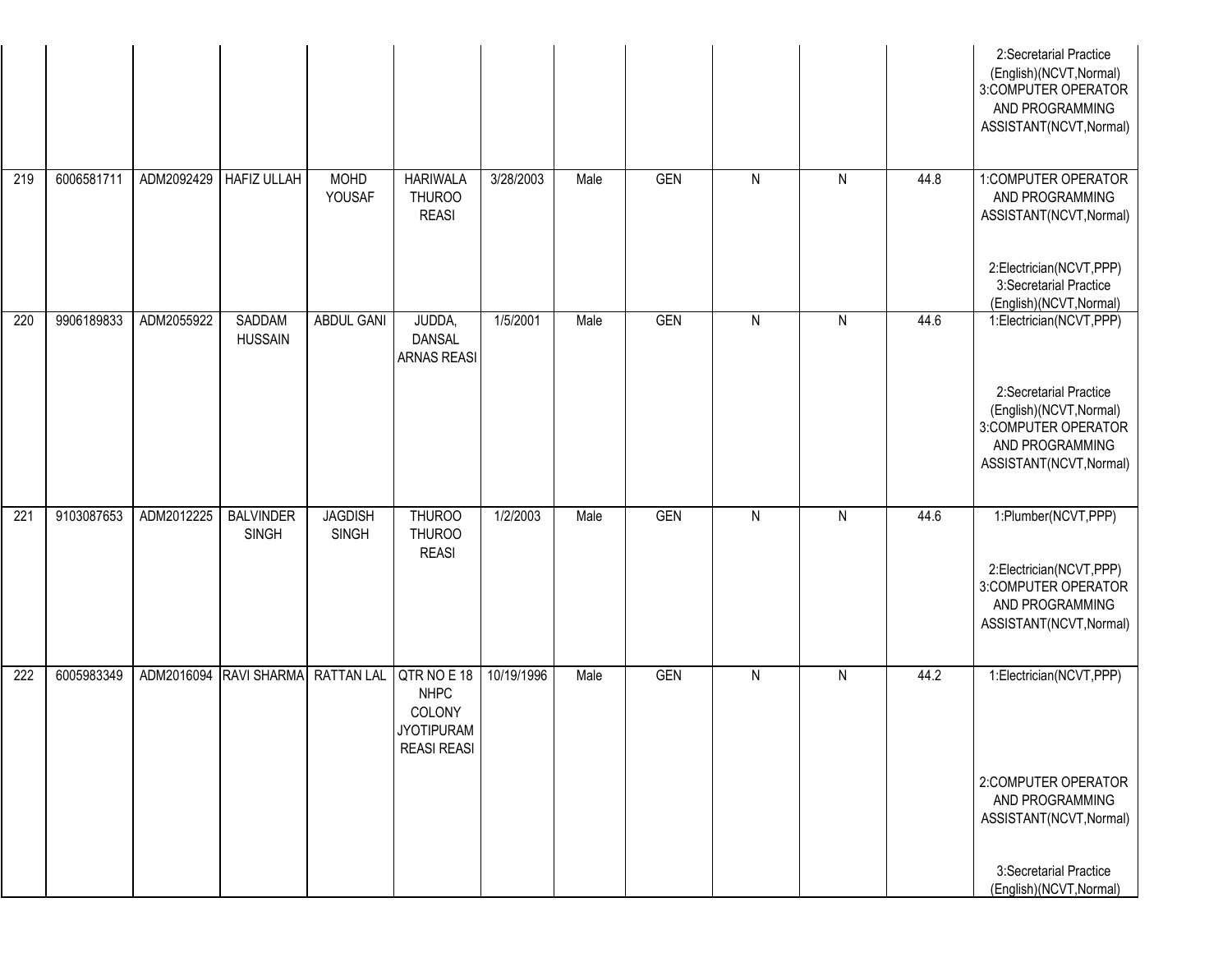| | | | | | | | | | | | | |
|---|---|---|---|---|---|---|---|---|---|---|---|---|
| | | | | | | | | | | | | 2:Secretarial Practice (English)(NCVT,Normal) 3:COMPUTER OPERATOR AND PROGRAMMING ASSISTANT(NCVT,Normal) |
| 219 | 6006581711 | ADM2092429 | HAFIZ ULLAH | MOHD YOUSAF | HARIWALA THUROO REASI | 3/28/2003 | Male | GEN | N | N | 44.8 | 1:COMPUTER OPERATOR AND PROGRAMMING ASSISTANT(NCVT,Normal) 2:Electrician(NCVT,PPP) 3:Secretarial Practice (English)(NCVT,Normal) |
| 220 | 9906189833 | ADM2055922 | SADDAM HUSSAIN | ABDUL GANI | JUDDA, DANSAL ARNAS REASI | 1/5/2001 | Male | GEN | N | N | 44.6 | 1:Electrician(NCVT,PPP) 2:Secretarial Practice (English)(NCVT,Normal) 3:COMPUTER OPERATOR AND PROGRAMMING ASSISTANT(NCVT,Normal) |
| 221 | 9103087653 | ADM2012225 | BALVINDER SINGH | JAGDISH SINGH | THUROO THUROO REASI | 1/2/2003 | Male | GEN | N | N | 44.6 | 1:Plumber(NCVT,PPP) 2:Electrician(NCVT,PPP) 3:COMPUTER OPERATOR AND PROGRAMMING ASSISTANT(NCVT,Normal) |
| 222 | 6005983349 | ADM2016094 | RAVI SHARMA | RATTAN LAL | QTR NO E 18 NHPC COLONY JYOTIPURAM REASI REASI | 10/19/1996 | Male | GEN | N | N | 44.2 | 1:Electrician(NCVT,PPP) 2:COMPUTER OPERATOR AND PROGRAMMING ASSISTANT(NCVT,Normal) 3:Secretarial Practice (English)(NCVT,Normal) |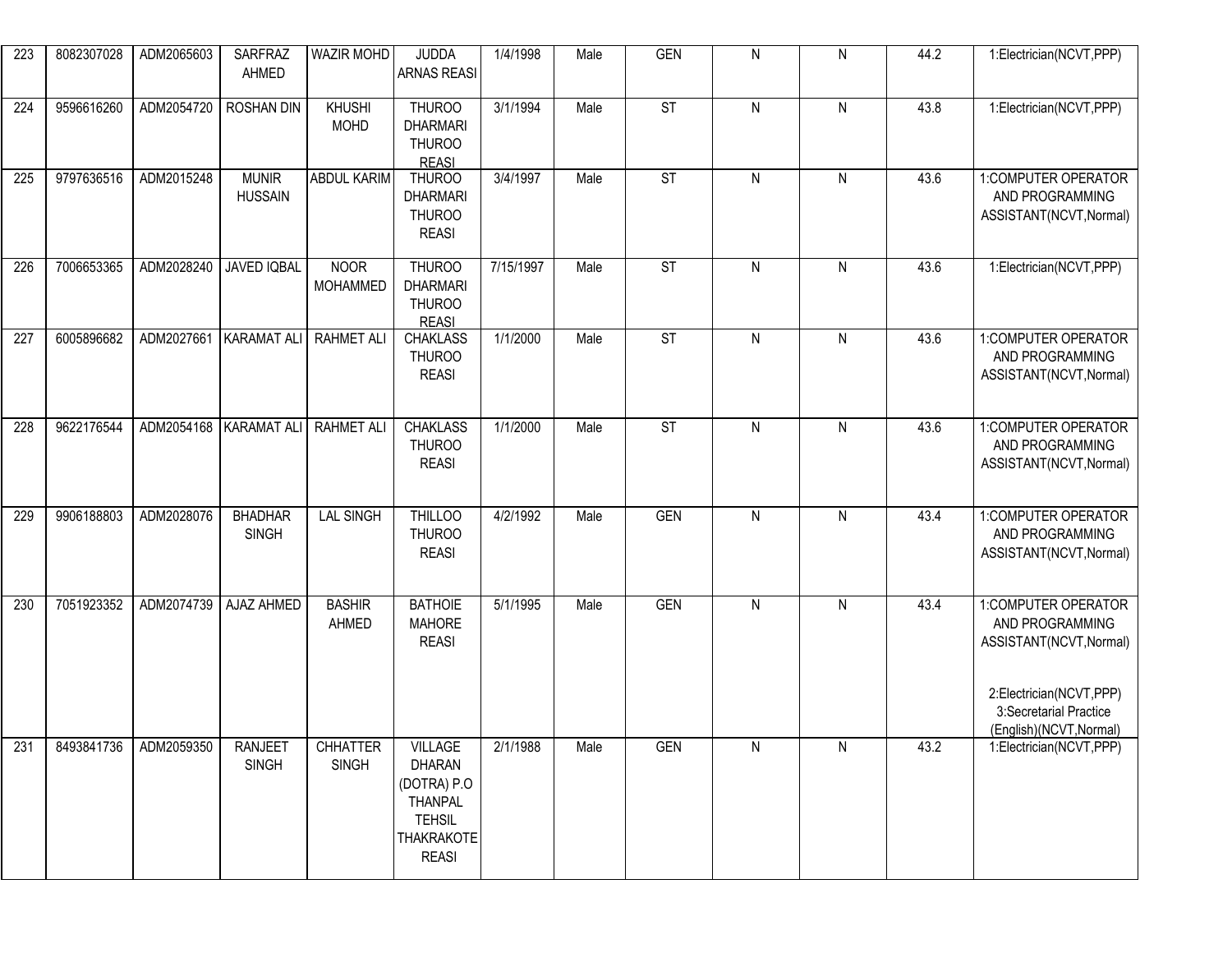| 223 | 8082307028 | ADM2065603 | SARFRAZ AHMED | WAZIR MOHD | JUDDA ARNAS REASI | 1/4/1998 | Male | GEN | N | N | 44.2 | 1:Electrician(NCVT,PPP) |
|---|---|---|---|---|---|---|---|---|---|---|---|---|
| 224 | 9596616260 | ADM2054720 | ROSHAN DIN | KHUSHI MOHD | THUROO DHARMARI THUROO REASI | 3/1/1994 | Male | ST | N | N | 43.8 | 1:Electrician(NCVT,PPP) |
| 225 | 9797636516 | ADM2015248 | MUNIR HUSSAIN | ABDUL KARIM | THUROO DHARMARI THUROO REASI | 3/4/1997 | Male | ST | N | N | 43.6 | 1:COMPUTER OPERATOR AND PROGRAMMING ASSISTANT(NCVT,Normal) |
| 226 | 7006653365 | ADM2028240 | JAVED IQBAL | NOOR MOHAMMED | THUROO DHARMARI THUROO REASI | 7/15/1997 | Male | ST | N | N | 43.6 | 1:Electrician(NCVT,PPP) |
| 227 | 6005896682 | ADM2027661 | KARAMAT ALI | RAHMET ALI | CHAKLASS THUROO REASI | 1/1/2000 | Male | ST | N | N | 43.6 | 1:COMPUTER OPERATOR AND PROGRAMMING ASSISTANT(NCVT,Normal) |
| 228 | 9622176544 | ADM2054168 | KARAMAT ALI | RAHMET ALI | CHAKLASS THUROO REASI | 1/1/2000 | Male | ST | N | N | 43.6 | 1:COMPUTER OPERATOR AND PROGRAMMING ASSISTANT(NCVT,Normal) |
| 229 | 9906188803 | ADM2028076 | BHADHAR SINGH | LAL SINGH | THILLOO THUROO REASI | 4/2/1992 | Male | GEN | N | N | 43.4 | 1:COMPUTER OPERATOR AND PROGRAMMING ASSISTANT(NCVT,Normal) |
| 230 | 7051923352 | ADM2074739 | AJAZ AHMED | BASHIR AHMED | BATHOIE MAHORE REASI | 5/1/1995 | Male | GEN | N | N | 43.4 | 1:COMPUTER OPERATOR AND PROGRAMMING ASSISTANT(NCVT,Normal) 2:Electrician(NCVT,PPP) 3:Secretarial Practice (English)(NCVT,Normal) |
| 231 | 8493841736 | ADM2059350 | RANJEET SINGH | CHHATTER SINGH | VILLAGE DHARAN (DOTRA) P.O THANPAL TEHSIL THAKRAKOTE REASI | 2/1/1988 | Male | GEN | N | N | 43.2 | 1:Electrician(NCVT,PPP) |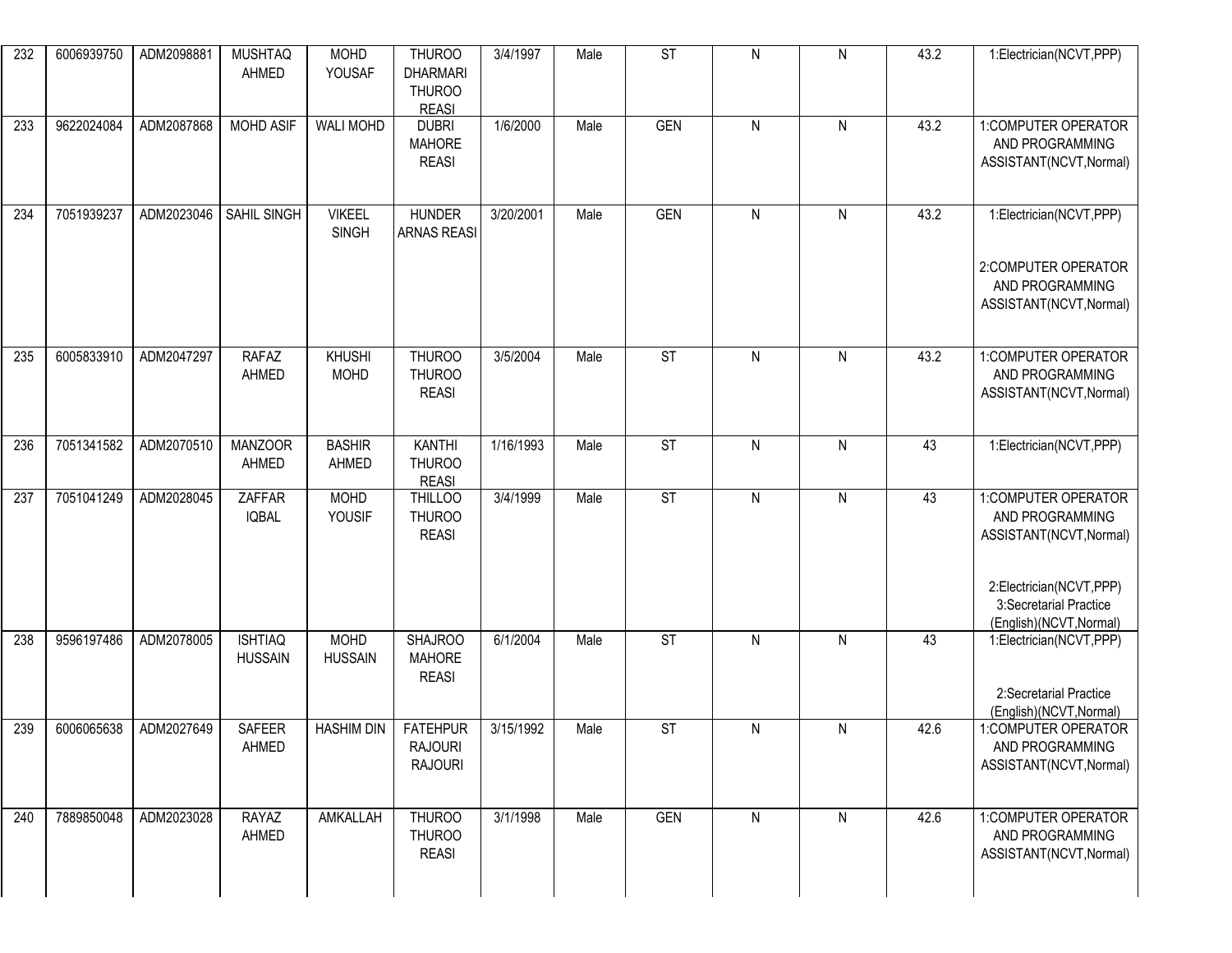| 232 | 6006939750 | ADM2098881 | MUSHTAQ AHMED | MOHD YOUSAF | THUROO DHARMARI THUROO REASI | 3/4/1997 | Male | ST | N | N | 43.2 | 1:Electrician(NCVT,PPP) |
|---|---|---|---|---|---|---|---|---|---|---|---|---|
| 233 | 9622024084 | ADM2087868 | MOHD ASIF | WALI MOHD | DUBRI MAHORE REASI | 1/6/2000 | Male | GEN | N | N | 43.2 | 1:COMPUTER OPERATOR AND PROGRAMMING ASSISTANT(NCVT,Normal) |
| 234 | 7051939237 | ADM2023046 | SAHIL SINGH | VIKEEL SINGH | HUNDER ARNAS REASI | 3/20/2001 | Male | GEN | N | N | 43.2 | 1:Electrician(NCVT,PPP) 2:COMPUTER OPERATOR AND PROGRAMMING ASSISTANT(NCVT,Normal) |
| 235 | 6005833910 | ADM2047297 | RAFAZ AHMED | KHUSHI MOHD | THUROO THUROO REASI | 3/5/2004 | Male | ST | N | N | 43.2 | 1:COMPUTER OPERATOR AND PROGRAMMING ASSISTANT(NCVT,Normal) |
| 236 | 7051341582 | ADM2070510 | MANZOOR AHMED | BASHIR AHMED | KANTHI THUROO REASI | 1/16/1993 | Male | ST | N | N | 43 | 1:Electrician(NCVT,PPP) |
| 237 | 7051041249 | ADM2028045 | ZAFFAR IQBAL | MOHD YOUSIF | THILLOO THUROO REASI | 3/4/1999 | Male | ST | N | N | 43 | 1:COMPUTER OPERATOR AND PROGRAMMING ASSISTANT(NCVT,Normal) 2:Electrician(NCVT,PPP) 3:Secretarial Practice (English)(NCVT,Normal) |
| 238 | 9596197486 | ADM2078005 | ISHTIAQ HUSSAIN | MOHD HUSSAIN | SHAJROO MAHORE REASI | 6/1/2004 | Male | ST | N | N | 43 | 1:Electrician(NCVT,PPP) 2:Secretarial Practice (English)(NCVT,Normal) |
| 239 | 6006065638 | ADM2027649 | SAFEER AHMED | HASHIM DIN | FATEHPUR RAJOURI RAJOURI | 3/15/1992 | Male | ST | N | N | 42.6 | 1:COMPUTER OPERATOR AND PROGRAMMING ASSISTANT(NCVT,Normal) |
| 240 | 7889850048 | ADM2023028 | RAYAZ AHMED | AMKALLAH | THUROO THUROO REASI | 3/1/1998 | Male | GEN | N | N | 42.6 | 1:COMPUTER OPERATOR AND PROGRAMMING ASSISTANT(NCVT,Normal) |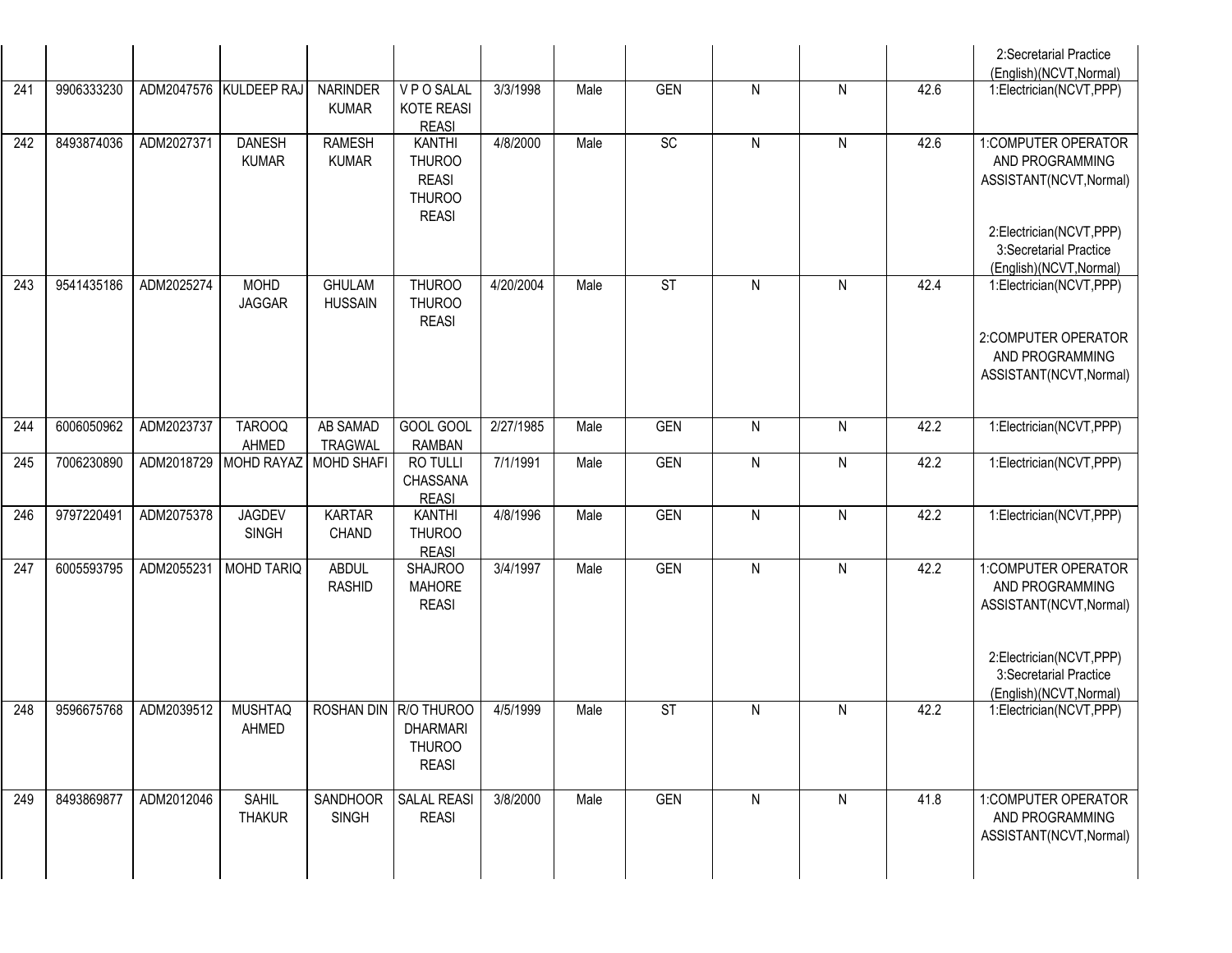| | | | | | | | | | | | | |
|---|---|---|---|---|---|---|---|---|---|---|---|---|
| | | | | | | | | | | | | 2:Secretarial Practice (English)(NCVT,Normal) |
| 241 | 9906333230 | ADM2047576 | KULDEEP RAJ | NARINDER KUMAR | V P O SALAL KOTE REASI REASI | 3/3/1998 | Male | GEN | N | N | 42.6 | 1:Electrician(NCVT,PPP) |
| 242 | 8493874036 | ADM2027371 | DANESH KUMAR | RAMESH KUMAR | KANTHI THUROO REASI THUROO REASI | 4/8/2000 | Male | SC | N | N | 42.6 | 1:COMPUTER OPERATOR AND PROGRAMMING ASSISTANT(NCVT,Normal) 2:Electrician(NCVT,PPP) 3:Secretarial Practice (English)(NCVT,Normal) |
| 243 | 9541435186 | ADM2025274 | MOHD JAGGAR | GHULAM HUSSAIN | THUROO THUROO REASI | 4/20/2004 | Male | ST | N | N | 42.4 | 1:Electrician(NCVT,PPP) 2:COMPUTER OPERATOR AND PROGRAMMING ASSISTANT(NCVT,Normal) |
| 244 | 6006050962 | ADM2023737 | TAROOQ AHMED | AB SAMAD TRAGWAL | GOOL GOOL RAMBAN | 2/27/1985 | Male | GEN | N | N | 42.2 | 1:Electrician(NCVT,PPP) |
| 245 | 7006230890 | ADM2018729 | MOHD RAYAZ | MOHD SHAFI | RO TULLI CHASSANA REASI | 7/1/1991 | Male | GEN | N | N | 42.2 | 1:Electrician(NCVT,PPP) |
| 246 | 9797220491 | ADM2075378 | JAGDEV SINGH | KARTAR CHAND | KANTHI THUROO REASI | 4/8/1996 | Male | GEN | N | N | 42.2 | 1:Electrician(NCVT,PPP) |
| 247 | 6005593795 | ADM2055231 | MOHD TARIQ | ABDUL RASHID | SHAJROO MAHORE REASI | 3/4/1997 | Male | GEN | N | N | 42.2 | 1:COMPUTER OPERATOR AND PROGRAMMING ASSISTANT(NCVT,Normal) 2:Electrician(NCVT,PPP) 3:Secretarial Practice (English)(NCVT,Normal) |
| 248 | 9596675768 | ADM2039512 | MUSHTAQ AHMED | ROSHAN DIN | R/O THUROO DHARMARI THUROO REASI | 4/5/1999 | Male | ST | N | N | 42.2 | 1:Electrician(NCVT,PPP) |
| 249 | 8493869877 | ADM2012046 | SAHIL THAKUR | SANDHOOR SINGH | SALAL REASI REASI | 3/8/2000 | Male | GEN | N | N | 41.8 | 1:COMPUTER OPERATOR AND PROGRAMMING ASSISTANT(NCVT,Normal) |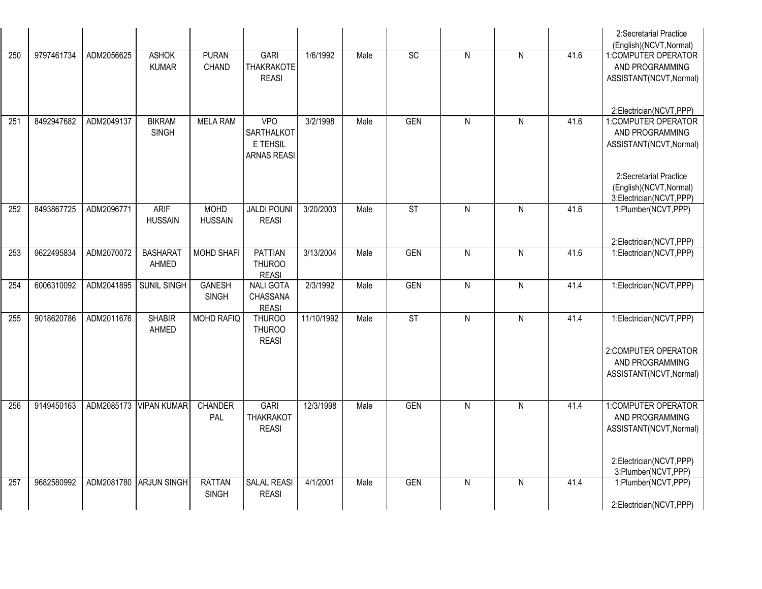| | | | | | | | | | | | | |
|---|---|---|---|---|---|---|---|---|---|---|---|---|
| | | | | | | | | | | | | 2:Secretarial Practice (English)(NCVT,Normal) |
| 250 | 9797461734 | ADM2056625 | ASHOK KUMAR | PURAN CHAND | GARI THAKRAKOTE REASI | 1/6/1992 | Male | SC | N | N | 41.6 | 1:COMPUTER OPERATOR AND PROGRAMMING ASSISTANT(NCVT,Normal) 2:Electrician(NCVT,PPP) |
| 251 | 8492947682 | ADM2049137 | BIKRAM SINGH | MELA RAM | VPO SARTHALKOT E TEHSIL ARNAS REASI | 3/2/1998 | Male | GEN | N | N | 41.6 | 1:COMPUTER OPERATOR AND PROGRAMMING ASSISTANT(NCVT,Normal) 2:Secretarial Practice (English)(NCVT,Normal) 3:Electrician(NCVT,PPP) |
| 252 | 8493867725 | ADM2096771 | ARIF HUSSAIN | MOHD HUSSAIN | JALDI POUNI REASI | 3/20/2003 | Male | ST | N | N | 41.6 | 1:Plumber(NCVT,PPP) 2:Electrician(NCVT,PPP) |
| 253 | 9622495834 | ADM2070072 | BASHARAT AHMED | MOHD SHAFI | PATTIAN THUROO REASI | 3/13/2004 | Male | GEN | N | N | 41.6 | 1:Electrician(NCVT,PPP) |
| 254 | 6006310092 | ADM2041895 | SUNIL SINGH | GANESH SINGH | NALI GOTA CHASSANA REASI | 2/3/1992 | Male | GEN | N | N | 41.4 | 1:Electrician(NCVT,PPP) |
| 255 | 9018620786 | ADM2011676 | SHABIR AHMED | MOHD RAFIQ | THUROO THUROO REASI | 11/10/1992 | Male | ST | N | N | 41.4 | 1:Electrician(NCVT,PPP) 2:COMPUTER OPERATOR AND PROGRAMMING ASSISTANT(NCVT,Normal) |
| 256 | 9149450163 | ADM2085173 | VIPAN KUMAR | CHANDER PAL | GARI THAKRAKOT REASI | 12/3/1998 | Male | GEN | N | N | 41.4 | 1:COMPUTER OPERATOR AND PROGRAMMING ASSISTANT(NCVT,Normal) 2:Electrician(NCVT,PPP) 3:Plumber(NCVT,PPP) |
| 257 | 9682580992 | ADM2081780 | ARJUN SINGH | RATTAN SINGH | SALAL REASI REASI | 4/1/2001 | Male | GEN | N | N | 41.4 | 1:Plumber(NCVT,PPP) 2:Electrician(NCVT,PPP) |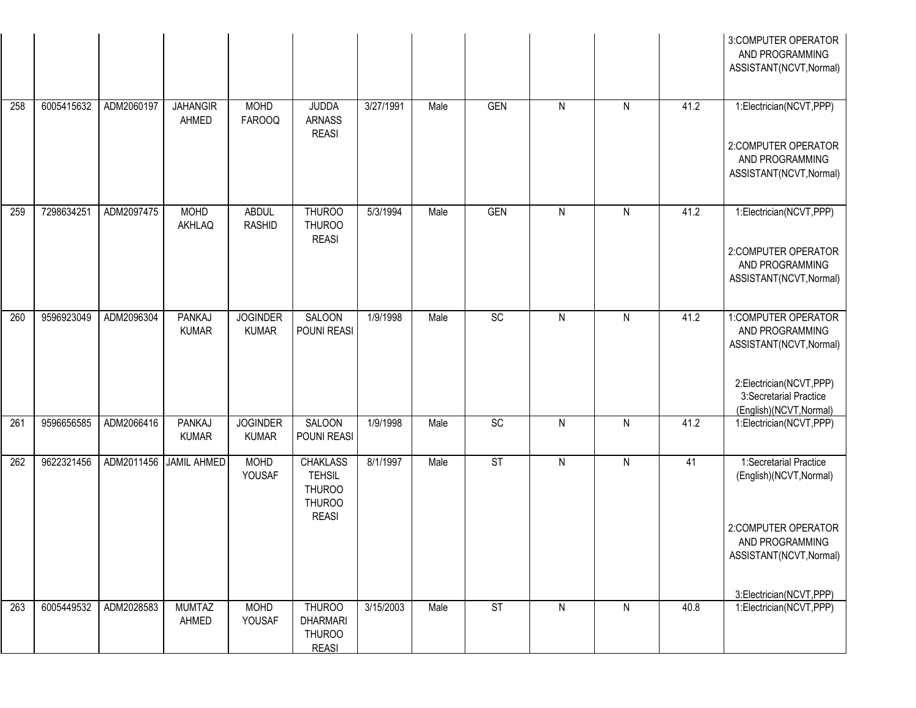| | | | | | | | | | | | | |
|---|---|---|---|---|---|---|---|---|---|---|---|---|
| | | | | | | | | | | | | 3:COMPUTER OPERATOR AND PROGRAMMING ASSISTANT(NCVT,Normal) |
| 258 | 6005415632 | ADM2060197 | JAHANGIR AHMED | MOHD FAROOQ | JUDDA ARNASS REASI | 3/27/1991 | Male | GEN | N | N | 41.2 | 1:Electrician(NCVT,PPP) 2:COMPUTER OPERATOR AND PROGRAMMING ASSISTANT(NCVT,Normal) |
| 259 | 7298634251 | ADM2097475 | MOHD AKHLAQ | ABDUL RASHID | THUROO THUROO REASI | 5/3/1994 | Male | GEN | N | N | 41.2 | 1:Electrician(NCVT,PPP) 2:COMPUTER OPERATOR AND PROGRAMMING ASSISTANT(NCVT,Normal) |
| 260 | 9596923049 | ADM2096304 | PANKAJ KUMAR | JOGINDER KUMAR | SALOON POUNI REASI | 1/9/1998 | Male | SC | N | N | 41.2 | 1:COMPUTER OPERATOR AND PROGRAMMING ASSISTANT(NCVT,Normal) 2:Electrician(NCVT,PPP) 3:Secretarial Practice (English)(NCVT,Normal) |
| 261 | 9596656585 | ADM2066416 | PANKAJ KUMAR | JOGINDER KUMAR | SALOON POUNI REASI | 1/9/1998 | Male | SC | N | N | 41.2 | 1:Electrician(NCVT,PPP) |
| 262 | 9622321456 | ADM2011456 | JAMIL AHMED | MOHD YOUSAF | CHAKLASS TEHSIL THUROO THUROO REASI | 8/1/1997 | Male | ST | N | N | 41 | 1:Secretarial Practice (English)(NCVT,Normal) 2:COMPUTER OPERATOR AND PROGRAMMING ASSISTANT(NCVT,Normal) 3:Electrician(NCVT,PPP) |
| 263 | 6005449532 | ADM2028583 | MUMTAZ AHMED | MOHD YOUSAF | THUROO DHARMARI THUROO REASI | 3/15/2003 | Male | ST | N | N | 40.8 | 1:Electrician(NCVT,PPP) |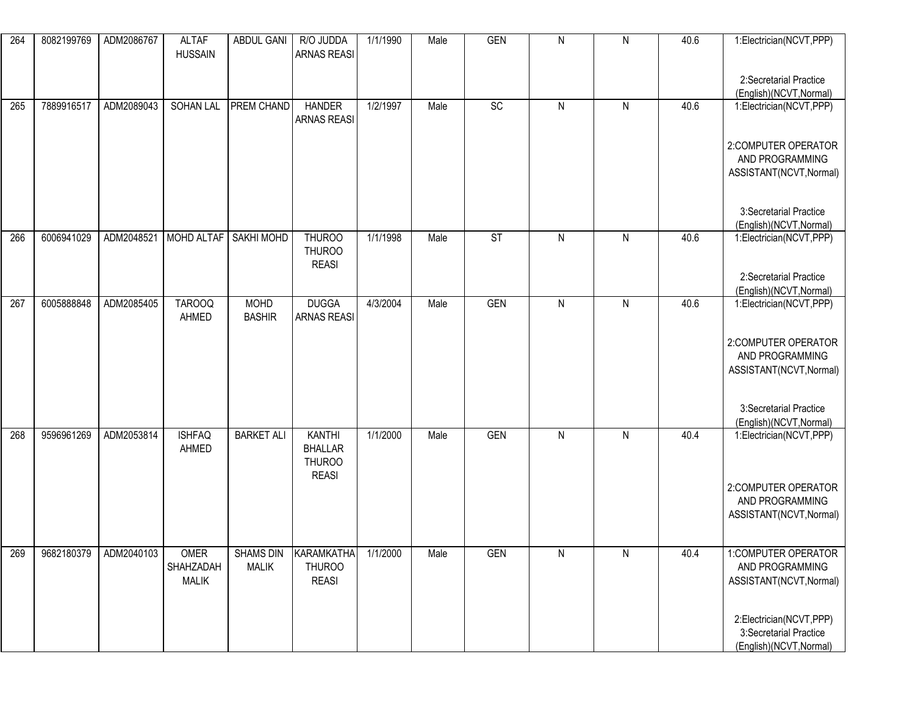| 264 | 8082199769 | ADM2086767 | ALTAF HUSSAIN | ABDUL GANI | R/O JUDDA ARNAS REASI | 1/1/1990 | Male | GEN | N | N | 40.6 | 1:Electrician(NCVT,PPP)<br><br>2:Secretarial Practice (English)(NCVT,Normal) |
|---|---|---|---|---|---|---|---|---|---|---|---|---|
| 265 | 7889916517 | ADM2089043 | SOHAN LAL | PREM CHAND | HANDER ARNAS REASI | 1/2/1997 | Male | SC | N | N | 40.6 | 1:Electrician(NCVT,PPP)<br><br>2:COMPUTER OPERATOR AND PROGRAMMING ASSISTANT(NCVT,Normal)<br><br>3:Secretarial Practice (English)(NCVT,Normal) |
| 266 | 6006941029 | ADM2048521 | MOHD ALTAF | SAKHI MOHD | THUROO THUROO REASI | 1/1/1998 | Male | ST | N | N | 40.6 | 1:Electrician(NCVT,PPP)<br><br>2:Secretarial Practice (English)(NCVT,Normal) |
| 267 | 6005888848 | ADM2085405 | TAROOQ AHMED | MOHD BASHIR | DUGGA ARNAS REASI | 4/3/2004 | Male | GEN | N | N | 40.6 | 1:Electrician(NCVT,PPP)<br><br>2:COMPUTER OPERATOR AND PROGRAMMING ASSISTANT(NCVT,Normal)<br><br>3:Secretarial Practice (English)(NCVT,Normal) |
| 268 | 9596961269 | ADM2053814 | ISHFAQ AHMED | BARKET ALI | KANTHI BHALLAR THUROO REASI | 1/1/2000 | Male | GEN | N | N | 40.4 | 1:Electrician(NCVT,PPP)<br><br>2:COMPUTER OPERATOR AND PROGRAMMING ASSISTANT(NCVT,Normal) |
| 269 | 9682180379 | ADM2040103 | OMER SHAHZADAH MALIK | SHAMS DIN MALIK | KARAMKATHA THUROO REASI | 1/1/2000 | Male | GEN | N | N | 40.4 | 1:COMPUTER OPERATOR AND PROGRAMMING ASSISTANT(NCVT,Normal)<br><br>2:Electrician(NCVT,PPP)<br>3:Secretarial Practice (English)(NCVT,Normal) |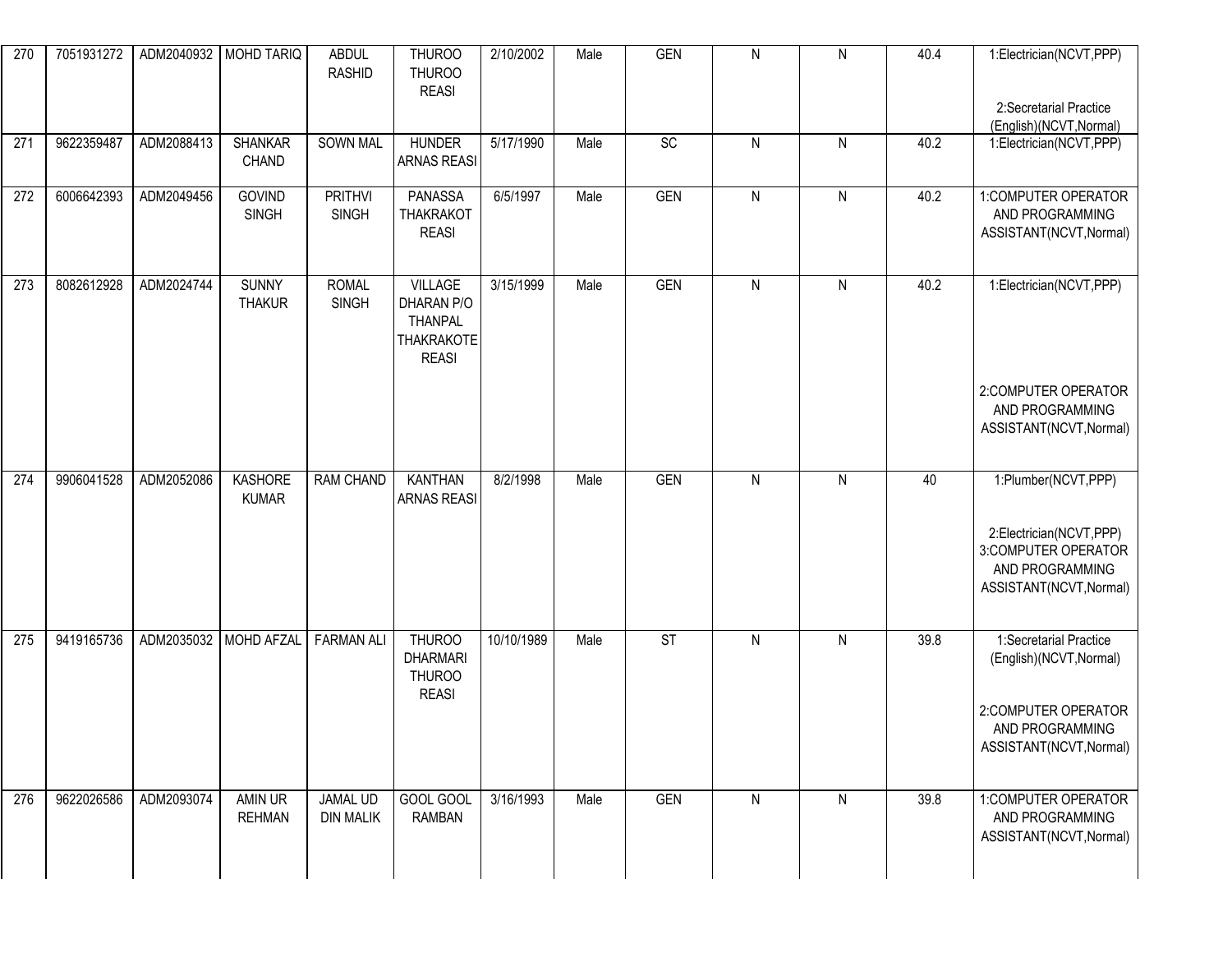| | | | | | | | | | | | | |
|---|---|---|---|---|---|---|---|---|---|---|---|---|
| 270 | 7051931272 | ADM2040932 | MOHD TARIQ | ABDUL RASHID | THUROO THUROO REASI | 2/10/2002 | Male | GEN | N | N | 40.4 | 1:Electrician(NCVT,PPP) 2:Secretarial Practice (English)(NCVT,Normal) |
| 271 | 9622359487 | ADM2088413 | SHANKAR CHAND | SOWN MAL | HUNDER ARNAS REASI | 5/17/1990 | Male | SC | N | N | 40.2 | 1:Electrician(NCVT,PPP) |
| 272 | 6006642393 | ADM2049456 | GOVIND SINGH | PRITHVI SINGH | PANASSA THAKRAKOT REASI | 6/5/1997 | Male | GEN | N | N | 40.2 | 1:COMPUTER OPERATOR AND PROGRAMMING ASSISTANT(NCVT,Normal) |
| 273 | 8082612928 | ADM2024744 | SUNNY THAKUR | ROMAL SINGH | VILLAGE DHARAN P/O THANPAL THAKRAKOTE REASI | 3/15/1999 | Male | GEN | N | N | 40.2 | 1:Electrician(NCVT,PPP) 2:COMPUTER OPERATOR AND PROGRAMMING ASSISTANT(NCVT,Normal) |
| 274 | 9906041528 | ADM2052086 | KASHORE KUMAR | RAM CHAND | KANTHAN ARNAS REASI | 8/2/1998 | Male | GEN | N | N | 40 | 1:Plumber(NCVT,PPP) 2:Electrician(NCVT,PPP) 3:COMPUTER OPERATOR AND PROGRAMMING ASSISTANT(NCVT,Normal) |
| 275 | 9419165736 | ADM2035032 | MOHD AFZAL | FARMAN ALI | THUROO DHARMARI THUROO REASI | 10/10/1989 | Male | ST | N | N | 39.8 | 1:Secretarial Practice (English)(NCVT,Normal) 2:COMPUTER OPERATOR AND PROGRAMMING ASSISTANT(NCVT,Normal) |
| 276 | 9622026586 | ADM2093074 | AMIN UR REHMAN | JAMAL UD DIN MALIK | GOOL GOOL RAMBAN | 3/16/1993 | Male | GEN | N | N | 39.8 | 1:COMPUTER OPERATOR AND PROGRAMMING ASSISTANT(NCVT,Normal) |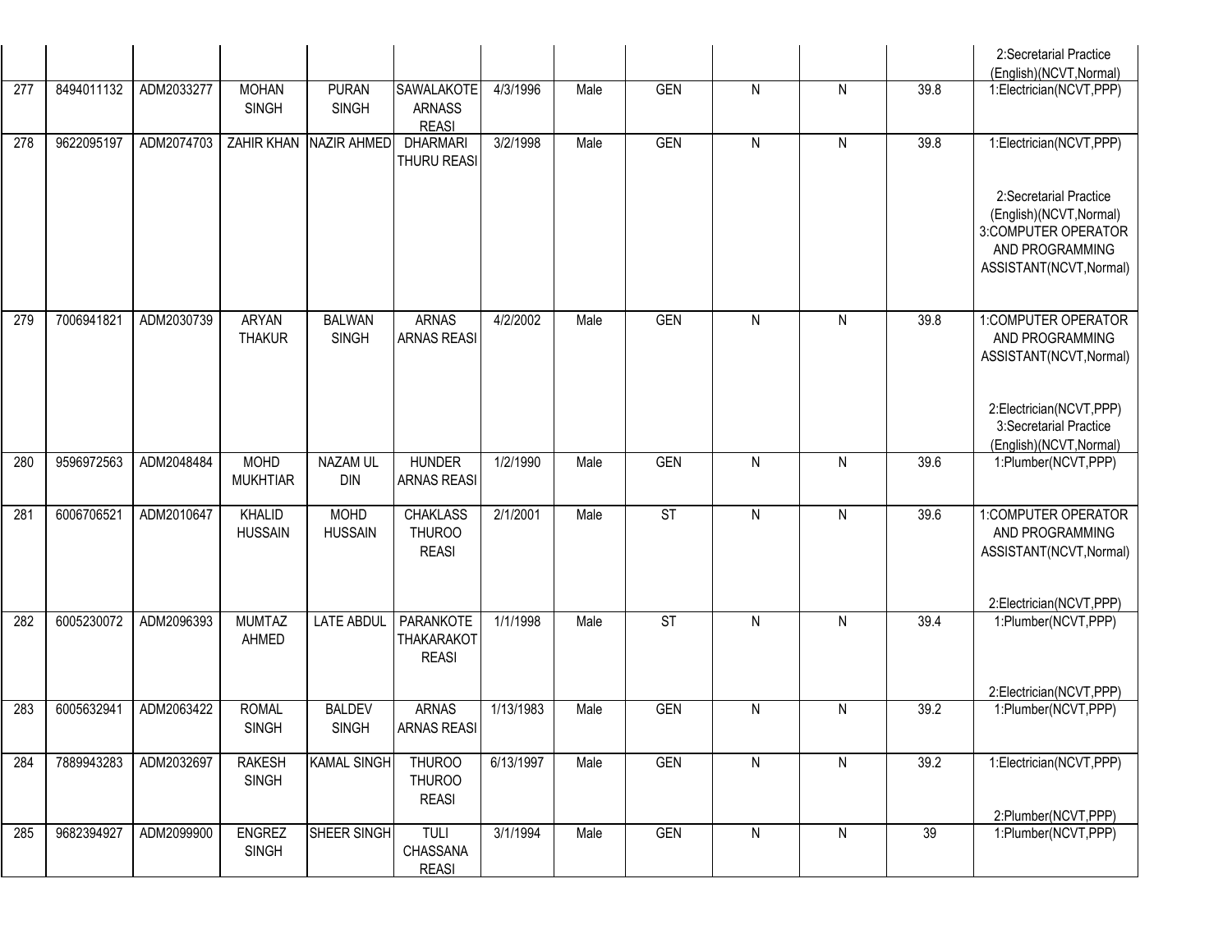| | | | | | | | | | | | | |
|---|---|---|---|---|---|---|---|---|---|---|---|---|
| | | | | | | | | | | | | 2:Secretarial Practice (English)(NCVT,Normal) |
| 277 | 8494011132 | ADM2033277 | MOHAN SINGH | PURAN SINGH | SAWALAKOTE ARNASS REASI | 4/3/1996 | Male | GEN | N | N | 39.8 | 1:Electrician(NCVT,PPP) |
| 278 | 9622095197 | ADM2074703 | ZAHIR KHAN | NAZIR AHMED | DHARMARI THURU REASI | 3/2/1998 | Male | GEN | N | N | 39.8 | 1:Electrician(NCVT,PPP) 2:Secretarial Practice (English)(NCVT,Normal) 3:COMPUTER OPERATOR AND PROGRAMMING ASSISTANT(NCVT,Normal) |
| 279 | 7006941821 | ADM2030739 | ARYAN THAKUR | BALWAN SINGH | ARNAS ARNAS REASI | 4/2/2002 | Male | GEN | N | N | 39.8 | 1:COMPUTER OPERATOR AND PROGRAMMING ASSISTANT(NCVT,Normal) 2:Electrician(NCVT,PPP) 3:Secretarial Practice (English)(NCVT,Normal) |
| 280 | 9596972563 | ADM2048484 | MOHD MUKHTIAR | NAZAM UL DIN | HUNDER ARNAS REASI | 1/2/1990 | Male | GEN | N | N | 39.6 | 1:Plumber(NCVT,PPP) |
| 281 | 6006706521 | ADM2010647 | KHALID HUSSAIN | MOHD HUSSAIN | CHAKLASS THUROO REASI | 2/1/2001 | Male | ST | N | N | 39.6 | 1:COMPUTER OPERATOR AND PROGRAMMING ASSISTANT(NCVT,Normal) 2:Electrician(NCVT,PPP) |
| 282 | 6005230072 | ADM2096393 | MUMTAZ AHMED | LATE ABDUL | PARANKOTE THAKARAKOT REASI | 1/1/1998 | Male | ST | N | N | 39.4 | 1:Plumber(NCVT,PPP) 2:Electrician(NCVT,PPP) |
| 283 | 6005632941 | ADM2063422 | ROMAL SINGH | BALDEV SINGH | ARNAS ARNAS REASI | 1/13/1983 | Male | GEN | N | N | 39.2 | 1:Plumber(NCVT,PPP) |
| 284 | 7889943283 | ADM2032697 | RAKESH SINGH | KAMAL SINGH | THUROO THUROO REASI | 6/13/1997 | Male | GEN | N | N | 39.2 | 1:Electrician(NCVT,PPP) 2:Plumber(NCVT,PPP) |
| 285 | 9682394927 | ADM2099900 | ENGREZ SINGH | SHEER SINGH | TULI CHASSANA REASI | 3/1/1994 | Male | GEN | N | N | 39 | 1:Plumber(NCVT,PPP) |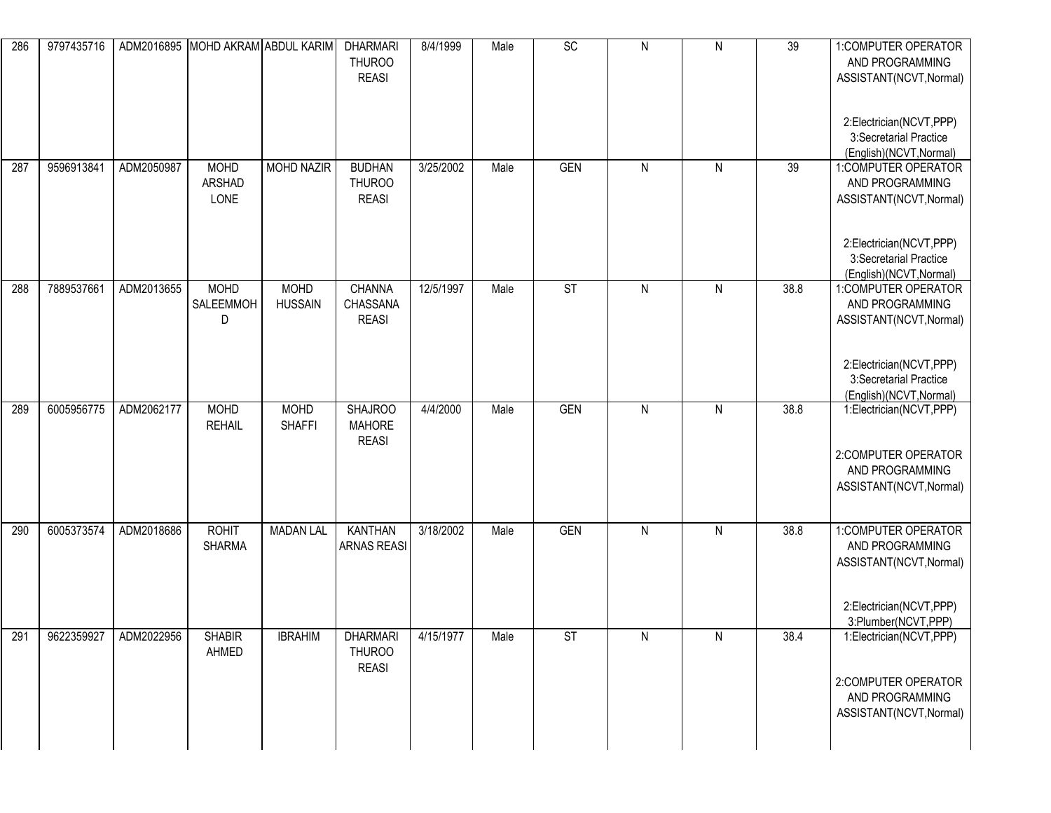| 286 | 9797435716 | ADM2016895 | MOHD AKRAM | ABDUL KARIM | DHARMARI THUROO REASI | 8/4/1999 | Male | SC | N | N | 39 | 1:COMPUTER OPERATOR AND PROGRAMMING ASSISTANT(NCVT,Normal) 2:Electrician(NCVT,PPP) 3:Secretarial Practice (English)(NCVT,Normal) |
|---|---|---|---|---|---|---|---|---|---|---|---|---|
| 287 | 9596913841 | ADM2050987 | MOHD ARSHAD LONE | MOHD NAZIR | BUDHAN THUROO REASI | 3/25/2002 | Male | GEN | N | N | 39 | 1:COMPUTER OPERATOR AND PROGRAMMING ASSISTANT(NCVT,Normal) 2:Electrician(NCVT,PPP) 3:Secretarial Practice (English)(NCVT,Normal) |
| 288 | 7889537661 | ADM2013655 | MOHD SALEEMMOH D | MOHD HUSSAIN | CHANNA CHASSANA REASI | 12/5/1997 | Male | ST | N | N | 38.8 | 1:COMPUTER OPERATOR AND PROGRAMMING ASSISTANT(NCVT,Normal) 2:Electrician(NCVT,PPP) 3:Secretarial Practice (English)(NCVT,Normal) |
| 289 | 6005956775 | ADM2062177 | MOHD REHAIL | MOHD SHAFFI | SHAJROO MAHORE REASI | 4/4/2000 | Male | GEN | N | N | 38.8 | 1:Electrician(NCVT,PPP) 2:COMPUTER OPERATOR AND PROGRAMMING ASSISTANT(NCVT,Normal) |
| 290 | 6005373574 | ADM2018686 | ROHIT SHARMA | MADAN LAL | KANTHAN ARNAS REASI | 3/18/2002 | Male | GEN | N | N | 38.8 | 1:COMPUTER OPERATOR AND PROGRAMMING ASSISTANT(NCVT,Normal) 2:Electrician(NCVT,PPP) 3:Plumber(NCVT,PPP) |
| 291 | 9622359927 | ADM2022956 | SHABIR AHMED | IBRAHIM | DHARMARI THUROO REASI | 4/15/1977 | Male | ST | N | N | 38.4 | 1:Electrician(NCVT,PPP) 2:COMPUTER OPERATOR AND PROGRAMMING ASSISTANT(NCVT,Normal) |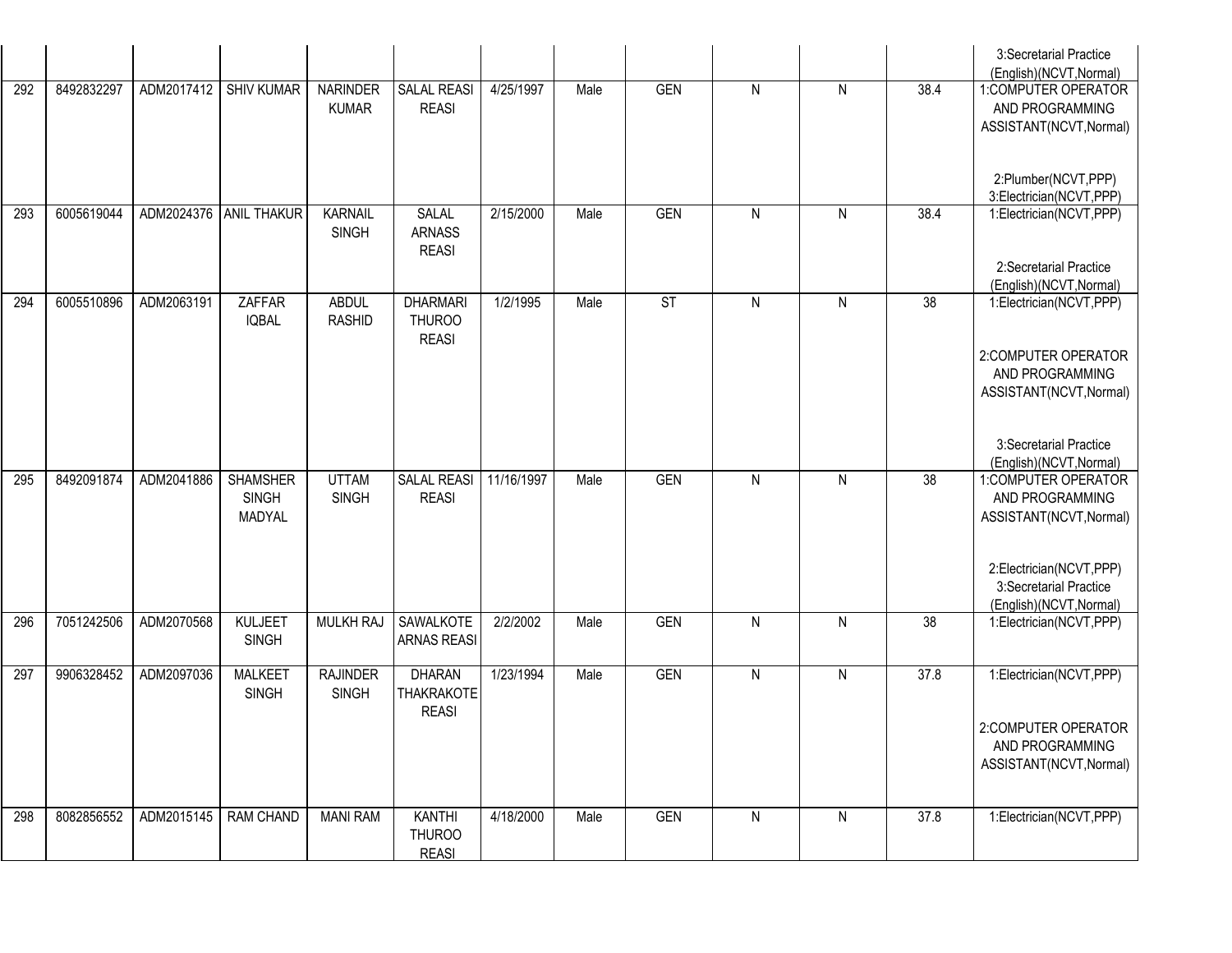| | | | | | | | | | | | | |
|---|---|---|---|---|---|---|---|---|---|---|---|---|
| | | | | | | | | | | | | 3:Secretarial Practice (English)(NCVT,Normal) |
| 292 | 8492832297 | ADM2017412 | SHIV KUMAR | NARINDER KUMAR | SALAL REASI REASI | 4/25/1997 | Male | GEN | N | N | 38.4 | 1:COMPUTER OPERATOR AND PROGRAMMING ASSISTANT(NCVT,Normal) 2:Plumber(NCVT,PPP) 3:Electrician(NCVT,PPP) |
| 293 | 6005619044 | ADM2024376 | ANIL THAKUR | KARNAIL SINGH | SALAL ARNASS REASI | 2/15/2000 | Male | GEN | N | N | 38.4 | 1:Electrician(NCVT,PPP) 2:Secretarial Practice (English)(NCVT,Normal) |
| 294 | 6005510896 | ADM2063191 | ZAFFAR IQBAL | ABDUL RASHID | DHARMARI THUROO REASI | 1/2/1995 | Male | ST | N | N | 38 | 1:Electrician(NCVT,PPP) 2:COMPUTER OPERATOR AND PROGRAMMING ASSISTANT(NCVT,Normal) 3:Secretarial Practice (English)(NCVT,Normal) |
| 295 | 8492091874 | ADM2041886 | SHAMSHER SINGH MADYAL | UTTAM SINGH | SALAL REASI REASI | 11/16/1997 | Male | GEN | N | N | 38 | 1:COMPUTER OPERATOR AND PROGRAMMING ASSISTANT(NCVT,Normal) 2:Electrician(NCVT,PPP) 3:Secretarial Practice (English)(NCVT,Normal) |
| 296 | 7051242506 | ADM2070568 | KULJEET SINGH | MULKH RAJ | SAWALKOTE ARNAS REASI | 2/2/2002 | Male | GEN | N | N | 38 | 1:Electrician(NCVT,PPP) |
| 297 | 9906328452 | ADM2097036 | MALKEET SINGH | RAJINDER SINGH | DHARAN THAKRAKOTE REASI | 1/23/1994 | Male | GEN | N | N | 37.8 | 1:Electrician(NCVT,PPP) 2:COMPUTER OPERATOR AND PROGRAMMING ASSISTANT(NCVT,Normal) |
| 298 | 8082856552 | ADM2015145 | RAM CHAND | MANI RAM | KANTHI THUROO REASI | 4/18/2000 | Male | GEN | N | N | 37.8 | 1:Electrician(NCVT,PPP) |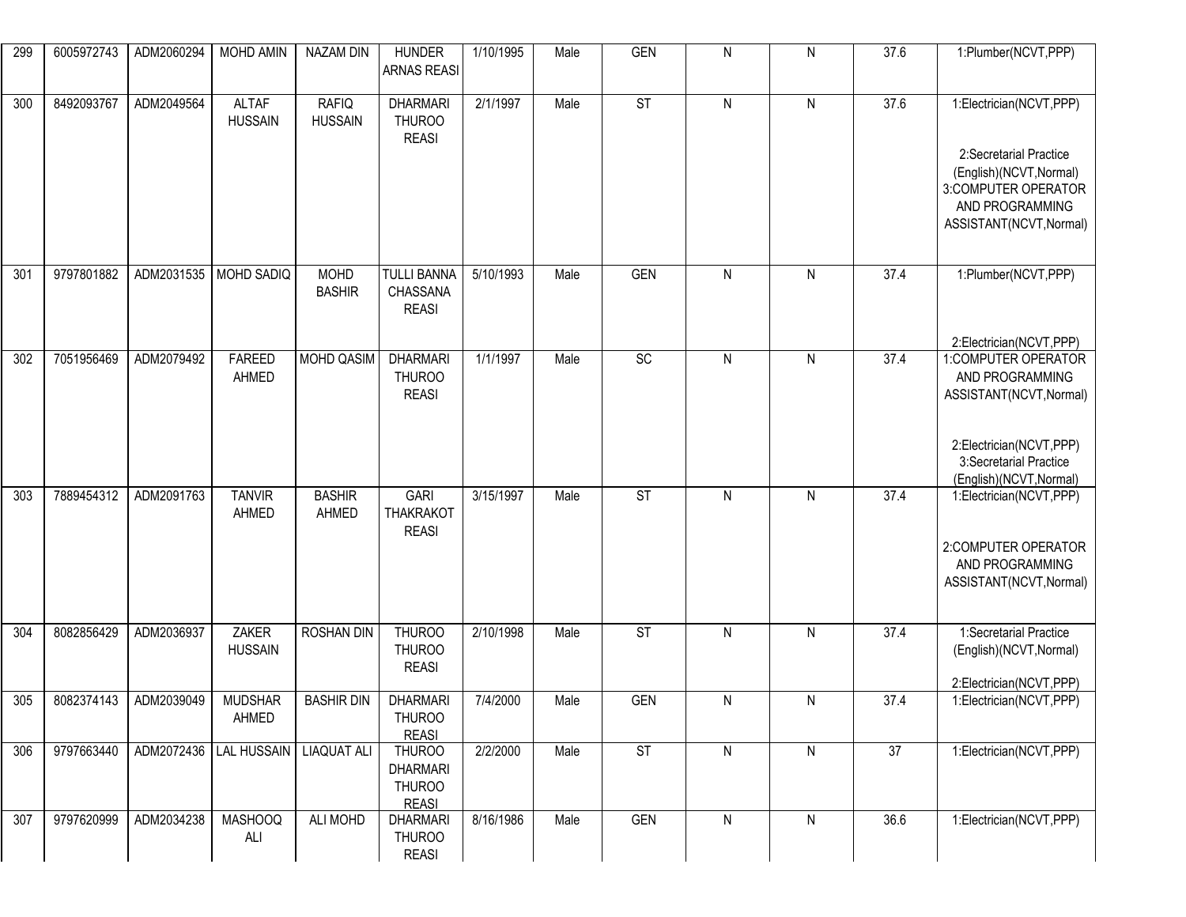| 299 | 6005972743 | ADM2060294 | MOHD AMIN | NAZAM DIN | HUNDER ARNAS REASI | 1/10/1995 | Male | GEN | N | N | 37.6 | 1:Plumber(NCVT,PPP) |
|---|---|---|---|---|---|---|---|---|---|---|---|---|
| 300 | 8492093767 | ADM2049564 | ALTAF HUSSAIN | RAFIQ HUSSAIN | DHARMARI THUROO REASI | 2/1/1997 | Male | ST | N | N | 37.6 | 1:Electrician(NCVT,PPP) 2:Secretarial Practice (English)(NCVT,Normal) 3:COMPUTER OPERATOR AND PROGRAMMING ASSISTANT(NCVT,Normal) |
| 301 | 9797801882 | ADM2031535 | MOHD SADIQ | MOHD BASHIR | TULLI BANNA CHASSANA REASI | 5/10/1993 | Male | GEN | N | N | 37.4 | 1:Plumber(NCVT,PPP) 2:Electrician(NCVT,PPP) |
| 302 | 7051956469 | ADM2079492 | FAREED AHMED | MOHD QASIM | DHARMARI THUROO REASI | 1/1/1997 | Male | SC | N | N | 37.4 | 1:COMPUTER OPERATOR AND PROGRAMMING ASSISTANT(NCVT,Normal) 2:Electrician(NCVT,PPP) 3:Secretarial Practice (English)(NCVT,Normal) |
| 303 | 7889454312 | ADM2091763 | TANVIR AHMED | BASHIR AHMED | GARI THAKRAKOT REASI | 3/15/1997 | Male | ST | N | N | 37.4 | 1:Electrician(NCVT,PPP) 2:COMPUTER OPERATOR AND PROGRAMMING ASSISTANT(NCVT,Normal) |
| 304 | 8082856429 | ADM2036937 | ZAKER HUSSAIN | ROSHAN DIN | THUROO THUROO REASI | 2/10/1998 | Male | ST | N | N | 37.4 | 1:Secretarial Practice (English)(NCVT,Normal) 2:Electrician(NCVT,PPP) |
| 305 | 8082374143 | ADM2039049 | MUDSHAR AHMED | BASHIR DIN | DHARMARI THUROO REASI | 7/4/2000 | Male | GEN | N | N | 37.4 | 1:Electrician(NCVT,PPP) |
| 306 | 9797663440 | ADM2072436 | LAL HUSSAIN | LIAQUAT ALI | THUROO DHARMARI THUROO REASI | 2/2/2000 | Male | ST | N | N | 37 | 1:Electrician(NCVT,PPP) |
| 307 | 9797620999 | ADM2034238 | MASHOOQ ALI | ALI MOHD | DHARMARI THUROO REASI | 8/16/1986 | Male | GEN | N | N | 36.6 | 1:Electrician(NCVT,PPP) |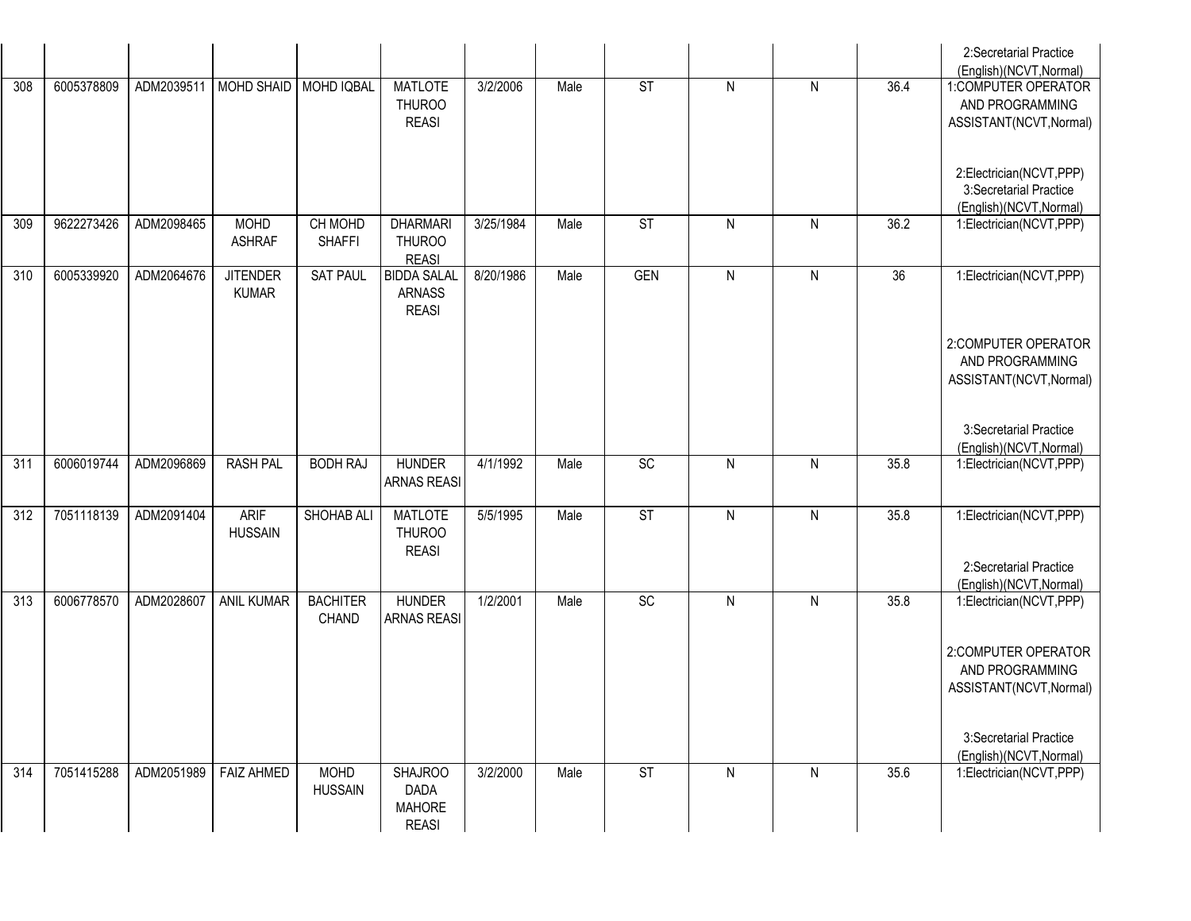| | | | | | | | | | | | | 2:Secretarial Practice (English)(NCVT,Normal) |
|---|---|---|---|---|---|---|---|---|---|---|---|---|
| 308 | 6005378809 | ADM2039511 | MOHD SHAID | MOHD IQBAL | MATLOTE THUROO REASI | 3/2/2006 | Male | ST | N | N | 36.4 | 1:COMPUTER OPERATOR AND PROGRAMMING ASSISTANT(NCVT,Normal) 2:Electrician(NCVT,PPP) 3:Secretarial Practice (English)(NCVT,Normal) |
| 309 | 9622273426 | ADM2098465 | MOHD ASHRAF | CH MOHD SHAFFI | DHARMARI THUROO REASI | 3/25/1984 | Male | ST | N | N | 36.2 | 1:Electrician(NCVT,PPP) |
| 310 | 6005339920 | ADM2064676 | JITENDER KUMAR | SAT PAUL | BIDDA SALAL ARNASS REASI | 8/20/1986 | Male | GEN | N | N | 36 | 1:Electrician(NCVT,PPP) 2:COMPUTER OPERATOR AND PROGRAMMING ASSISTANT(NCVT,Normal) 3:Secretarial Practice (English)(NCVT,Normal) |
| 311 | 6006019744 | ADM2096869 | RASH PAL | BODH RAJ | HUNDER ARNAS REASI | 4/1/1992 | Male | SC | N | N | 35.8 | 1:Electrician(NCVT,PPP) |
| 312 | 7051118139 | ADM2091404 | ARIF HUSSAIN | SHOHAB ALI | MATLOTE THUROO REASI | 5/5/1995 | Male | ST | N | N | 35.8 | 1:Electrician(NCVT,PPP) 2:Secretarial Practice (English)(NCVT,Normal) |
| 313 | 6006778570 | ADM2028607 | ANIL KUMAR | BACHITER CHAND | HUNDER ARNAS REASI | 1/2/2001 | Male | SC | N | N | 35.8 | 1:Electrician(NCVT,PPP) 2:COMPUTER OPERATOR AND PROGRAMMING ASSISTANT(NCVT,Normal) 3:Secretarial Practice (English)(NCVT,Normal) |
| 314 | 7051415288 | ADM2051989 | FAIZ AHMED | MOHD HUSSAIN | SHAJROO DADA MAHORE REASI | 3/2/2000 | Male | ST | N | N | 35.6 | 1:Electrician(NCVT,PPP) |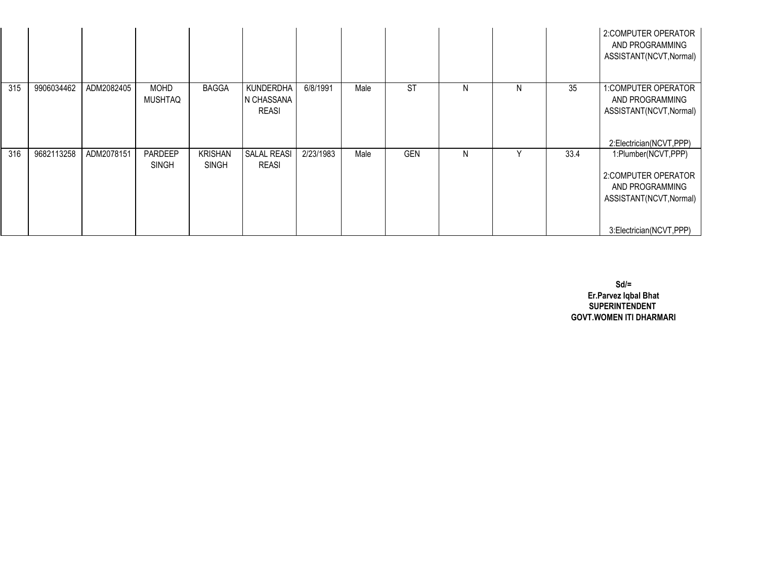| | | | | | | | | | | | | |
|---|---|---|---|---|---|---|---|---|---|---|---|---|
| | | | | | | | | | | | | 2:COMPUTER OPERATOR AND PROGRAMMING ASSISTANT(NCVT,Normal) |
| 315 | 9906034462 | ADM2082405 | MOHD MUSHTAQ | BAGGA | KUNDERDHAN CHASSANA REASI | 6/8/1991 | Male | ST | N | N | 35 | 1:COMPUTER OPERATOR AND PROGRAMMING ASSISTANT(NCVT,Normal)<br><br>2:Electrician(NCVT,PPP) |
| 316 | 9682113258 | ADM2078151 | PARDEEP SINGH | KRISHAN SINGH | SALAL REASI REASI | 2/23/1983 | Male | GEN | N | Y | 33.4 | 1:Plumber(NCVT,PPP)<br><br>2:COMPUTER OPERATOR AND PROGRAMMING ASSISTANT(NCVT,Normal)<br><br>3:Electrician(NCVT,PPP) |

**Sd/=**
**Er.Parvez Iqbal Bhat**
**SUPERINTENDENT**
**GOVT.WOMEN ITI DHARMARI**